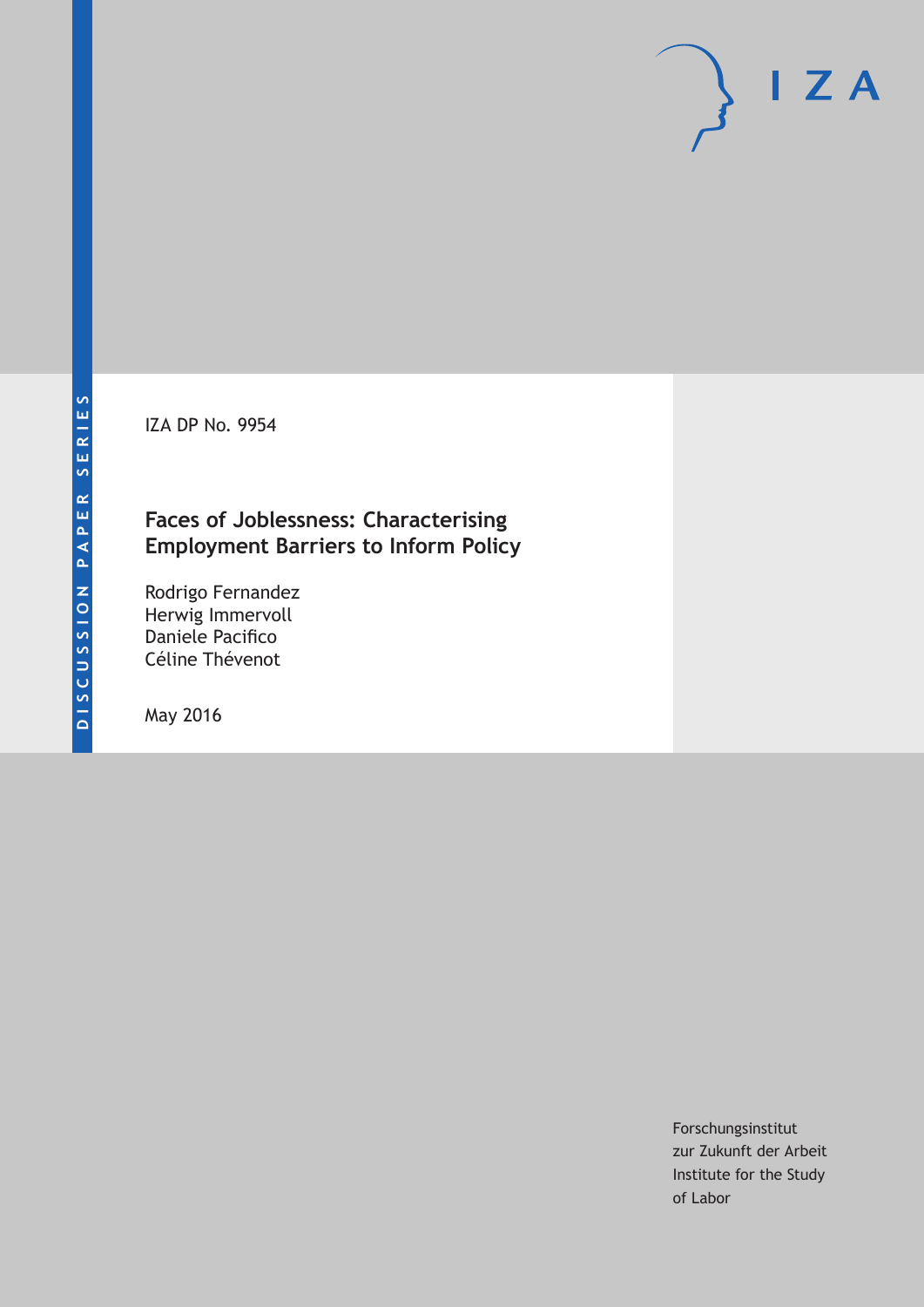DISCUSSION PAPER SERIES

IZA DP No. 9954

# Faces of Joblessness: Characterising Employment Barriers to Inform Policy

Rodrigo Fernandez
Herwig Immervoll
Daniele Pacifico
Céline Thévenot

May 2016

Forschungsinstitut
zur Zukunft der Arbeit
Institute for the Study
of Labor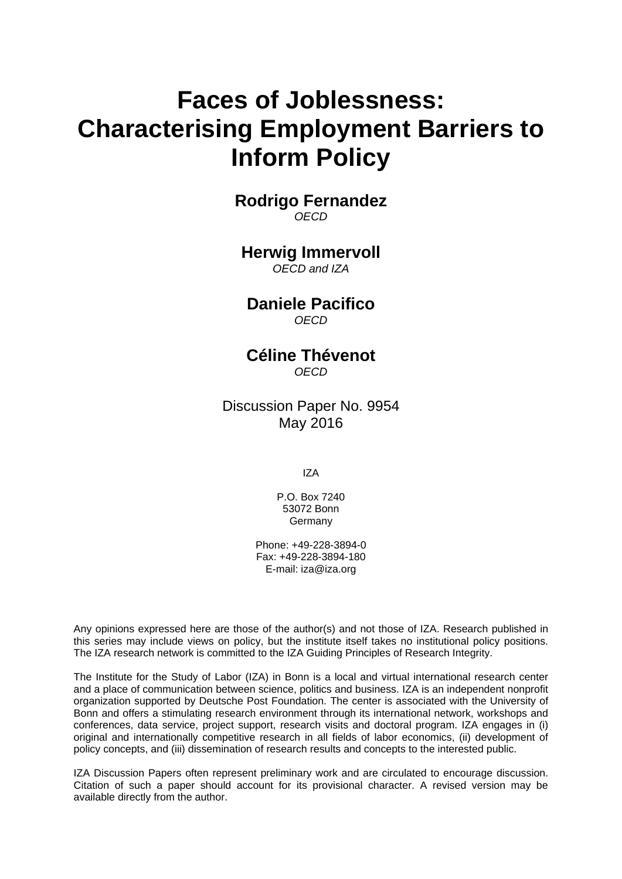# Faces of Joblessness: Characterising Employment Barriers to Inform Policy

**Rodrigo Fernandez**
*OECD*

**Herwig Immervoll**
*OECD and IZA*

**Daniele Pacifico**
*OECD*

**Céline Thévenot**
*OECD*

Discussion Paper No. 9954
May 2016

IZA

P.O. Box 7240
53072 Bonn
Germany

Phone: +49-228-3894-0
Fax: +49-228-3894-180
E-mail: iza@iza.org

Any opinions expressed here are those of the author(s) and not those of IZA. Research published in this series may include views on policy, but the institute itself takes no institutional policy positions. The IZA research network is committed to the IZA Guiding Principles of Research Integrity.

The Institute for the Study of Labor (IZA) in Bonn is a local and virtual international research center and a place of communication between science, politics and business. IZA is an independent nonprofit organization supported by Deutsche Post Foundation. The center is associated with the University of Bonn and offers a stimulating research environment through its international network, workshops and conferences, data service, project support, research visits and doctoral program. IZA engages in (i) original and internationally competitive research in all fields of labor economics, (ii) development of policy concepts, and (iii) dissemination of research results and concepts to the interested public.

IZA Discussion Papers often represent preliminary work and are circulated to encourage discussion. Citation of such a paper should account for its provisional character. A revised version may be available directly from the author.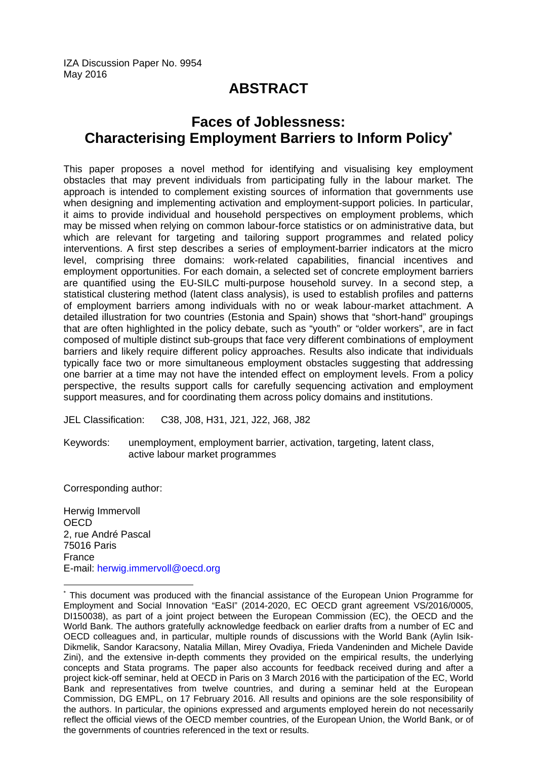IZA Discussion Paper No. 9954
May 2016

# ABSTRACT

## Faces of Joblessness: Characterising Employment Barriers to Inform Policy*

This paper proposes a novel method for identifying and visualising key employment obstacles that may prevent individuals from participating fully in the labour market. The approach is intended to complement existing sources of information that governments use when designing and implementing activation and employment-support policies. In particular, it aims to provide individual and household perspectives on employment problems, which may be missed when relying on common labour-force statistics or on administrative data, but which are relevant for targeting and tailoring support programmes and related policy interventions. A first step describes a series of employment-barrier indicators at the micro level, comprising three domains: work-related capabilities, financial incentives and employment opportunities. For each domain, a selected set of concrete employment barriers are quantified using the EU-SILC multi-purpose household survey. In a second step, a statistical clustering method (latent class analysis), is used to establish profiles and patterns of employment barriers among individuals with no or weak labour-market attachment. A detailed illustration for two countries (Estonia and Spain) shows that "short-hand" groupings that are often highlighted in the policy debate, such as "youth" or "older workers", are in fact composed of multiple distinct sub-groups that face very different combinations of employment barriers and likely require different policy approaches. Results also indicate that individuals typically face two or more simultaneous employment obstacles suggesting that addressing one barrier at a time may not have the intended effect on employment levels. From a policy perspective, the results support calls for carefully sequencing activation and employment support measures, and for coordinating them across policy domains and institutions.

JEL Classification: C38, J08, H31, J21, J22, J68, J82

Keywords: unemployment, employment barrier, activation, targeting, latent class, active labour market programmes

Corresponding author:

Herwig Immervoll
OECD
2, rue André Pascal
75016 Paris
France
E-mail: herwig.immervoll@oecd.org

---

* This document was produced with the financial assistance of the European Union Programme for Employment and Social Innovation "EaSI" (2014-2020, EC OECD grant agreement VS/2016/0005, DI150038), as part of a joint project between the European Commission (EC), the OECD and the World Bank. The authors gratefully acknowledge feedback on earlier drafts from a number of EC and OECD colleagues and, in particular, multiple rounds of discussions with the World Bank (Aylin Isik-Dikmelik, Sandor Karacsony, Natalia Millan, Mirey Ovadiya, Frieda Vandeninden and Michele Davide Zini), and the extensive in-depth comments they provided on the empirical results, the underlying concepts and Stata programs. The paper also accounts for feedback received during and after a project kick-off seminar, held at OECD in Paris on 3 March 2016 with the participation of the EC, World Bank and representatives from twelve countries, and during a seminar held at the European Commission, DG EMPL, on 17 February 2016. All results and opinions are the sole responsibility of the authors. In particular, the opinions expressed and arguments employed herein do not necessarily reflect the official views of the OECD member countries, of the European Union, the World Bank, or of the governments of countries referenced in the text or results.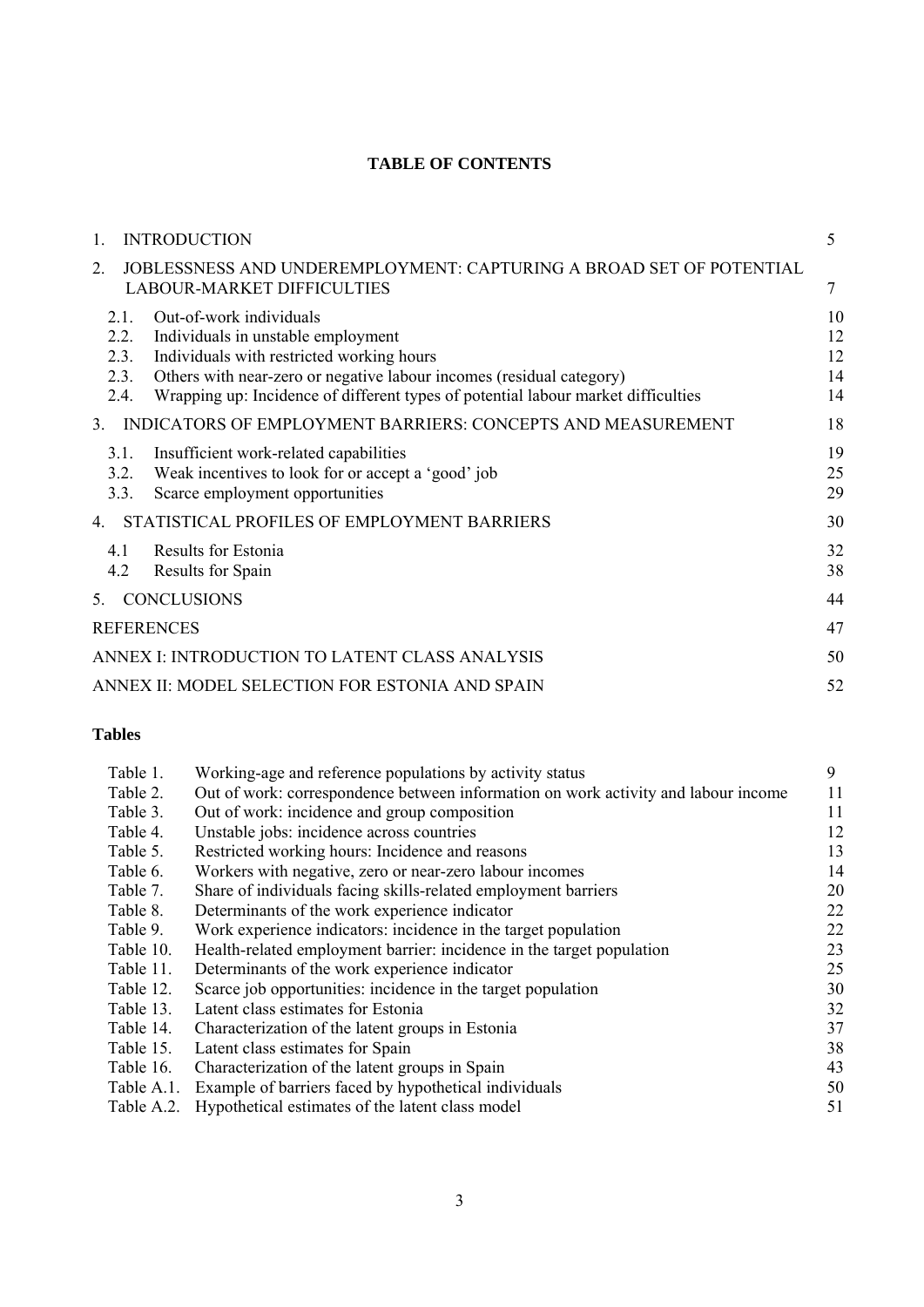**TABLE OF CONTENTS**

| | | |
|---|---|---|
| 1. | INTRODUCTION | 5 |
| 2. | JOBLESSNESS AND UNDEREMPLOYMENT: CAPTURING A BROAD SET OF POTENTIAL LABOUR-MARKET DIFFICULTIES | 7 |
| 2.1. | Out-of-work individuals | 10 |
| 2.2. | Individuals in unstable employment | 12 |
| 2.3. | Individuals with restricted working hours | 12 |
| 2.3. | Others with near-zero or negative labour incomes (residual category) | 14 |
| 2.4. | Wrapping up: Incidence of different types of potential labour market difficulties | 14 |
| 3. | INDICATORS OF EMPLOYMENT BARRIERS: CONCEPTS AND MEASUREMENT | 18 |
| 3.1. | Insufficient work-related capabilities | 19 |
| 3.2. | Weak incentives to look for or accept a 'good' job | 25 |
| 3.3. | Scarce employment opportunities | 29 |
| 4. | STATISTICAL PROFILES OF EMPLOYMENT BARRIERS | 30 |
| 4.1 | Results for Estonia | 32 |
| 4.2 | Results for Spain | 38 |
| 5. | CONCLUSIONS | 44 |
| | REFERENCES | 47 |
| | ANNEX I: INTRODUCTION TO LATENT CLASS ANALYSIS | 50 |
| | ANNEX II: MODEL SELECTION FOR ESTONIA AND SPAIN | 52 |

**Tables**

| | | |
|---|---|---|
| Table 1. | Working-age and reference populations by activity status | 9 |
| Table 2. | Out of work: correspondence between information on work activity and labour income | 11 |
| Table 3. | Out of work: incidence and group composition | 11 |
| Table 4. | Unstable jobs: incidence across countries | 12 |
| Table 5. | Restricted working hours: Incidence and reasons | 13 |
| Table 6. | Workers with negative, zero or near-zero labour incomes | 14 |
| Table 7. | Share of individuals facing skills-related employment barriers | 20 |
| Table 8. | Determinants of the work experience indicator | 22 |
| Table 9. | Work experience indicators: incidence in the target population | 22 |
| Table 10. | Health-related employment barrier: incidence in the target population | 23 |
| Table 11. | Determinants of the work experience indicator | 25 |
| Table 12. | Scarce job opportunities: incidence in the target population | 30 |
| Table 13. | Latent class estimates for Estonia | 32 |
| Table 14. | Characterization of the latent groups in Estonia | 37 |
| Table 15. | Latent class estimates for Spain | 38 |
| Table 16. | Characterization of the latent groups in Spain | 43 |
| Table A.1. | Example of barriers faced by hypothetical individuals | 50 |
| Table A.2. | Hypothetical estimates of the latent class model | 51 |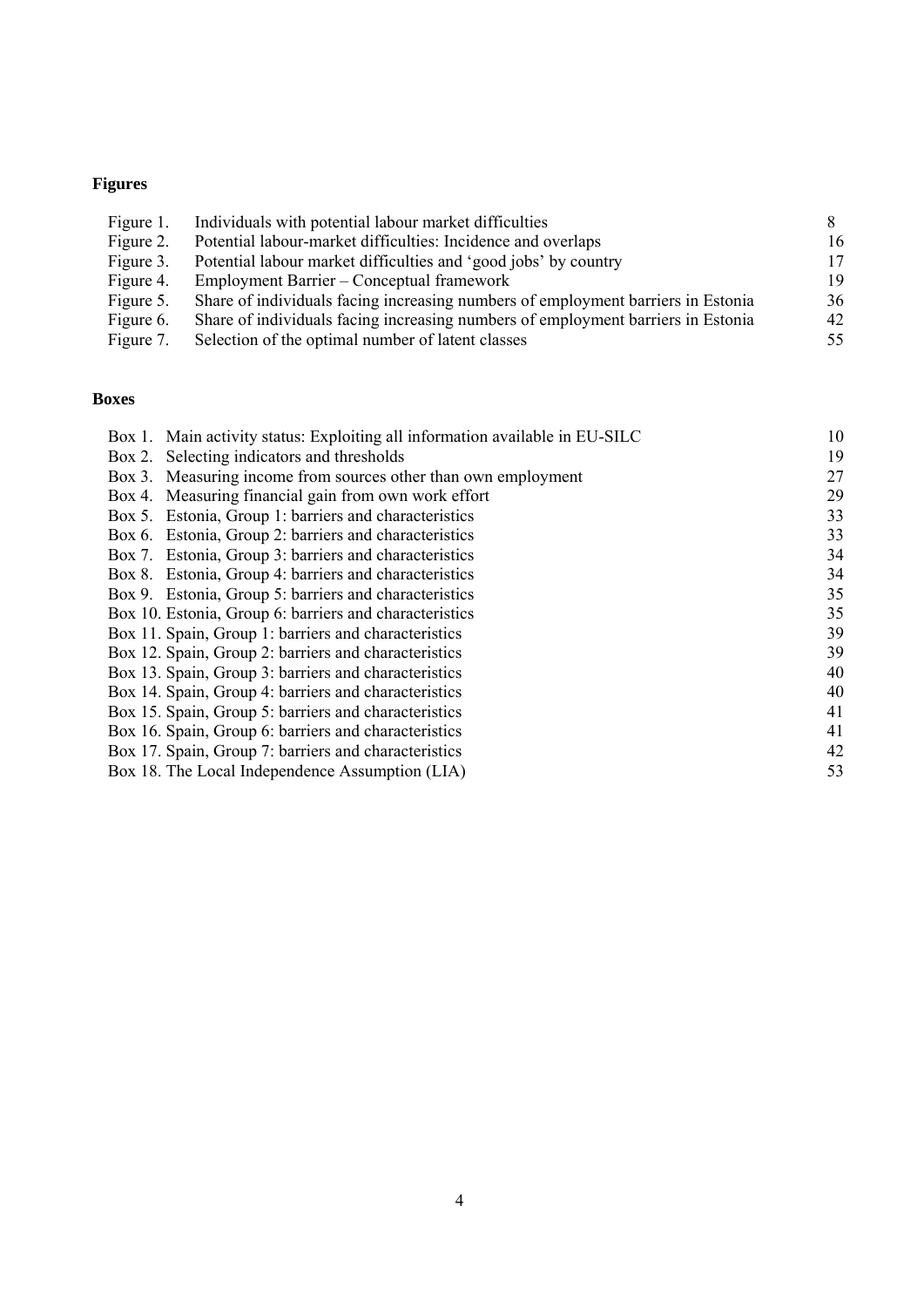## Figures

| | | |
|---|---|---|
| Figure 1. | Individuals with potential labour market difficulties | 8 |
| Figure 2. | Potential labour-market difficulties: Incidence and overlaps | 16 |
| Figure 3. | Potential labour market difficulties and 'good jobs' by country | 17 |
| Figure 4. | Employment Barrier – Conceptual framework | 19 |
| Figure 5. | Share of individuals facing increasing numbers of employment barriers in Estonia | 36 |
| Figure 6. | Share of individuals facing increasing numbers of employment barriers in Estonia | 42 |
| Figure 7. | Selection of the optimal number of latent classes | 55 |

## Boxes

| | |
|---|---|
| Box 1. Main activity status: Exploiting all information available in EU-SILC | 10 |
| Box 2. Selecting indicators and thresholds | 19 |
| Box 3. Measuring income from sources other than own employment | 27 |
| Box 4. Measuring financial gain from own work effort | 29 |
| Box 5. Estonia, Group 1: barriers and characteristics | 33 |
| Box 6. Estonia, Group 2: barriers and characteristics | 33 |
| Box 7. Estonia, Group 3: barriers and characteristics | 34 |
| Box 8. Estonia, Group 4: barriers and characteristics | 34 |
| Box 9. Estonia, Group 5: barriers and characteristics | 35 |
| Box 10. Estonia, Group 6: barriers and characteristics | 35 |
| Box 11. Spain, Group 1: barriers and characteristics | 39 |
| Box 12. Spain, Group 2: barriers and characteristics | 39 |
| Box 13. Spain, Group 3: barriers and characteristics | 40 |
| Box 14. Spain, Group 4: barriers and characteristics | 40 |
| Box 15. Spain, Group 5: barriers and characteristics | 41 |
| Box 16. Spain, Group 6: barriers and characteristics | 41 |
| Box 17. Spain, Group 7: barriers and characteristics | 42 |
| Box 18. The Local Independence Assumption (LIA) | 53 |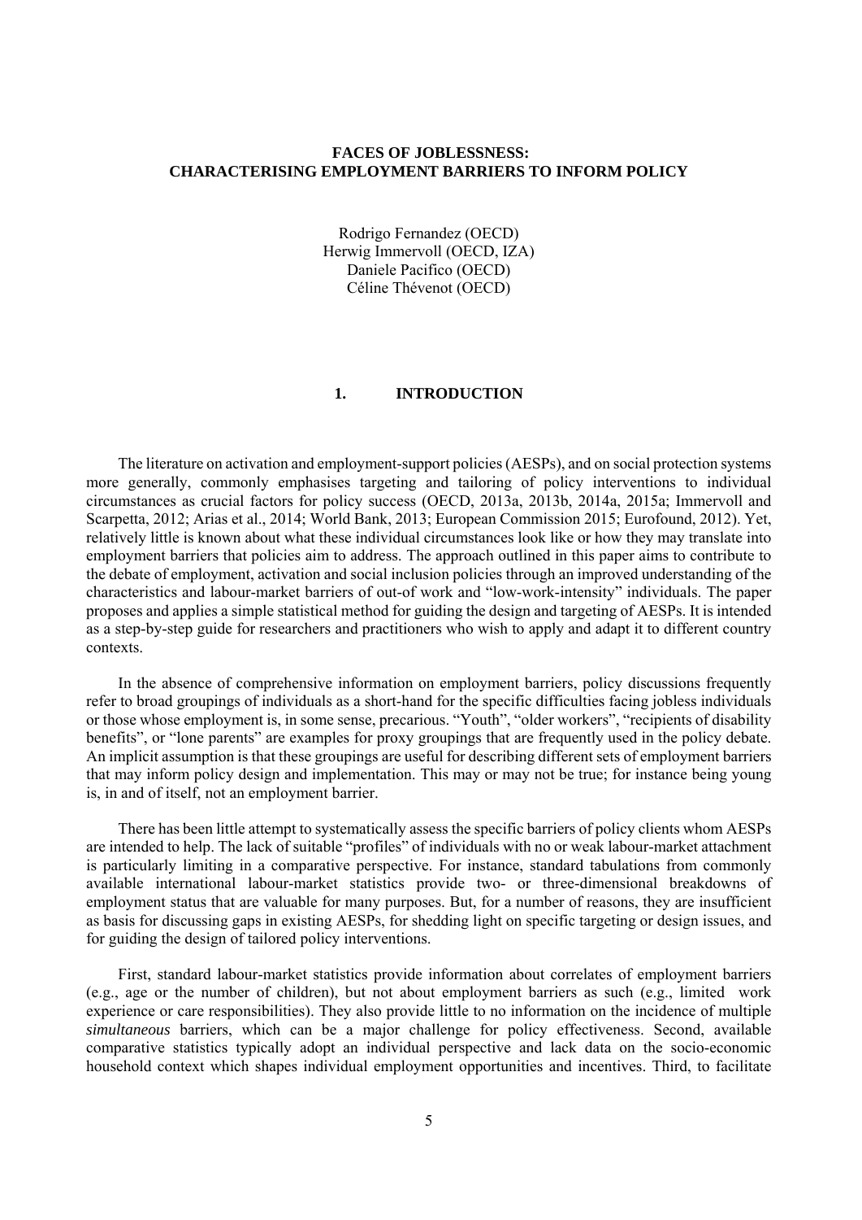# FACES OF JOBLESSNESS: CHARACTERISING EMPLOYMENT BARRIERS TO INFORM POLICY

Rodrigo Fernandez (OECD)
Herwig Immervoll (OECD, IZA)
Daniele Pacifico (OECD)
Céline Thévenot (OECD)

## 1. INTRODUCTION

The literature on activation and employment-support policies (AESPs), and on social protection systems more generally, commonly emphasises targeting and tailoring of policy interventions to individual circumstances as crucial factors for policy success (OECD, 2013a, 2013b, 2014a, 2015a; Immervoll and Scarpetta, 2012; Arias et al., 2014; World Bank, 2013; European Commission 2015; Eurofound, 2012). Yet, relatively little is known about what these individual circumstances look like or how they may translate into employment barriers that policies aim to address. The approach outlined in this paper aims to contribute to the debate of employment, activation and social inclusion policies through an improved understanding of the characteristics and labour-market barriers of out-of work and "low-work-intensity" individuals. The paper proposes and applies a simple statistical method for guiding the design and targeting of AESPs. It is intended as a step-by-step guide for researchers and practitioners who wish to apply and adapt it to different country contexts.

In the absence of comprehensive information on employment barriers, policy discussions frequently refer to broad groupings of individuals as a short-hand for the specific difficulties facing jobless individuals or those whose employment is, in some sense, precarious. "Youth", "older workers", "recipients of disability benefits", or "lone parents" are examples for proxy groupings that are frequently used in the policy debate. An implicit assumption is that these groupings are useful for describing different sets of employment barriers that may inform policy design and implementation. This may or may not be true; for instance being young is, in and of itself, not an employment barrier.

There has been little attempt to systematically assess the specific barriers of policy clients whom AESPs are intended to help. The lack of suitable "profiles" of individuals with no or weak labour-market attachment is particularly limiting in a comparative perspective. For instance, standard tabulations from commonly available international labour-market statistics provide two- or three-dimensional breakdowns of employment status that are valuable for many purposes. But, for a number of reasons, they are insufficient as basis for discussing gaps in existing AESPs, for shedding light on specific targeting or design issues, and for guiding the design of tailored policy interventions.

First, standard labour-market statistics provide information about correlates of employment barriers (e.g., age or the number of children), but not about employment barriers as such (e.g., limited work experience or care responsibilities). They also provide little to no information on the incidence of multiple *simultaneous* barriers, which can be a major challenge for policy effectiveness. Second, available comparative statistics typically adopt an individual perspective and lack data on the socio-economic household context which shapes individual employment opportunities and incentives. Third, to facilitate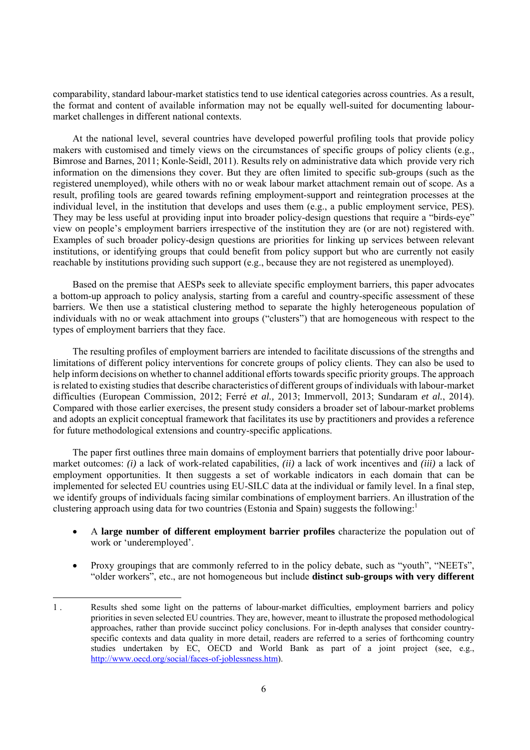comparability, standard labour-market statistics tend to use identical categories across countries. As a result, the format and content of available information may not be equally well-suited for documenting labour-market challenges in different national contexts.

At the national level, several countries have developed powerful profiling tools that provide policy makers with customised and timely views on the circumstances of specific groups of policy clients (e.g., Bimrose and Barnes, 2011; Konle-Seidl, 2011). Results rely on administrative data which provide very rich information on the dimensions they cover. But they are often limited to specific sub-groups (such as the registered unemployed), while others with no or weak labour market attachment remain out of scope. As a result, profiling tools are geared towards refining employment-support and reintegration processes at the individual level, in the institution that develops and uses them (e.g., a public employment service, PES). They may be less useful at providing input into broader policy-design questions that require a "birds-eye" view on people's employment barriers irrespective of the institution they are (or are not) registered with. Examples of such broader policy-design questions are priorities for linking up services between relevant institutions, or identifying groups that could benefit from policy support but who are currently not easily reachable by institutions providing such support (e.g., because they are not registered as unemployed).

Based on the premise that AESPs seek to alleviate specific employment barriers, this paper advocates a bottom-up approach to policy analysis, starting from a careful and country-specific assessment of these barriers. We then use a statistical clustering method to separate the highly heterogeneous population of individuals with no or weak attachment into groups ("clusters") that are homogeneous with respect to the types of employment barriers that they face.

The resulting profiles of employment barriers are intended to facilitate discussions of the strengths and limitations of different policy interventions for concrete groups of policy clients. They can also be used to help inform decisions on whether to channel additional efforts towards specific priority groups. The approach is related to existing studies that describe characteristics of different groups of individuals with labour-market difficulties (European Commission, 2012; Ferré *et al.*, 2013; Immervoll, 2013; Sundaram *et al.*, 2014). Compared with those earlier exercises, the present study considers a broader set of labour-market problems and adopts an explicit conceptual framework that facilitates its use by practitioners and provides a reference for future methodological extensions and country-specific applications.

The paper first outlines three main domains of employment barriers that potentially drive poor labour-market outcomes: *(i)* a lack of work-related capabilities, *(ii)* a lack of work incentives and *(iii)* a lack of employment opportunities. It then suggests a set of workable indicators in each domain that can be implemented for selected EU countries using EU-SILC data at the individual or family level. In a final step, we identify groups of individuals facing similar combinations of employment barriers. An illustration of the clustering approach using data for two countries (Estonia and Spain) suggests the following:[1]

- A **large number of different employment barrier profiles** characterize the population out of work or 'underemployed'.
- Proxy groupings that are commonly referred to in the policy debate, such as "youth", "NEETs", "older workers", etc., are not homogeneous but include **distinct sub-groups with very different**

1 . Results shed some light on the patterns of labour-market difficulties, employment barriers and policy priorities in seven selected EU countries. They are, however, meant to illustrate the proposed methodological approaches, rather than provide succinct policy conclusions. For in-depth analyses that consider country-specific contexts and data quality in more detail, readers are referred to a series of forthcoming country studies undertaken by EC, OECD and World Bank as part of a joint project (see, e.g., http://www.oecd.org/social/faces-of-joblessness.htm).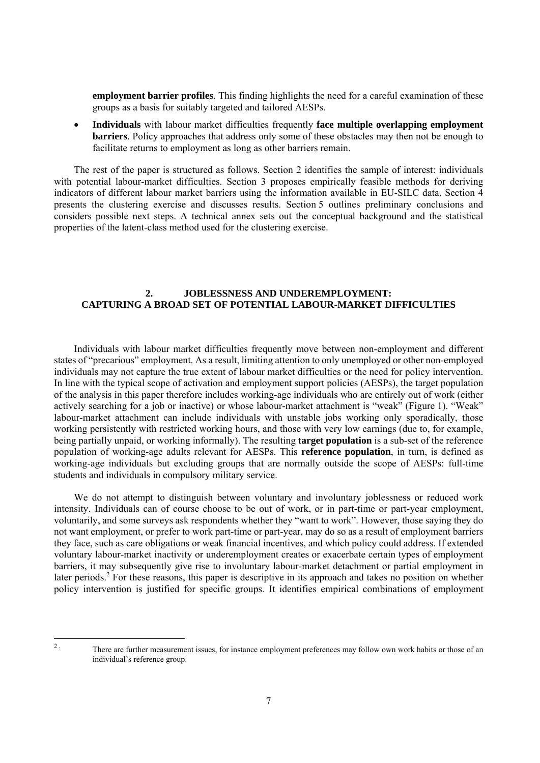**employment barrier profiles**. This finding highlights the need for a careful examination of these groups as a basis for suitably targeted and tailored AESPs.

- **Individuals** with labour market difficulties frequently **face multiple overlapping employment barriers**. Policy approaches that address only some of these obstacles may then not be enough to facilitate returns to employment as long as other barriers remain.

The rest of the paper is structured as follows. Section 2 identifies the sample of interest: individuals with potential labour-market difficulties. Section 3 proposes empirically feasible methods for deriving indicators of different labour market barriers using the information available in EU-SILC data. Section 4 presents the clustering exercise and discusses results. Section 5 outlines preliminary conclusions and considers possible next steps. A technical annex sets out the conceptual background and the statistical properties of the latent-class method used for the clustering exercise.

## 2. JOBLESSNESS AND UNDEREMPLOYMENT: CAPTURING A BROAD SET OF POTENTIAL LABOUR-MARKET DIFFICULTIES

Individuals with labour market difficulties frequently move between non-employment and different states of "precarious" employment. As a result, limiting attention to only unemployed or other non-employed individuals may not capture the true extent of labour market difficulties or the need for policy intervention. In line with the typical scope of activation and employment support policies (AESPs), the target population of the analysis in this paper therefore includes working-age individuals who are entirely out of work (either actively searching for a job or inactive) or whose labour-market attachment is "weak" (Figure 1). "Weak" labour-market attachment can include individuals with unstable jobs working only sporadically, those working persistently with restricted working hours, and those with very low earnings (due to, for example, being partially unpaid, or working informally). The resulting **target population** is a sub-set of the reference population of working-age adults relevant for AESPs. This **reference population**, in turn, is defined as working-age individuals but excluding groups that are normally outside the scope of AESPs: full-time students and individuals in compulsory military service.

We do not attempt to distinguish between voluntary and involuntary joblessness or reduced work intensity. Individuals can of course choose to be out of work, or in part-time or part-year employment, voluntarily, and some surveys ask respondents whether they "want to work". However, those saying they do not want employment, or prefer to work part-time or part-year, may do so as a result of employment barriers they face, such as care obligations or weak financial incentives, and which policy could address. If extended voluntary labour-market inactivity or underemployment creates or exacerbate certain types of employment barriers, it may subsequently give rise to involuntary labour-market detachment or partial employment in later periods.[2] For these reasons, this paper is descriptive in its approach and takes no position on whether policy intervention is justified for specific groups. It identifies empirical combinations of employment

---

[2]. There are further measurement issues, for instance employment preferences may follow own work habits or those of an individual's reference group.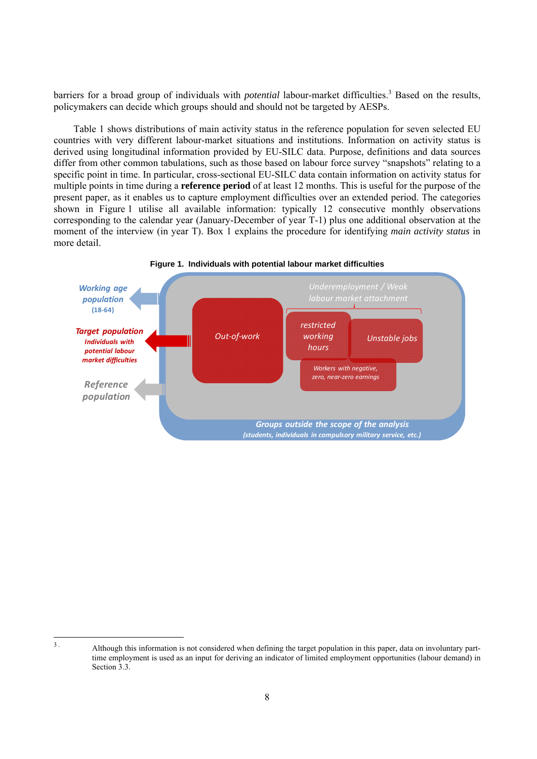barriers for a broad group of individuals with *potential* labour-market difficulties.[3] Based on the results, policymakers can decide which groups should and should not be targeted by AESPs.

Table 1 shows distributions of main activity status in the reference population for seven selected EU countries with very different labour-market situations and institutions. Information on activity status is derived using longitudinal information provided by EU-SILC data. Purpose, definitions and data sources differ from other common tabulations, such as those based on labour force survey "snapshots" relating to a specific point in time. In particular, cross-sectional EU-SILC data contain information on activity status for multiple points in time during a **reference period** of at least 12 months. This is useful for the purpose of the present paper, as it enables us to capture employment difficulties over an extended period. The categories shown in Figure 1 utilise all available information: typically 12 consecutive monthly observations corresponding to the calendar year (January-December of year T-1) plus one additional observation at the moment of the interview (in year T). Box 1 explains the procedure for identifying *main activity status* in more detail.

**Figure 1. Individuals with potential labour market difficulties**

*Working age population* (18-64)

*Target population* — Individuals with potential labour market difficulties

*Reference population*

Out-of-work

Underemployment / Weak labour market attachment

restricted working hours

Unstable jobs

Workers with negative, zero, near-zero earnings

Groups outside the scope of the analysis (students, individuals in compulsory military service, etc.)

---

3. Although this information is not considered when defining the target population in this paper, data on involuntary part-time employment is used as an input for deriving an indicator of limited employment opportunities (labour demand) in Section 3.3.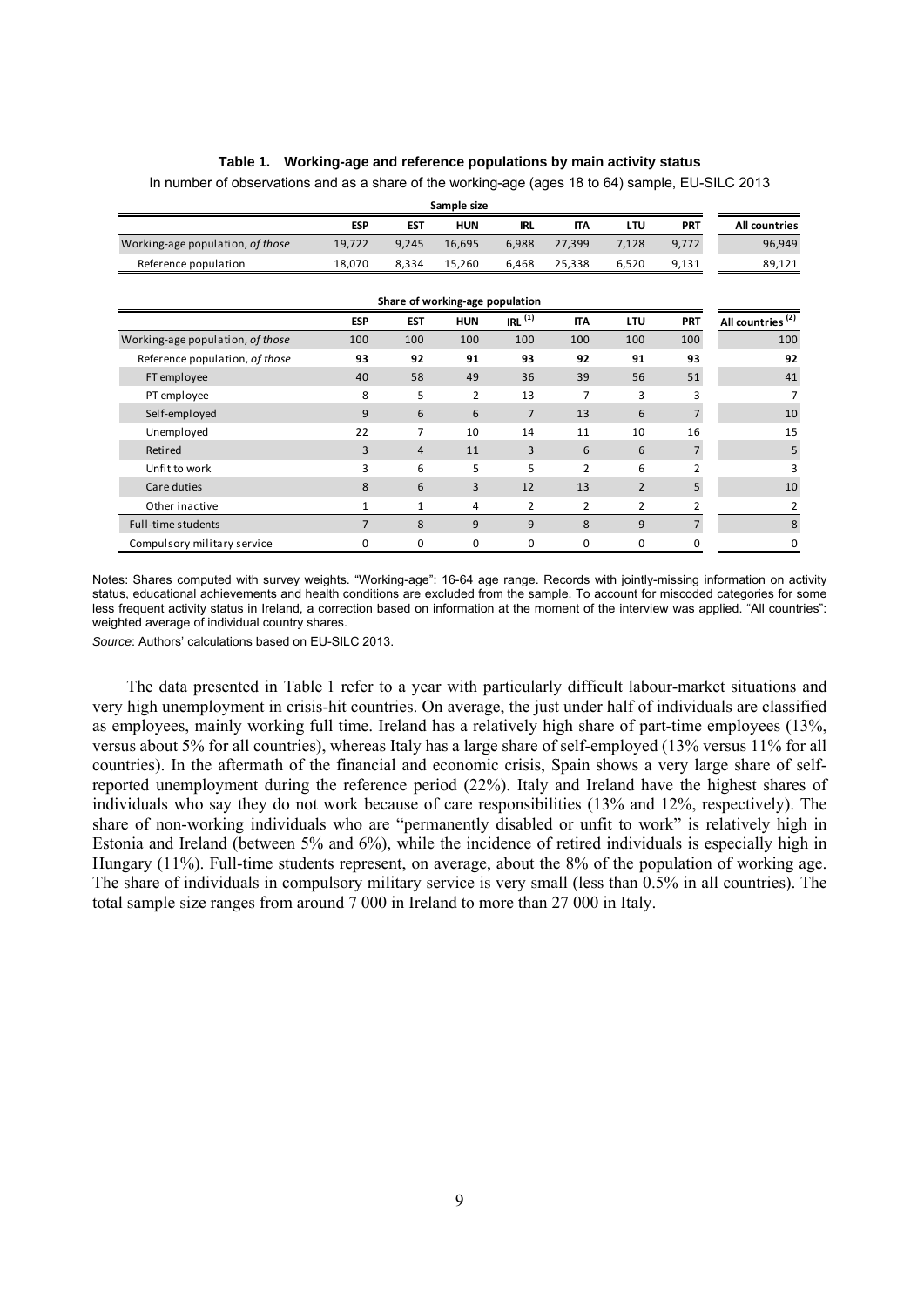**Table 1. Working-age and reference populations by main activity status**

In number of observations and as a share of the working-age (ages 18 to 64) sample, EU-SILC 2013

| Sample size | ESP | EST | HUN | IRL | ITA | LTU | PRT | All countries |
|---|---|---|---|---|---|---|---|---|
| Working-age population, *of those* | 19,722 | 9,245 | 16,695 | 6,988 | 27,399 | 7,128 | 9,772 | 96,949 |
| Reference population | 18,070 | 8,334 | 15,260 | 6,468 | 25,338 | 6,520 | 9,131 | 89,121 |

| Share of working-age population | ESP | EST | HUN | IRL [(1)] | ITA | LTU | PRT | All countries [(2)] |
|---|---|---|---|---|---|---|---|---|
| Working-age population, *of those* | 100 | 100 | 100 | 100 | 100 | 100 | 100 | 100 |
| Reference population, *of those* | **93** | **92** | **91** | **93** | **92** | **91** | **93** | **92** |
| FT employee | 40 | 58 | 49 | 36 | 39 | 56 | 51 | 41 |
| PT employee | 8 | 5 | 2 | 13 | 7 | 3 | 3 | 7 |
| Self-employed | 9 | 6 | 6 | 7 | 13 | 6 | 7 | 10 |
| Unemployed | 22 | 7 | 10 | 14 | 11 | 10 | 16 | 15 |
| Retired | 3 | 4 | 11 | 3 | 6 | 6 | 7 | 5 |
| Unfit to work | 3 | 6 | 5 | 5 | 2 | 6 | 2 | 3 |
| Care duties | 8 | 6 | 3 | 12 | 13 | 2 | 5 | 10 |
| Other inactive | 1 | 1 | 4 | 2 | 2 | 2 | 2 | 2 |
| Full-time students | 7 | 8 | 9 | 9 | 8 | 9 | 7 | 8 |
| Compulsory military service | 0 | 0 | 0 | 0 | 0 | 0 | 0 | 0 |

Notes: Shares computed with survey weights. "Working-age": 16-64 age range. Records with jointly-missing information on activity status, educational achievements and health conditions are excluded from the sample. To account for miscoded categories for some less frequent activity status in Ireland, a correction based on information at the moment of the interview was applied. "All countries": weighted average of individual country shares.

*Source*: Authors' calculations based on EU-SILC 2013.

The data presented in Table 1 refer to a year with particularly difficult labour-market situations and very high unemployment in crisis-hit countries. On average, the just under half of individuals are classified as employees, mainly working full time. Ireland has a relatively high share of part-time employees (13%, versus about 5% for all countries), whereas Italy has a large share of self-employed (13% versus 11% for all countries). In the aftermath of the financial and economic crisis, Spain shows a very large share of self-reported unemployment during the reference period (22%). Italy and Ireland have the highest shares of individuals who say they do not work because of care responsibilities (13% and 12%, respectively). The share of non-working individuals who are "permanently disabled or unfit to work" is relatively high in Estonia and Ireland (between 5% and 6%), while the incidence of retired individuals is especially high in Hungary (11%). Full-time students represent, on average, about the 8% of the population of working age. The share of individuals in compulsory military service is very small (less than 0.5% in all countries). The total sample size ranges from around 7 000 in Ireland to more than 27 000 in Italy.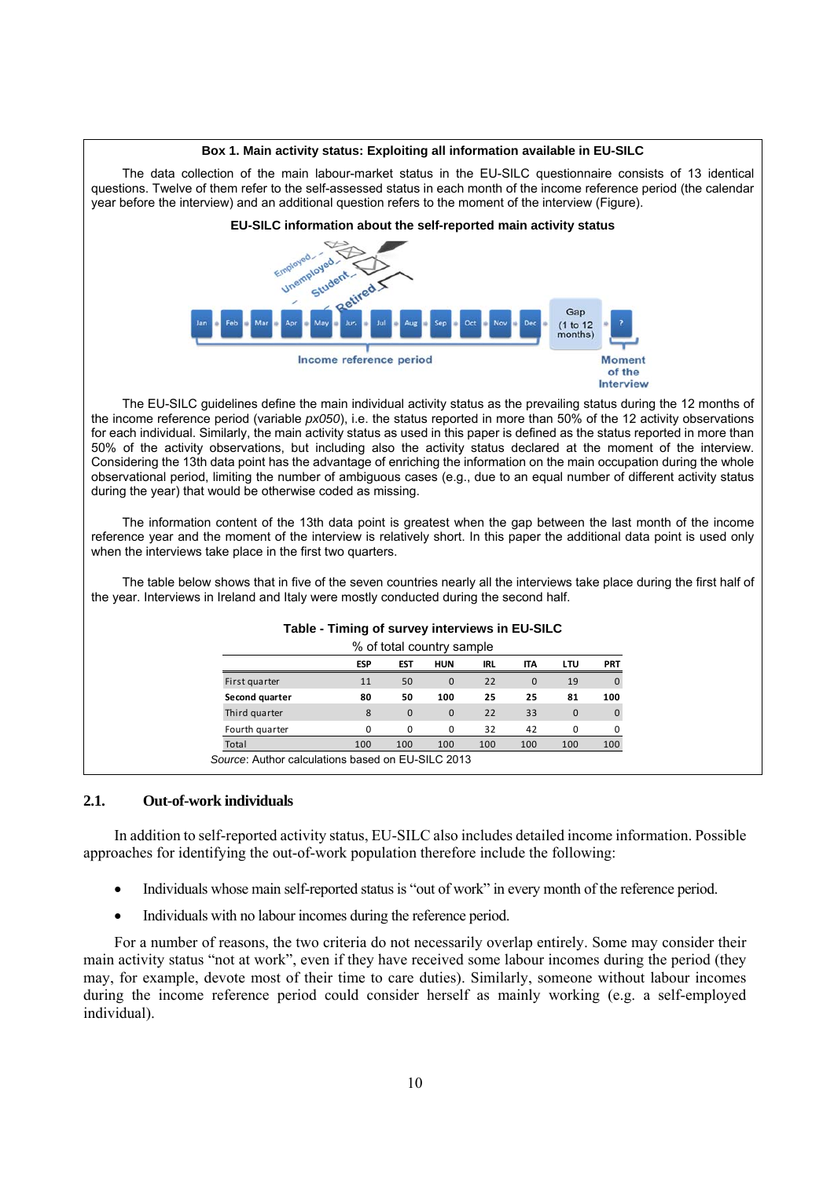**Box 1. Main activity status: Exploiting all information available in EU-SILC**

The data collection of the main labour-market status in the EU-SILC questionnaire consists of 13 identical questions. Twelve of them refer to the self-assessed status in each month of the income reference period (the calendar year before the interview) and an additional question refers to the moment of the interview (Figure).

**EU-SILC information about the self-reported main activity status**

The EU-SILC guidelines define the main individual activity status as the prevailing status during the 12 months of the income reference period (variable *px050*), i.e. the status reported in more than 50% of the 12 activity observations for each individual. Similarly, the main activity status as used in this paper is defined as the status reported in more than 50% of the activity observations, but including also the activity status declared at the moment of the interview. Considering the 13th data point has the advantage of enriching the information on the main occupation during the whole observational period, limiting the number of ambiguous cases (e.g., due to an equal number of different activity status during the year) that would be otherwise coded as missing.

The information content of the 13th data point is greatest when the gap between the last month of the income reference year and the moment of the interview is relatively short. In this paper the additional data point is used only when the interviews take place in the first two quarters.

The table below shows that in five of the seven countries nearly all the interviews take place during the first half of the year. Interviews in Ireland and Italy were mostly conducted during the second half.

**Table - Timing of survey interviews in EU-SILC**

% of total country sample

| | ESP | EST | HUN | IRL | ITA | LTU | PRT |
|---|---|---|---|---|---|---|---|
| First quarter | 11 | 50 | 0 | 22 | 0 | 19 | 0 |
| **Second quarter** | **80** | **50** | **100** | **25** | **25** | **81** | **100** |
| Third quarter | 8 | 0 | 0 | 22 | 33 | 0 | 0 |
| Fourth quarter | 0 | 0 | 0 | 32 | 42 | 0 | 0 |
| Total | 100 | 100 | 100 | 100 | 100 | 100 | 100 |

*Source*: Author calculations based on EU-SILC 2013

## 2.1. Out-of-work individuals

In addition to self-reported activity status, EU-SILC also includes detailed income information. Possible approaches for identifying the out-of-work population therefore include the following:

- Individuals whose main self-reported status is "out of work" in every month of the reference period.
- Individuals with no labour incomes during the reference period.

For a number of reasons, the two criteria do not necessarily overlap entirely. Some may consider their main activity status "not at work", even if they have received some labour incomes during the period (they may, for example, devote most of their time to care duties). Similarly, someone without labour incomes during the income reference period could consider herself as mainly working (e.g. a self-employed individual).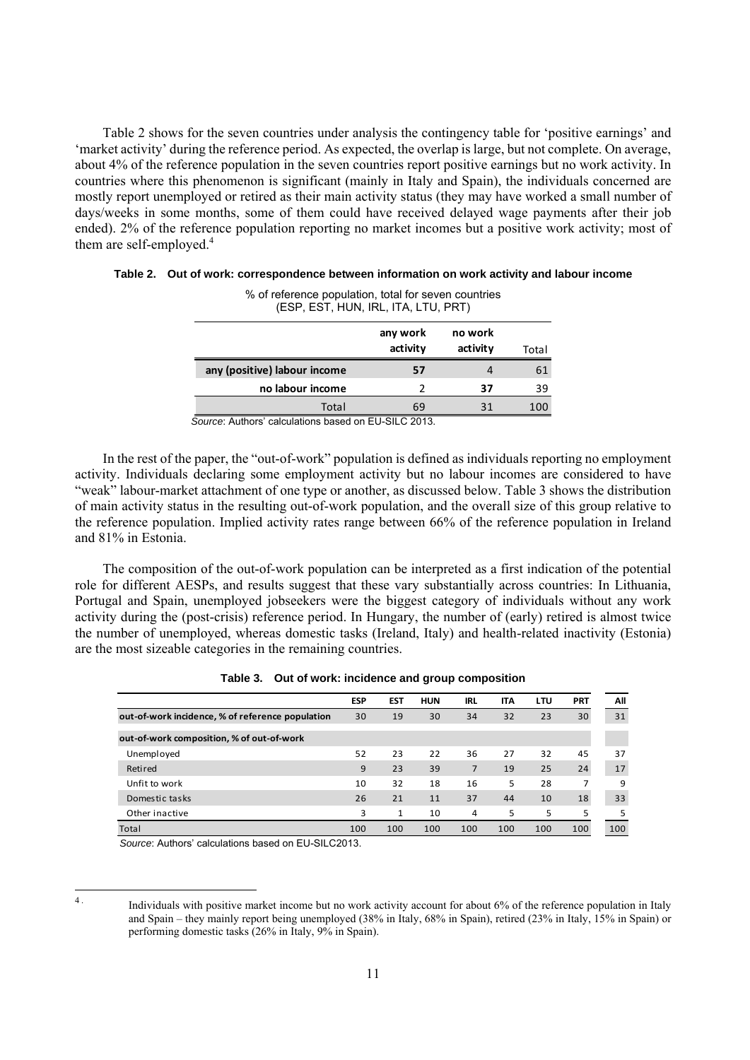Table 2 shows for the seven countries under analysis the contingency table for 'positive earnings' and 'market activity' during the reference period. As expected, the overlap is large, but not complete. On average, about 4% of the reference population in the seven countries report positive earnings but no work activity. In countries where this phenomenon is significant (mainly in Italy and Spain), the individuals concerned are mostly report unemployed or retired as their main activity status (they may have worked a small number of days/weeks in some months, some of them could have received delayed wage payments after their job ended). 2% of the reference population reporting no market incomes but a positive work activity; most of them are self-employed.[4]

**Table 2. Out of work: correspondence between information on work activity and labour income**

% of reference population, total for seven countries (ESP, EST, HUN, IRL, ITA, LTU, PRT)

| | any work activity | no work activity | Total |
|---|---|---|---|
| **any (positive) labour income** | **57** | 4 | 61 |
| **no labour income** | 2 | **37** | 39 |
| Total | 69 | 31 | 100 |

*Source*: Authors' calculations based on EU-SILC 2013.

In the rest of the paper, the "out-of-work" population is defined as individuals reporting no employment activity. Individuals declaring some employment activity but no labour incomes are considered to have "weak" labour-market attachment of one type or another, as discussed below. Table 3 shows the distribution of main activity status in the resulting out-of-work population, and the overall size of this group relative to the reference population. Implied activity rates range between 66% of the reference population in Ireland and 81% in Estonia.

The composition of the out-of-work population can be interpreted as a first indication of the potential role for different AESPs, and results suggest that these vary substantially across countries: In Lithuania, Portugal and Spain, unemployed jobseekers were the biggest category of individuals without any work activity during the (post-crisis) reference period. In Hungary, the number of (early) retired is almost twice the number of unemployed, whereas domestic tasks (Ireland, Italy) and health-related inactivity (Estonia) are the most sizeable categories in the remaining countries.

**Table 3. Out of work: incidence and group composition**

| | ESP | EST | HUN | IRL | ITA | LTU | PRT | All |
|---|---|---|---|---|---|---|---|---|
| **out-of-work incidence, % of reference population** | 30 | 19 | 30 | 34 | 32 | 23 | 30 | 31 |
| **out-of-work composition, % of out-of-work** | | | | | | | | |
| Unemployed | 52 | 23 | 22 | 36 | 27 | 32 | 45 | 37 |
| Retired | 9 | 23 | 39 | 7 | 19 | 25 | 24 | 17 |
| Unfit to work | 10 | 32 | 18 | 16 | 5 | 28 | 7 | 9 |
| Domestic tasks | 26 | 21 | 11 | 37 | 44 | 10 | 18 | 33 |
| Other inactive | 3 | 1 | 10 | 4 | 5 | 5 | 5 | 5 |
| Total | 100 | 100 | 100 | 100 | 100 | 100 | 100 | 100 |

*Source*: Authors' calculations based on EU-SILC2013.

---

[4]. Individuals with positive market income but no work activity account for about 6% of the reference population in Italy and Spain – they mainly report being unemployed (38% in Italy, 68% in Spain), retired (23% in Italy, 15% in Spain) or performing domestic tasks (26% in Italy, 9% in Spain).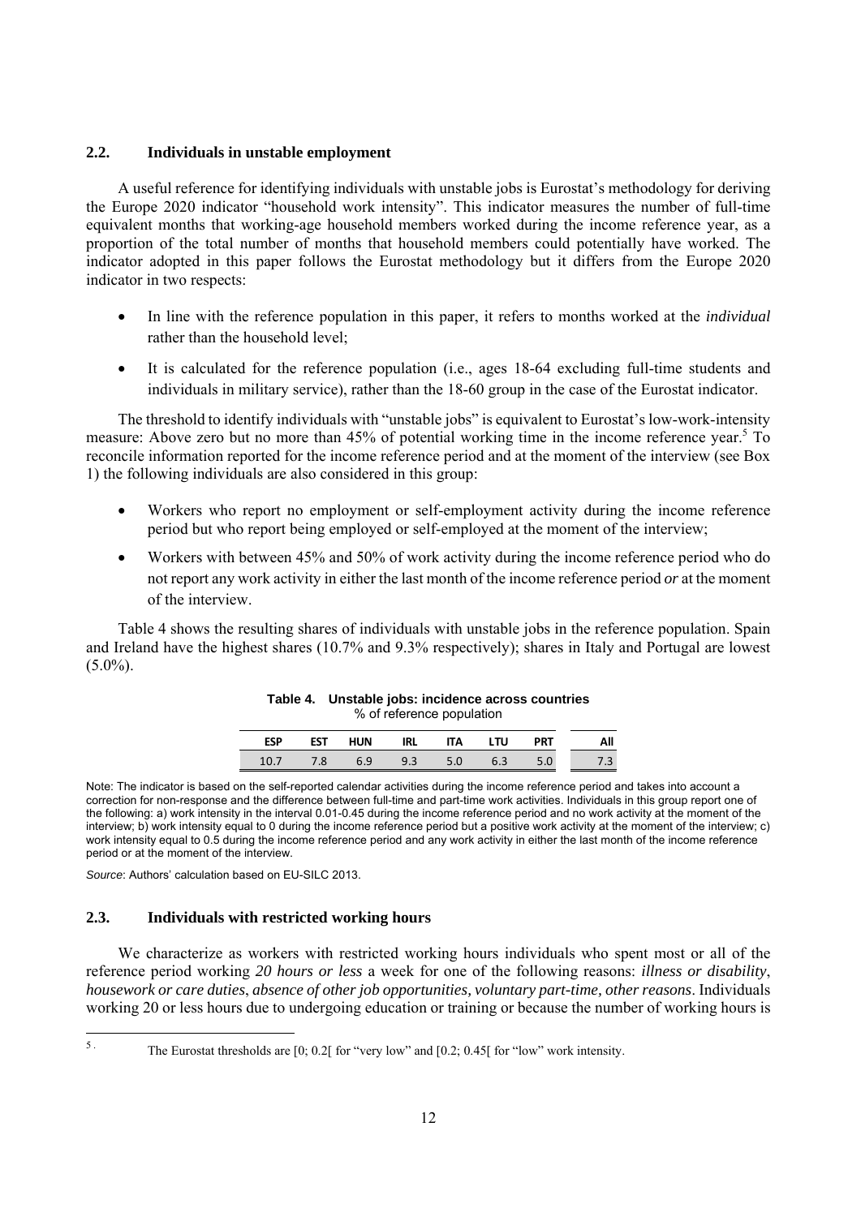## 2.2. Individuals in unstable employment

A useful reference for identifying individuals with unstable jobs is Eurostat's methodology for deriving the Europe 2020 indicator "household work intensity". This indicator measures the number of full-time equivalent months that working-age household members worked during the income reference year, as a proportion of the total number of months that household members could potentially have worked. The indicator adopted in this paper follows the Eurostat methodology but it differs from the Europe 2020 indicator in two respects:

- In line with the reference population in this paper, it refers to months worked at the *individual* rather than the household level;
- It is calculated for the reference population (i.e., ages 18-64 excluding full-time students and individuals in military service), rather than the 18-60 group in the case of the Eurostat indicator.

The threshold to identify individuals with "unstable jobs" is equivalent to Eurostat's low-work-intensity measure: Above zero but no more than 45% of potential working time in the income reference year.[5] To reconcile information reported for the income reference period and at the moment of the interview (see Box 1) the following individuals are also considered in this group:

- Workers who report no employment or self-employment activity during the income reference period but who report being employed or self-employed at the moment of the interview;
- Workers with between 45% and 50% of work activity during the income reference period who do not report any work activity in either the last month of the income reference period *or* at the moment of the interview.

Table 4 shows the resulting shares of individuals with unstable jobs in the reference population. Spain and Ireland have the highest shares (10.7% and 9.3% respectively); shares in Italy and Portugal are lowest (5.0%).

**Table 4. Unstable jobs: incidence across countries**
% of reference population

| ESP | EST | HUN | IRL | ITA | LTU | PRT | All |
|---|---|---|---|---|---|---|---|
| 10.7 | 7.8 | 6.9 | 9.3 | 5.0 | 6.3 | 5.0 | 7.3 |

Note: The indicator is based on the self-reported calendar activities during the income reference period and takes into account a correction for non-response and the difference between full-time and part-time work activities. Individuals in this group report one of the following: a) work intensity in the interval 0.01-0.45 during the income reference period and no work activity at the moment of the interview; b) work intensity equal to 0 during the income reference period but a positive work activity at the moment of the interview; c) work intensity equal to 0.5 during the income reference period and any work activity in either the last month of the income reference period or at the moment of the interview.

*Source*: Authors' calculation based on EU-SILC 2013.

## 2.3. Individuals with restricted working hours

We characterize as workers with restricted working hours individuals who spent most or all of the reference period working *20 hours or less* a week for one of the following reasons: *illness or disability*, *housework or care duties*, *absence of other job opportunities, voluntary part-time, other reasons*. Individuals working 20 or less hours due to undergoing education or training or because the number of working hours is

[5] The Eurostat thresholds are [0; 0.2[ for "very low" and [0.2; 0.45[ for "low" work intensity.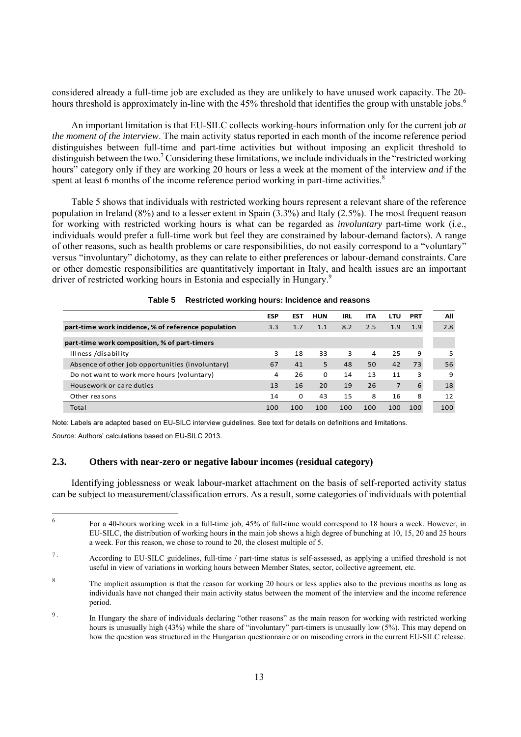considered already a full-time job are excluded as they are unlikely to have unused work capacity. The 20-hours threshold is approximately in-line with the 45% threshold that identifies the group with unstable jobs.[6]

An important limitation is that EU-SILC collects working-hours information only for the current job *at the moment of the interview*. The main activity status reported in each month of the income reference period distinguishes between full-time and part-time activities but without imposing an explicit threshold to distinguish between the two.[7] Considering these limitations, we include individuals in the "restricted working hours" category only if they are working 20 hours or less a week at the moment of the interview *and* if the spent at least 6 months of the income reference period working in part-time activities.[8]

Table 5 shows that individuals with restricted working hours represent a relevant share of the reference population in Ireland (8%) and to a lesser extent in Spain (3.3%) and Italy (2.5%). The most frequent reason for working with restricted working hours is what can be regarded as *involuntary* part-time work (i.e., individuals would prefer a full-time work but feel they are constrained by labour-demand factors). A range of other reasons, such as health problems or care responsibilities, do not easily correspond to a "voluntary" versus "involuntary" dichotomy, as they can relate to either preferences or labour-demand constraints. Care or other domestic responsibilities are quantitatively important in Italy, and health issues are an important driver of restricted working hours in Estonia and especially in Hungary.[9]

**Table 5 Restricted working hours: Incidence and reasons**

| | ESP | EST | HUN | IRL | ITA | LTU | PRT | All |
|---|---|---|---|---|---|---|---|---|
| **part-time work incidence, % of reference population** | 3.3 | 1.7 | 1.1 | 8.2 | 2.5 | 1.9 | 1.9 | 2.8 |
| **part-time work composition, % of part-timers** | | | | | | | | |
| Illness /disability | 3 | 18 | 33 | 3 | 4 | 25 | 9 | 5 |
| Absence of other job opportunities (involuntary) | 67 | 41 | 5 | 48 | 50 | 42 | 73 | 56 |
| Do not want to work more hours (voluntary) | 4 | 26 | 0 | 14 | 13 | 11 | 3 | 9 |
| Housework or care duties | 13 | 16 | 20 | 19 | 26 | 7 | 6 | 18 |
| Other reasons | 14 | 0 | 43 | 15 | 8 | 16 | 8 | 12 |
| Total | 100 | 100 | 100 | 100 | 100 | 100 | 100 | 100 |

Note: Labels are adapted based on EU-SILC interview guidelines. See text for details on definitions and limitations.

*Source*: Authors' calculations based on EU-SILC 2013.

### 2.3. Others with near-zero or negative labour incomes (residual category)

Identifying joblessness or weak labour-market attachment on the basis of self-reported activity status can be subject to measurement/classification errors. As a result, some categories of individuals with potential

---

6. For a 40-hours working week in a full-time job, 45% of full-time would correspond to 18 hours a week. However, in EU-SILC, the distribution of working hours in the main job shows a high degree of bunching at 10, 15, 20 and 25 hours a week. For this reason, we chose to round to 20, the closest multiple of 5.

7. According to EU-SILC guidelines, full-time / part-time status is self-assessed, as applying a unified threshold is not useful in view of variations in working hours between Member States, sector, collective agreement, etc.

8. The implicit assumption is that the reason for working 20 hours or less applies also to the previous months as long as individuals have not changed their main activity status between the moment of the interview and the income reference period.

9. In Hungary the share of individuals declaring "other reasons" as the main reason for working with restricted working hours is unusually high (43%) while the share of "involuntary" part-timers is unusually low (5%). This may depend on how the question was structured in the Hungarian questionnaire or on miscoding errors in the current EU-SILC release.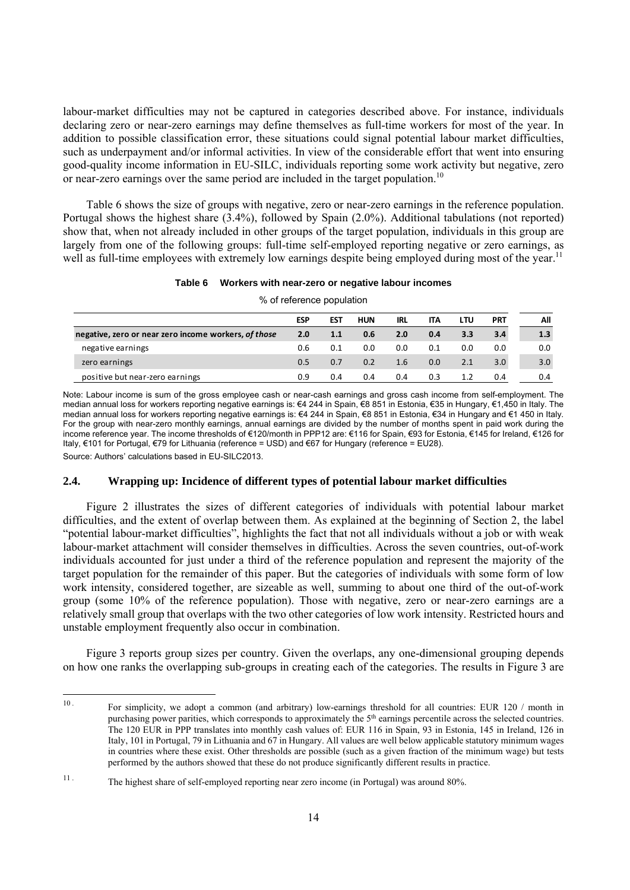labour-market difficulties may not be captured in categories described above. For instance, individuals declaring zero or near-zero earnings may define themselves as full-time workers for most of the year. In addition to possible classification error, these situations could signal potential labour market difficulties, such as underpayment and/or informal activities. In view of the considerable effort that went into ensuring good-quality income information in EU-SILC, individuals reporting some work activity but negative, zero or near-zero earnings over the same period are included in the target population.[10]

Table 6 shows the size of groups with negative, zero or near-zero earnings in the reference population. Portugal shows the highest share (3.4%), followed by Spain (2.0%). Additional tabulations (not reported) show that, when not already included in other groups of the target population, individuals in this group are largely from one of the following groups: full-time self-employed reporting negative or zero earnings, as well as full-time employees with extremely low earnings despite being employed during most of the year.[11]

**Table 6 Workers with near-zero or negative labour incomes**

% of reference population

| | ESP | EST | HUN | IRL | ITA | LTU | PRT | All |
|---|---|---|---|---|---|---|---|---|
| **negative, zero or near zero income workers, *of those*** | **2.0** | **1.1** | **0.6** | **2.0** | **0.4** | **3.3** | **3.4** | **1.3** |
| negative earnings | 0.6 | 0.1 | 0.0 | 0.0 | 0.1 | 0.0 | 0.0 | 0.0 |
| zero earnings | 0.5 | 0.7 | 0.2 | 1.6 | 0.0 | 2.1 | 3.0 | 3.0 |
| positive but near-zero earnings | 0.9 | 0.4 | 0.4 | 0.4 | 0.3 | 1.2 | 0.4 | 0.4 |

Note: Labour income is sum of the gross employee cash or near-cash earnings and gross cash income from self-employment. The median annual loss for workers reporting negative earnings is: €4 244 in Spain, €8 851 in Estonia, €35 in Hungary, €1,450 in Italy. The median annual loss for workers reporting negative earnings is: €4 244 in Spain, €8 851 in Estonia, €34 in Hungary and €1 450 in Italy. For the group with near-zero monthly earnings, annual earnings are divided by the number of months spent in paid work during the income reference year. The income thresholds of €120/month in PPP12 are: €116 for Spain, €93 for Estonia, €145 for Ireland, €126 for Italy, €101 for Portugal, €79 for Lithuania (reference = USD) and €67 for Hungary (reference = EU28).

Source: Authors' calculations based in EU-SILC2013.

### 2.4. Wrapping up: Incidence of different types of potential labour market difficulties

Figure 2 illustrates the sizes of different categories of individuals with potential labour market difficulties, and the extent of overlap between them. As explained at the beginning of Section 2, the label "potential labour-market difficulties", highlights the fact that not all individuals without a job or with weak labour-market attachment will consider themselves in difficulties. Across the seven countries, out-of-work individuals accounted for just under a third of the reference population and represent the majority of the target population for the remainder of this paper. But the categories of individuals with some form of low work intensity, considered together, are sizeable as well, summing to about one third of the out-of-work group (some 10% of the reference population). Those with negative, zero or near-zero earnings are a relatively small group that overlaps with the two other categories of low work intensity. Restricted hours and unstable employment frequently also occur in combination.

Figure 3 reports group sizes per country. Given the overlaps, any one-dimensional grouping depends on how one ranks the overlapping sub-groups in creating each of the categories. The results in Figure 3 are

---

[10]. For simplicity, we adopt a common (and arbitrary) low-earnings threshold for all countries: EUR 120 / month in purchasing power parities, which corresponds to approximately the 5th earnings percentile across the selected countries. The 120 EUR in PPP translates into monthly cash values of: EUR 116 in Spain, 93 in Estonia, 145 in Ireland, 126 in Italy, 101 in Portugal, 79 in Lithuania and 67 in Hungary. All values are well below applicable statutory minimum wages in countries where these exist. Other thresholds are possible (such as a given fraction of the minimum wage) but tests performed by the authors showed that these do not produce significantly different results in practice.

[11]. The highest share of self-employed reporting near zero income (in Portugal) was around 80%.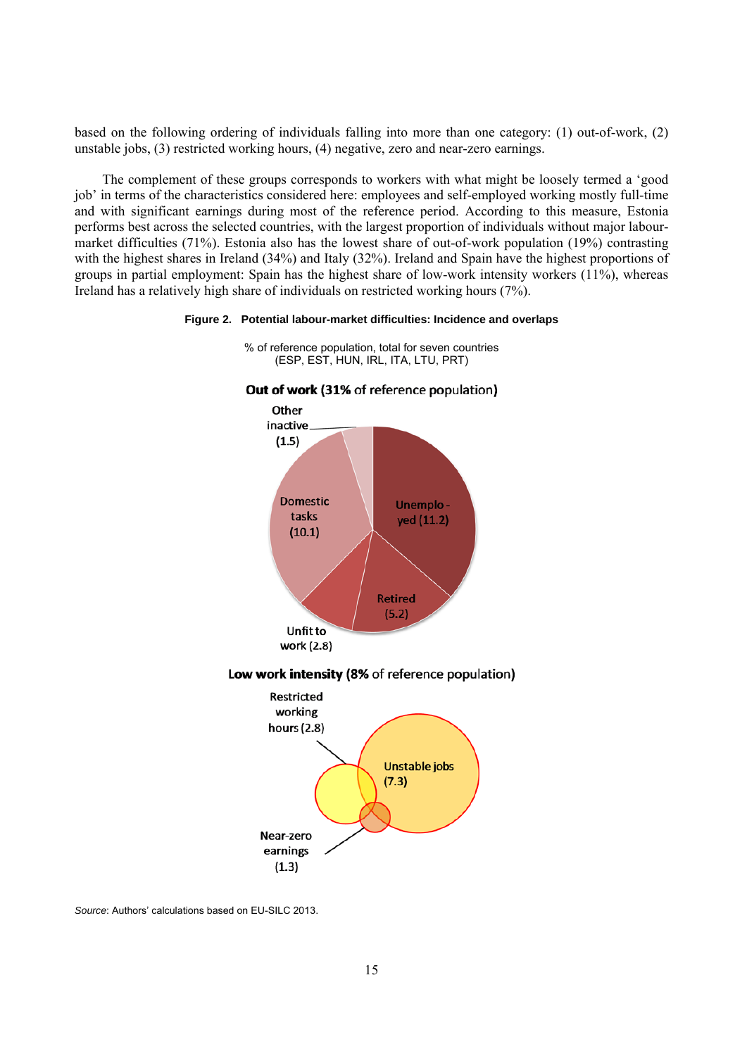based on the following ordering of individuals falling into more than one category: (1) out-of-work, (2) unstable jobs, (3) restricted working hours, (4) negative, zero and near-zero earnings.

The complement of these groups corresponds to workers with what might be loosely termed a 'good job' in terms of the characteristics considered here: employees and self-employed working mostly full-time and with significant earnings during most of the reference period. According to this measure, Estonia performs best across the selected countries, with the largest proportion of individuals without major labour-market difficulties (71%). Estonia also has the lowest share of out-of-work population (19%) contrasting with the highest shares in Ireland (34%) and Italy (32%). Ireland and Spain have the highest proportions of groups in partial employment: Spain has the highest share of low-work intensity workers (11%), whereas Ireland has a relatively high share of individuals on restricted working hours (7%).

**Figure 2. Potential labour-market difficulties: Incidence and overlaps**

% of reference population, total for seven countries (ESP, EST, HUN, IRL, ITA, LTU, PRT)

**Out of work (31% of reference population)**

Other inactive (1.5)
Domestic tasks (10.1)
Unemployed (11.2)
Retired (5.2)
Unfit to work (2.8)

**Low work intensity (8% of reference population)**

Restricted working hours (2.8)
Unstable jobs (7.3)
Near-zero earnings (1.3)

*Source*: Authors' calculations based on EU-SILC 2013.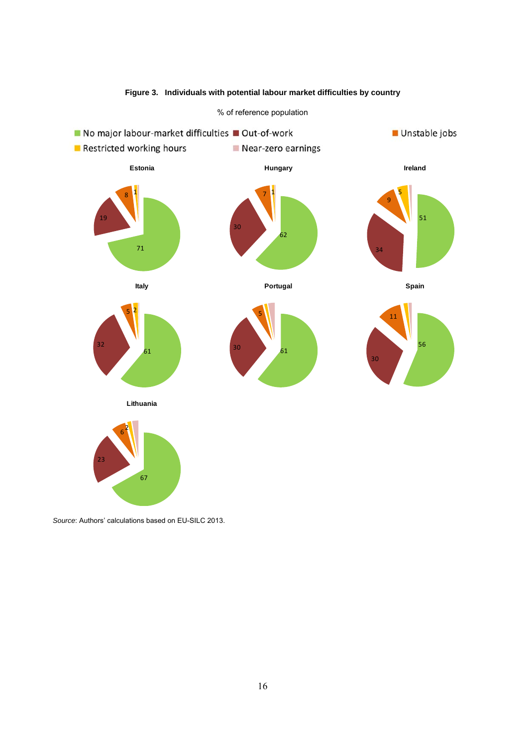**Figure 3. Individuals with potential labour market difficulties by country**

% of reference population

No major labour-market difficulties | Out-of-work | Unstable jobs | Restricted working hours | Near-zero earnings

| Country | No major labour-market difficulties | Out-of-work | Unstable jobs | Restricted working hours | Near-zero earnings |
|---|---|---|---|---|---|
| Estonia | 71 | 19 | 8 | 1 | |
| Hungary | 62 | 30 | 7 | 1 | |
| Ireland | 51 | 34 | 9 | 5 | |
| Italy | 61 | 32 | 5 | 2 | |
| Portugal | 61 | 30 | 5 | | |
| Spain | 56 | 30 | 11 | | |
| Lithuania | 67 | 23 | 6 | 2 | |

*Source*: Authors' calculations based on EU-SILC 2013.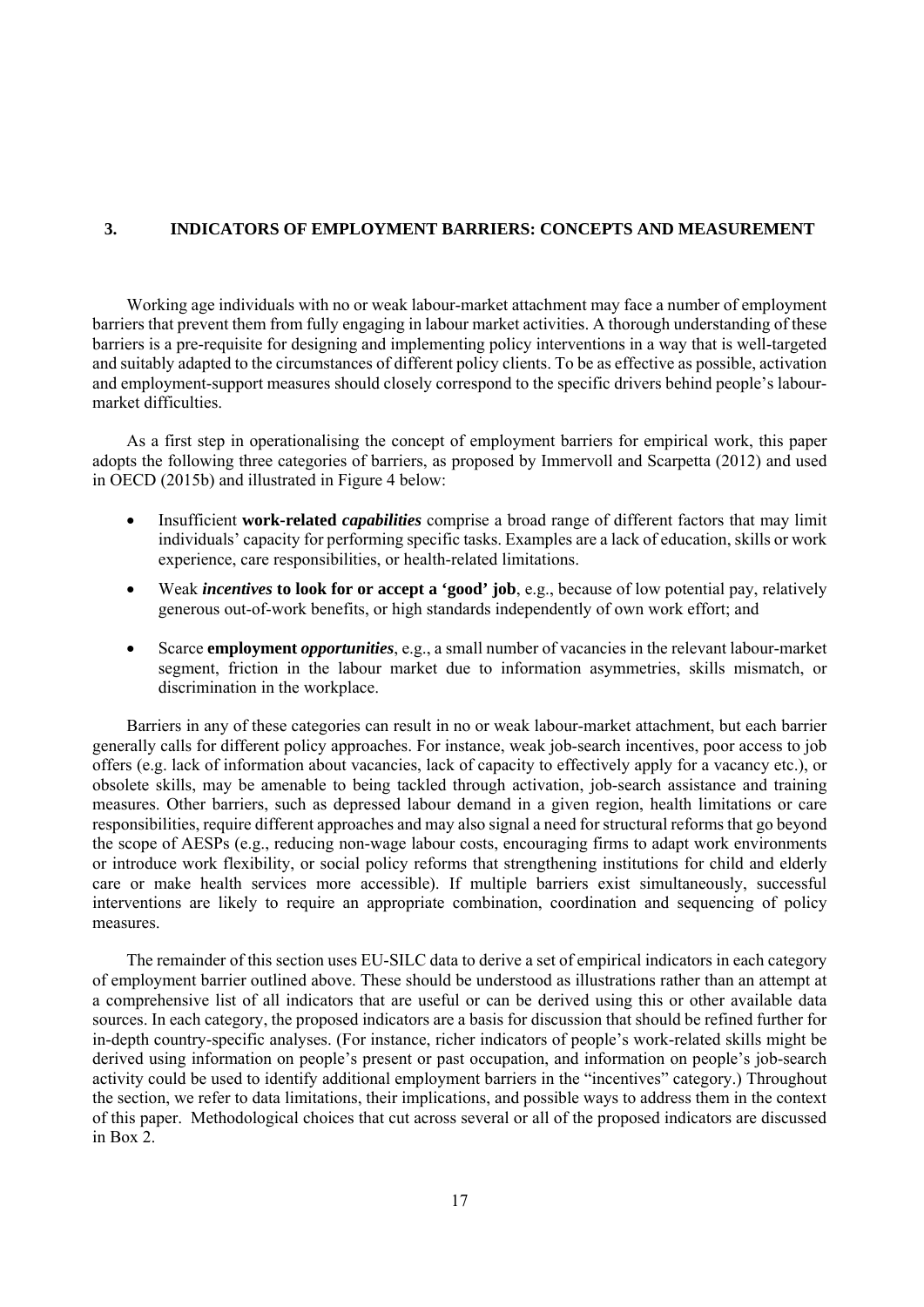## 3. INDICATORS OF EMPLOYMENT BARRIERS: CONCEPTS AND MEASUREMENT

Working age individuals with no or weak labour-market attachment may face a number of employment barriers that prevent them from fully engaging in labour market activities. A thorough understanding of these barriers is a pre-requisite for designing and implementing policy interventions in a way that is well-targeted and suitably adapted to the circumstances of different policy clients. To be as effective as possible, activation and employment-support measures should closely correspond to the specific drivers behind people's labour-market difficulties.

As a first step in operationalising the concept of employment barriers for empirical work, this paper adopts the following three categories of barriers, as proposed by Immervoll and Scarpetta (2012) and used in OECD (2015b) and illustrated in Figure 4 below:

- Insufficient **work-related *capabilities*** comprise a broad range of different factors that may limit individuals' capacity for performing specific tasks. Examples are a lack of education, skills or work experience, care responsibilities, or health-related limitations.
- Weak ***incentives* to look for or accept a 'good' job**, e.g., because of low potential pay, relatively generous out-of-work benefits, or high standards independently of own work effort; and
- Scarce **employment *opportunities***, e.g., a small number of vacancies in the relevant labour-market segment, friction in the labour market due to information asymmetries, skills mismatch, or discrimination in the workplace.

Barriers in any of these categories can result in no or weak labour-market attachment, but each barrier generally calls for different policy approaches. For instance, weak job-search incentives, poor access to job offers (e.g. lack of information about vacancies, lack of capacity to effectively apply for a vacancy etc.), or obsolete skills, may be amenable to being tackled through activation, job-search assistance and training measures. Other barriers, such as depressed labour demand in a given region, health limitations or care responsibilities, require different approaches and may also signal a need for structural reforms that go beyond the scope of AESPs (e.g., reducing non-wage labour costs, encouraging firms to adapt work environments or introduce work flexibility, or social policy reforms that strengthening institutions for child and elderly care or make health services more accessible). If multiple barriers exist simultaneously, successful interventions are likely to require an appropriate combination, coordination and sequencing of policy measures.

The remainder of this section uses EU-SILC data to derive a set of empirical indicators in each category of employment barrier outlined above. These should be understood as illustrations rather than an attempt at a comprehensive list of all indicators that are useful or can be derived using this or other available data sources. In each category, the proposed indicators are a basis for discussion that should be refined further for in-depth country-specific analyses. (For instance, richer indicators of people's work-related skills might be derived using information on people's present or past occupation, and information on people's job-search activity could be used to identify additional employment barriers in the "incentives" category.) Throughout the section, we refer to data limitations, their implications, and possible ways to address them in the context of this paper. Methodological choices that cut across several or all of the proposed indicators are discussed in Box 2.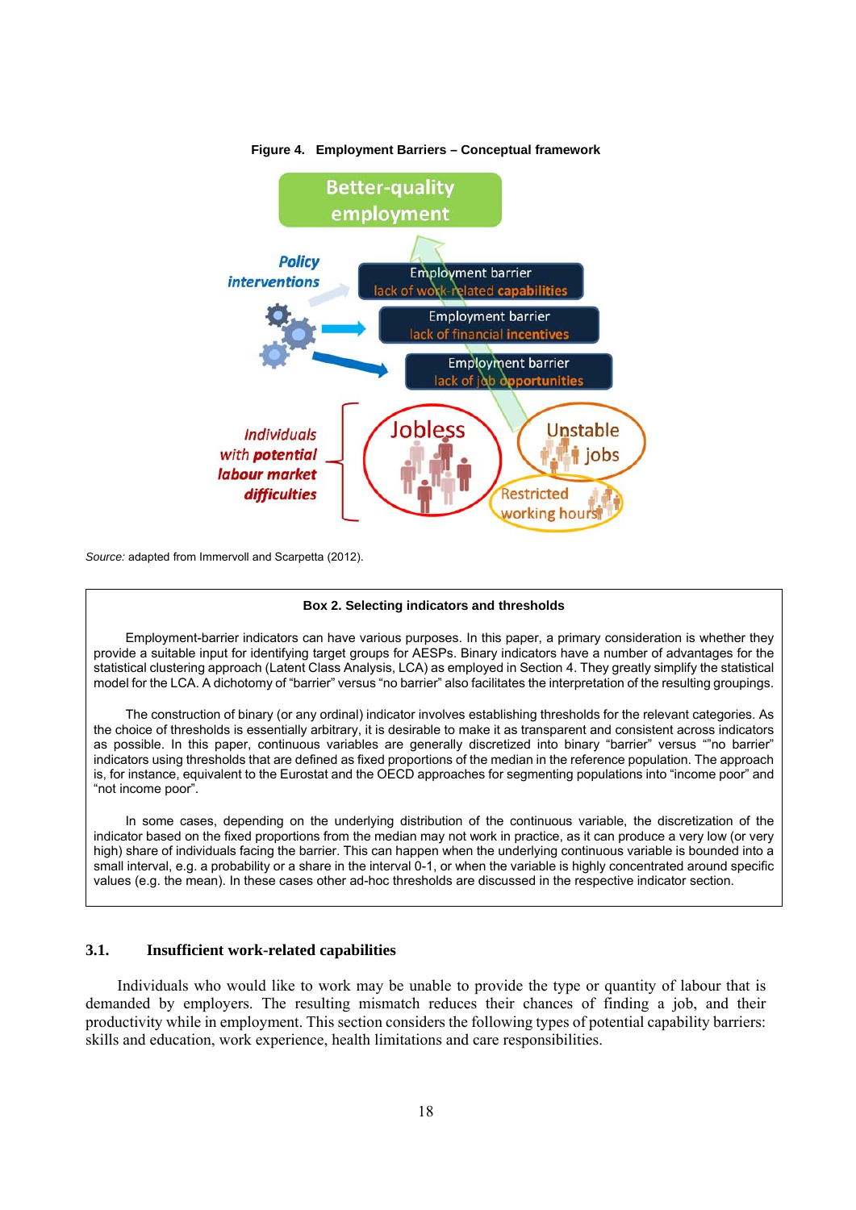**Figure 4. Employment Barriers – Conceptual framework**

Better-quality employment

*Policy interventions*

Employment barrier lack of work-related **capabilities**

Employment barrier lack of financial **incentives**

Employment barrier lack of job **opportunities**

*Individuals with* ***potential*** *labour market* ***difficulties***

Jobless

Unstable jobs

Restricted working hours

*Source:* adapted from Immervoll and Scarpetta (2012).

**Box 2. Selecting indicators and thresholds**

Employment-barrier indicators can have various purposes. In this paper, a primary consideration is whether they provide a suitable input for identifying target groups for AESPs. Binary indicators have a number of advantages for the statistical clustering approach (Latent Class Analysis, LCA) as employed in Section 4. They greatly simplify the statistical model for the LCA. A dichotomy of "barrier" versus "no barrier" also facilitates the interpretation of the resulting groupings.

The construction of binary (or any ordinal) indicator involves establishing thresholds for the relevant categories. As the choice of thresholds is essentially arbitrary, it is desirable to make it as transparent and consistent across indicators as possible. In this paper, continuous variables are generally discretized into binary "barrier" versus ""no barrier" indicators using thresholds that are defined as fixed proportions of the median in the reference population. The approach is, for instance, equivalent to the Eurostat and the OECD approaches for segmenting populations into "income poor" and "not income poor".

In some cases, depending on the underlying distribution of the continuous variable, the discretization of the indicator based on the fixed proportions from the median may not work in practice, as it can produce a very low (or very high) share of individuals facing the barrier. This can happen when the underlying continuous variable is bounded into a small interval, e.g. a probability or a share in the interval 0-1, or when the variable is highly concentrated around specific values (e.g. the mean). In these cases other ad-hoc thresholds are discussed in the respective indicator section.

### 3.1. Insufficient work-related capabilities

Individuals who would like to work may be unable to provide the type or quantity of labour that is demanded by employers. The resulting mismatch reduces their chances of finding a job, and their productivity while in employment. This section considers the following types of potential capability barriers: skills and education, work experience, health limitations and care responsibilities.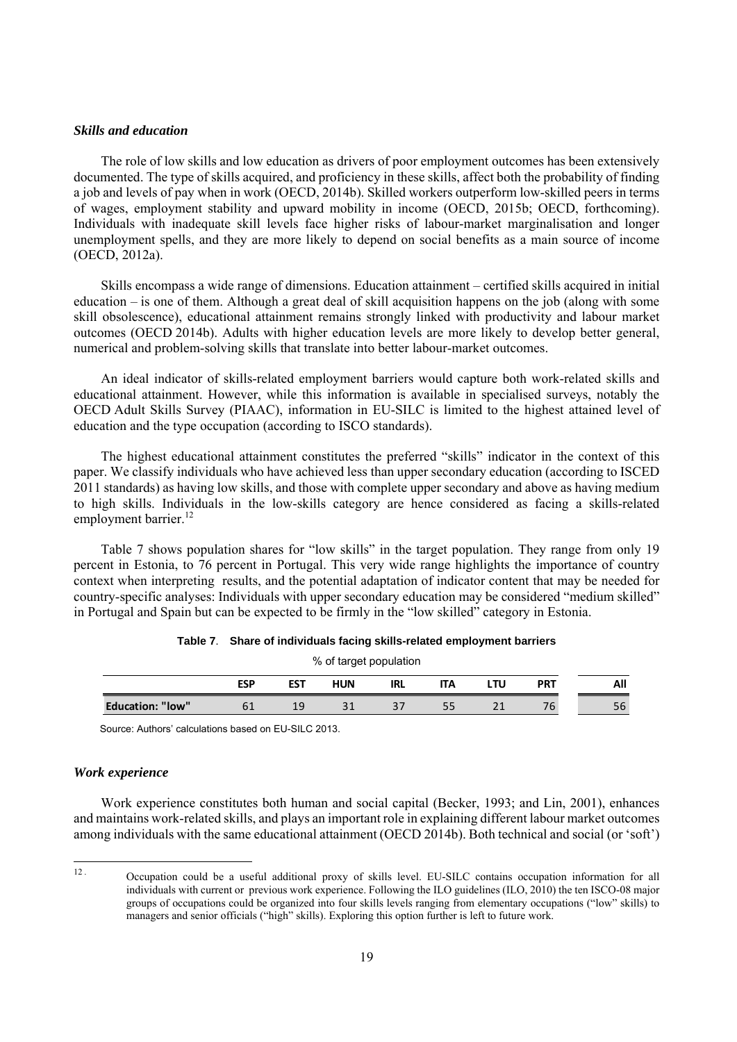### *Skills and education*

The role of low skills and low education as drivers of poor employment outcomes has been extensively documented. The type of skills acquired, and proficiency in these skills, affect both the probability of finding a job and levels of pay when in work (OECD, 2014b). Skilled workers outperform low-skilled peers in terms of wages, employment stability and upward mobility in income (OECD, 2015b; OECD, forthcoming). Individuals with inadequate skill levels face higher risks of labour-market marginalisation and longer unemployment spells, and they are more likely to depend on social benefits as a main source of income (OECD, 2012a).

Skills encompass a wide range of dimensions. Education attainment – certified skills acquired in initial education – is one of them. Although a great deal of skill acquisition happens on the job (along with some skill obsolescence), educational attainment remains strongly linked with productivity and labour market outcomes (OECD 2014b). Adults with higher education levels are more likely to develop better general, numerical and problem-solving skills that translate into better labour-market outcomes.

An ideal indicator of skills-related employment barriers would capture both work-related skills and educational attainment. However, while this information is available in specialised surveys, notably the OECD Adult Skills Survey (PIAAC), information in EU-SILC is limited to the highest attained level of education and the type occupation (according to ISCO standards).

The highest educational attainment constitutes the preferred "skills" indicator in the context of this paper. We classify individuals who have achieved less than upper secondary education (according to ISCED 2011 standards) as having low skills, and those with complete upper secondary and above as having medium to high skills. Individuals in the low-skills category are hence considered as facing a skills-related employment barrier.[12]

Table 7 shows population shares for "low skills" in the target population. They range from only 19 percent in Estonia, to 76 percent in Portugal. This very wide range highlights the importance of country context when interpreting results, and the potential adaptation of indicator content that may be needed for country-specific analyses: Individuals with upper secondary education may be considered "medium skilled" in Portugal and Spain but can be expected to be firmly in the "low skilled" category in Estonia.

**Table 7**. **Share of individuals facing skills-related employment barriers**

% of target population

| | ESP | EST | HUN | IRL | ITA | LTU | PRT | All |
|---|---|---|---|---|---|---|---|---|
| **Education: "low"** | 61 | 19 | 31 | 37 | 55 | 21 | 76 | 56 |

Source: Authors' calculations based on EU-SILC 2013.

### *Work experience*

Work experience constitutes both human and social capital (Becker, 1993; and Lin, 2001), enhances and maintains work-related skills, and plays an important role in explaining different labour market outcomes among individuals with the same educational attainment (OECD 2014b). Both technical and social (or 'soft')

---

[12] Occupation could be a useful additional proxy of skills level. EU-SILC contains occupation information for all individuals with current or previous work experience. Following the ILO guidelines (ILO, 2010) the ten ISCO-08 major groups of occupations could be organized into four skills levels ranging from elementary occupations ("low" skills) to managers and senior officials ("high" skills). Exploring this option further is left to future work.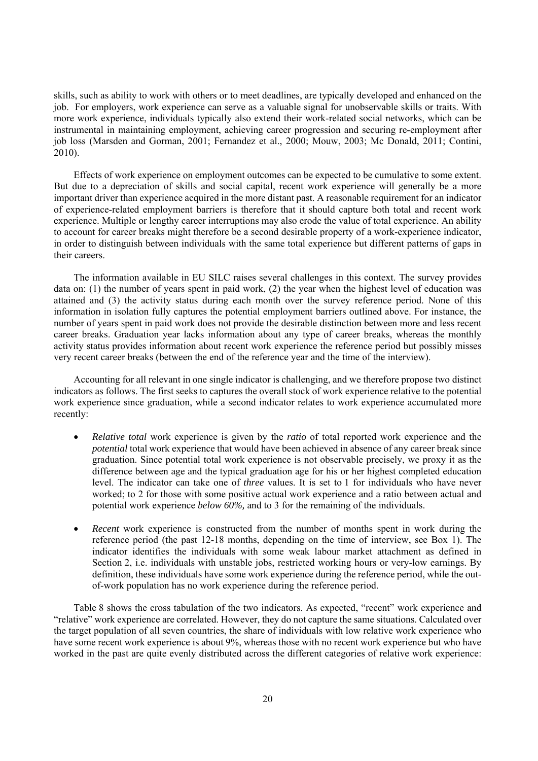skills, such as ability to work with others or to meet deadlines, are typically developed and enhanced on the job. For employers, work experience can serve as a valuable signal for unobservable skills or traits. With more work experience, individuals typically also extend their work-related social networks, which can be instrumental in maintaining employment, achieving career progression and securing re-employment after job loss (Marsden and Gorman, 2001; Fernandez et al., 2000; Mouw, 2003; Mc Donald, 2011; Contini, 2010).

Effects of work experience on employment outcomes can be expected to be cumulative to some extent. But due to a depreciation of skills and social capital, recent work experience will generally be a more important driver than experience acquired in the more distant past. A reasonable requirement for an indicator of experience-related employment barriers is therefore that it should capture both total and recent work experience. Multiple or lengthy career interruptions may also erode the value of total experience. An ability to account for career breaks might therefore be a second desirable property of a work-experience indicator, in order to distinguish between individuals with the same total experience but different patterns of gaps in their careers.

The information available in EU SILC raises several challenges in this context. The survey provides data on: (1) the number of years spent in paid work, (2) the year when the highest level of education was attained and (3) the activity status during each month over the survey reference period. None of this information in isolation fully captures the potential employment barriers outlined above. For instance, the number of years spent in paid work does not provide the desirable distinction between more and less recent career breaks. Graduation year lacks information about any type of career breaks, whereas the monthly activity status provides information about recent work experience the reference period but possibly misses very recent career breaks (between the end of the reference year and the time of the interview).

Accounting for all relevant in one single indicator is challenging, and we therefore propose two distinct indicators as follows. The first seeks to captures the overall stock of work experience relative to the potential work experience since graduation, while a second indicator relates to work experience accumulated more recently:

- *Relative total* work experience is given by the *ratio* of total reported work experience and the *potential* total work experience that would have been achieved in absence of any career break since graduation. Since potential total work experience is not observable precisely, we proxy it as the difference between age and the typical graduation age for his or her highest completed education level. The indicator can take one of *three* values. It is set to 1 for individuals who have never worked; to 2 for those with some positive actual work experience and a ratio between actual and potential work experience *below 60%,* and to 3 for the remaining of the individuals.
- *Recent* work experience is constructed from the number of months spent in work during the reference period (the past 12-18 months, depending on the time of interview, see Box 1). The indicator identifies the individuals with some weak labour market attachment as defined in Section 2, i.e. individuals with unstable jobs, restricted working hours or very-low earnings. By definition, these individuals have some work experience during the reference period, while the out-of-work population has no work experience during the reference period.

Table 8 shows the cross tabulation of the two indicators. As expected, "recent" work experience and "relative" work experience are correlated. However, they do not capture the same situations. Calculated over the target population of all seven countries, the share of individuals with low relative work experience who have some recent work experience is about 9%, whereas those with no recent work experience but who have worked in the past are quite evenly distributed across the different categories of relative work experience: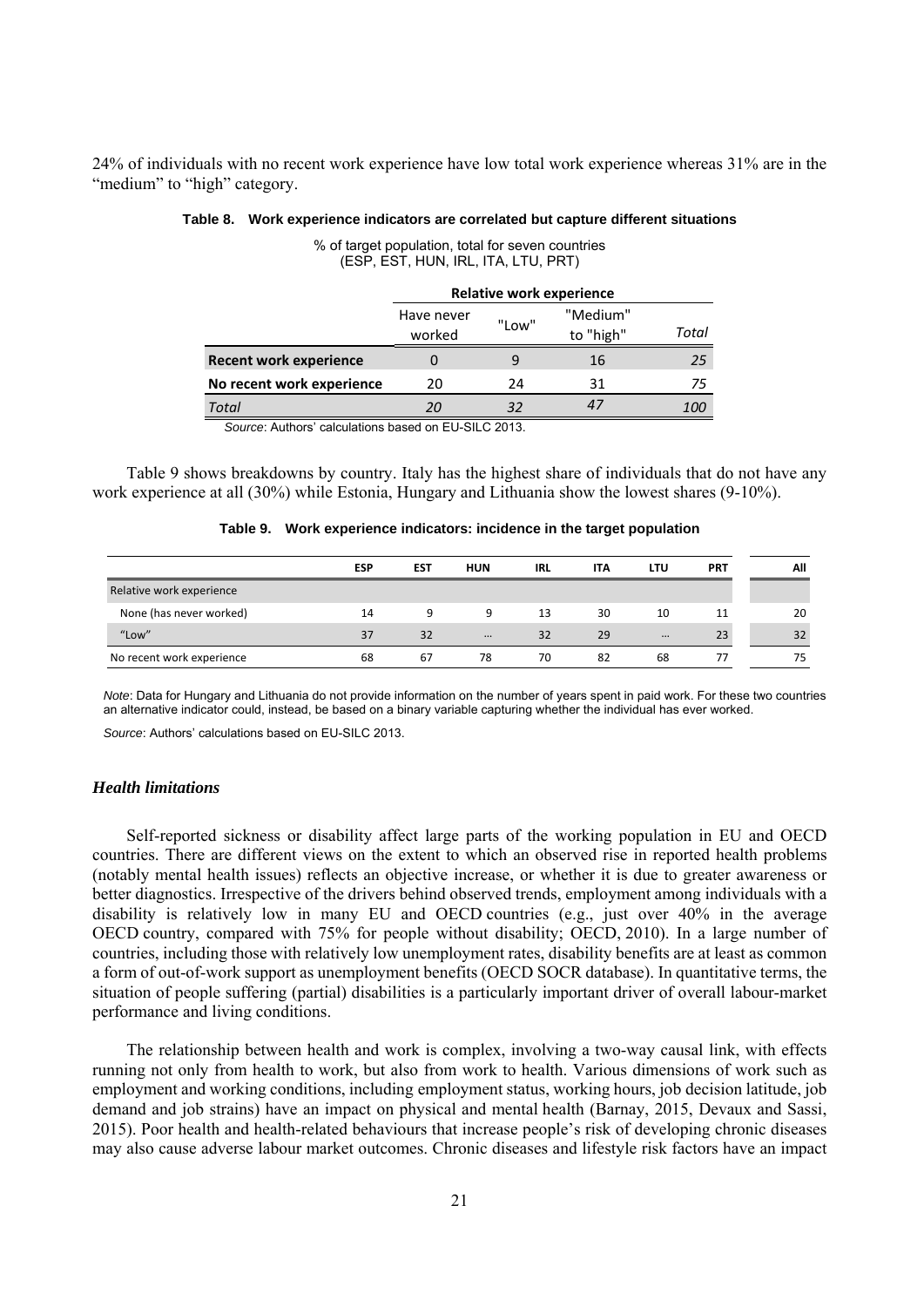24% of individuals with no recent work experience have low total work experience whereas 31% are in the "medium" to "high" category.

**Table 8. Work experience indicators are correlated but capture different situations**

% of target population, total for seven countries (ESP, EST, HUN, IRL, ITA, LTU, PRT)

| | Relative work experience | | | |
|---|---|---|---|---|
| | Have never worked | "Low" | "Medium" to "high" | *Total* |
| **Recent work experience** | 0 | 9 | 16 | *25* |
| **No recent work experience** | 20 | 24 | 31 | *75* |
| *Total* | *20* | *32* | *47* | *100* |

*Source*: Authors' calculations based on EU-SILC 2013.

Table 9 shows breakdowns by country. Italy has the highest share of individuals that do not have any work experience at all (30%) while Estonia, Hungary and Lithuania show the lowest shares (9-10%).

**Table 9. Work experience indicators: incidence in the target population**

| | ESP | EST | HUN | IRL | ITA | LTU | PRT | All |
|---|---|---|---|---|---|---|---|---|
| Relative work experience | | | | | | | | |
| None (has never worked) | 14 | 9 | 9 | 13 | 30 | 10 | 11 | 20 |
| "Low" | 37 | 32 | ... | 32 | 29 | ... | 23 | 32 |
| No recent work experience | 68 | 67 | 78 | 70 | 82 | 68 | 77 | 75 |

*Note*: Data for Hungary and Lithuania do not provide information on the number of years spent in paid work. For these two countries an alternative indicator could, instead, be based on a binary variable capturing whether the individual has ever worked.

*Source*: Authors' calculations based on EU-SILC 2013.

### *Health limitations*

Self-reported sickness or disability affect large parts of the working population in EU and OECD countries. There are different views on the extent to which an observed rise in reported health problems (notably mental health issues) reflects an objective increase, or whether it is due to greater awareness or better diagnostics. Irrespective of the drivers behind observed trends, employment among individuals with a disability is relatively low in many EU and OECD countries (e.g., just over 40% in the average OECD country, compared with 75% for people without disability; OECD, 2010). In a large number of countries, including those with relatively low unemployment rates, disability benefits are at least as common a form of out-of-work support as unemployment benefits (OECD SOCR database). In quantitative terms, the situation of people suffering (partial) disabilities is a particularly important driver of overall labour-market performance and living conditions.

The relationship between health and work is complex, involving a two-way causal link, with effects running not only from health to work, but also from work to health. Various dimensions of work such as employment and working conditions, including employment status, working hours, job decision latitude, job demand and job strains) have an impact on physical and mental health (Barnay, 2015, Devaux and Sassi, 2015). Poor health and health-related behaviours that increase people's risk of developing chronic diseases may also cause adverse labour market outcomes. Chronic diseases and lifestyle risk factors have an impact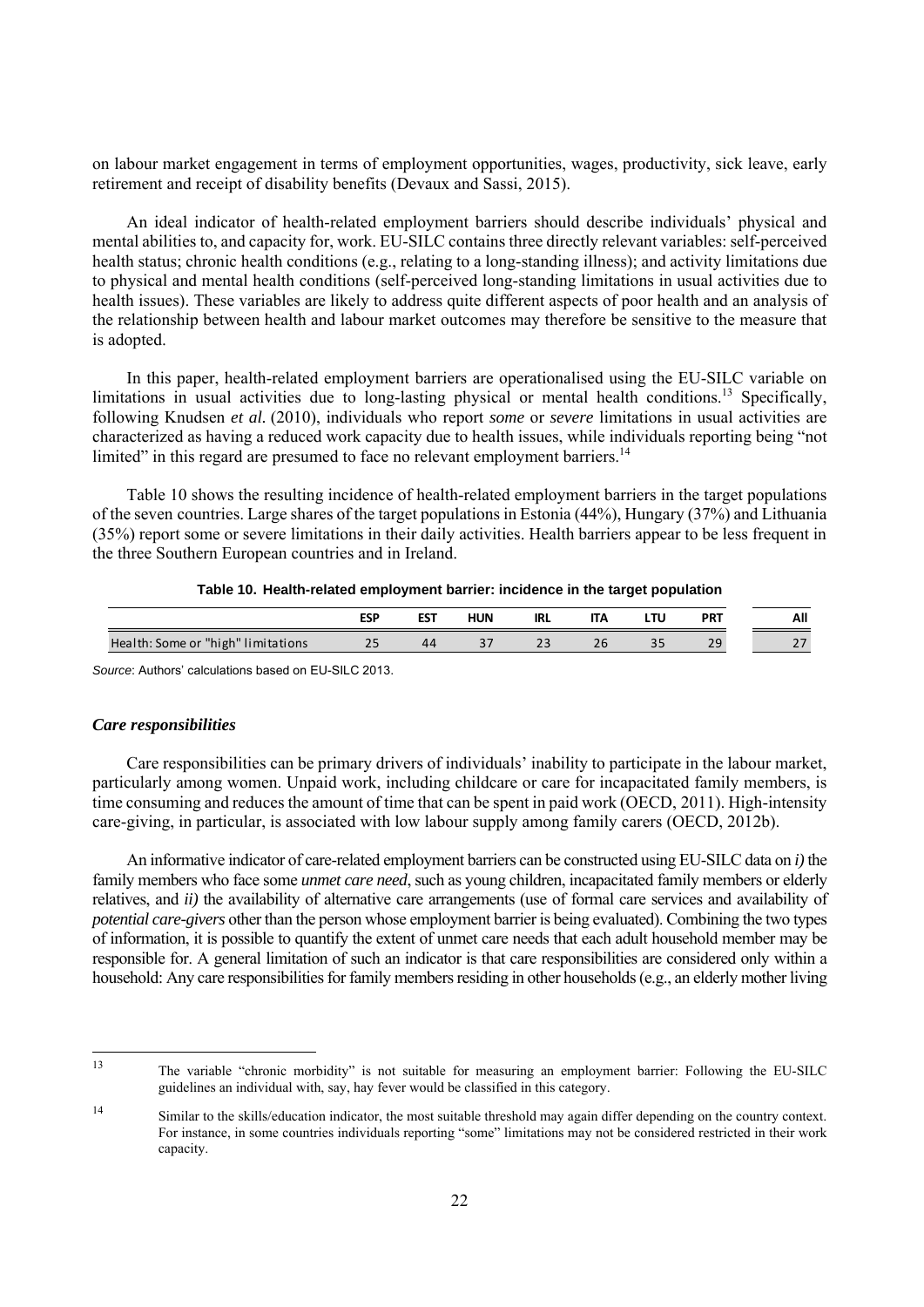on labour market engagement in terms of employment opportunities, wages, productivity, sick leave, early retirement and receipt of disability benefits (Devaux and Sassi, 2015).

An ideal indicator of health-related employment barriers should describe individuals' physical and mental abilities to, and capacity for, work. EU-SILC contains three directly relevant variables: self-perceived health status; chronic health conditions (e.g., relating to a long-standing illness); and activity limitations due to physical and mental health conditions (self-perceived long-standing limitations in usual activities due to health issues). These variables are likely to address quite different aspects of poor health and an analysis of the relationship between health and labour market outcomes may therefore be sensitive to the measure that is adopted.

In this paper, health-related employment barriers are operationalised using the EU-SILC variable on limitations in usual activities due to long-lasting physical or mental health conditions.[13] Specifically, following Knudsen *et al.* (2010), individuals who report *some* or *severe* limitations in usual activities are characterized as having a reduced work capacity due to health issues, while individuals reporting being "not limited" in this regard are presumed to face no relevant employment barriers.[14]

Table 10 shows the resulting incidence of health-related employment barriers in the target populations of the seven countries. Large shares of the target populations in Estonia (44%), Hungary (37%) and Lithuania (35%) report some or severe limitations in their daily activities. Health barriers appear to be less frequent in the three Southern European countries and in Ireland.

**Table 10. Health-related employment barrier: incidence in the target population**

| | ESP | EST | HUN | IRL | ITA | LTU | PRT | All |
|---|---|---|---|---|---|---|---|---|
| Health: Some or "high" limitations | 25 | 44 | 37 | 23 | 26 | 35 | 29 | 27 |

*Source*: Authors' calculations based on EU-SILC 2013.

### *Care responsibilities*

Care responsibilities can be primary drivers of individuals' inability to participate in the labour market, particularly among women. Unpaid work, including childcare or care for incapacitated family members, is time consuming and reduces the amount of time that can be spent in paid work (OECD, 2011). High-intensity care-giving, in particular, is associated with low labour supply among family carers (OECD, 2012b).

An informative indicator of care-related employment barriers can be constructed using EU-SILC data on *i)* the family members who face some *unmet care need*, such as young children, incapacitated family members or elderly relatives, and *ii)* the availability of alternative care arrangements (use of formal care services and availability of *potential care-givers* other than the person whose employment barrier is being evaluated). Combining the two types of information, it is possible to quantify the extent of unmet care needs that each adult household member may be responsible for. A general limitation of such an indicator is that care responsibilities are considered only within a household: Any care responsibilities for family members residing in other households (e.g., an elderly mother living

---

13 The variable "chronic morbidity" is not suitable for measuring an employment barrier: Following the EU-SILC guidelines an individual with, say, hay fever would be classified in this category.

14 Similar to the skills/education indicator, the most suitable threshold may again differ depending on the country context. For instance, in some countries individuals reporting "some" limitations may not be considered restricted in their work capacity.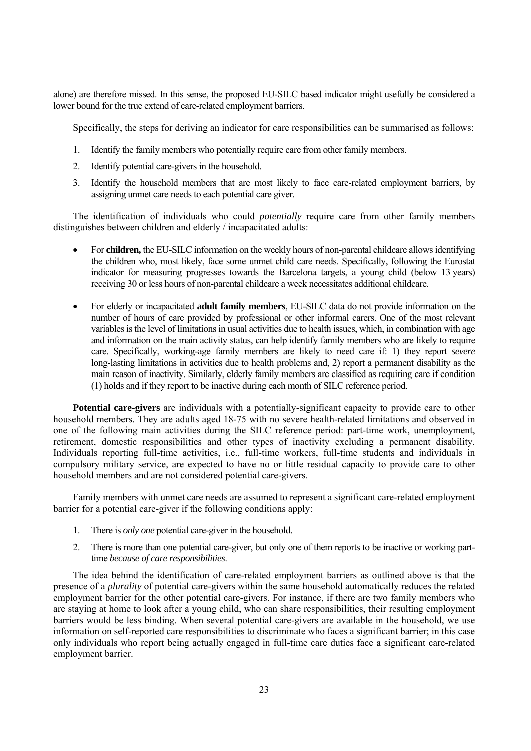alone) are therefore missed. In this sense, the proposed EU-SILC based indicator might usefully be considered a lower bound for the true extend of care-related employment barriers.

Specifically, the steps for deriving an indicator for care responsibilities can be summarised as follows:

1. Identify the family members who potentially require care from other family members.
2. Identify potential care-givers in the household.
3. Identify the household members that are most likely to face care-related employment barriers, by assigning unmet care needs to each potential care giver.

The identification of individuals who could *potentially* require care from other family members distinguishes between children and elderly / incapacitated adults:

- For **children,** the EU-SILC information on the weekly hours of non-parental childcare allows identifying the children who, most likely, face some unmet child care needs. Specifically, following the Eurostat indicator for measuring progresses towards the Barcelona targets, a young child (below 13 years) receiving 30 or less hours of non-parental childcare a week necessitates additional childcare.
- For elderly or incapacitated **adult family members**, EU-SILC data do not provide information on the number of hours of care provided by professional or other informal carers. One of the most relevant variables is the level of limitations in usual activities due to health issues, which, in combination with age and information on the main activity status, can help identify family members who are likely to require care. Specifically, working-age family members are likely to need care if: 1) they report *severe* long-lasting limitations in activities due to health problems and, 2) report a permanent disability as the main reason of inactivity. Similarly, elderly family members are classified as requiring care if condition (1) holds and if they report to be inactive during each month of SILC reference period.

**Potential care-givers** are individuals with a potentially-significant capacity to provide care to other household members. They are adults aged 18-75 with no severe health-related limitations and observed in one of the following main activities during the SILC reference period: part-time work, unemployment, retirement, domestic responsibilities and other types of inactivity excluding a permanent disability. Individuals reporting full-time activities, i.e., full-time workers, full-time students and individuals in compulsory military service, are expected to have no or little residual capacity to provide care to other household members and are not considered potential care-givers.

Family members with unmet care needs are assumed to represent a significant care-related employment barrier for a potential care-giver if the following conditions apply:

1. There is *only one* potential care-giver in the household.
2. There is more than one potential care-giver, but only one of them reports to be inactive or working part-time *because of care responsibilities*.

The idea behind the identification of care-related employment barriers as outlined above is that the presence of a *plurality* of potential care-givers within the same household automatically reduces the related employment barrier for the other potential care-givers. For instance, if there are two family members who are staying at home to look after a young child, who can share responsibilities, their resulting employment barriers would be less binding. When several potential care-givers are available in the household, we use information on self-reported care responsibilities to discriminate who faces a significant barrier; in this case only individuals who report being actually engaged in full-time care duties face a significant care-related employment barrier.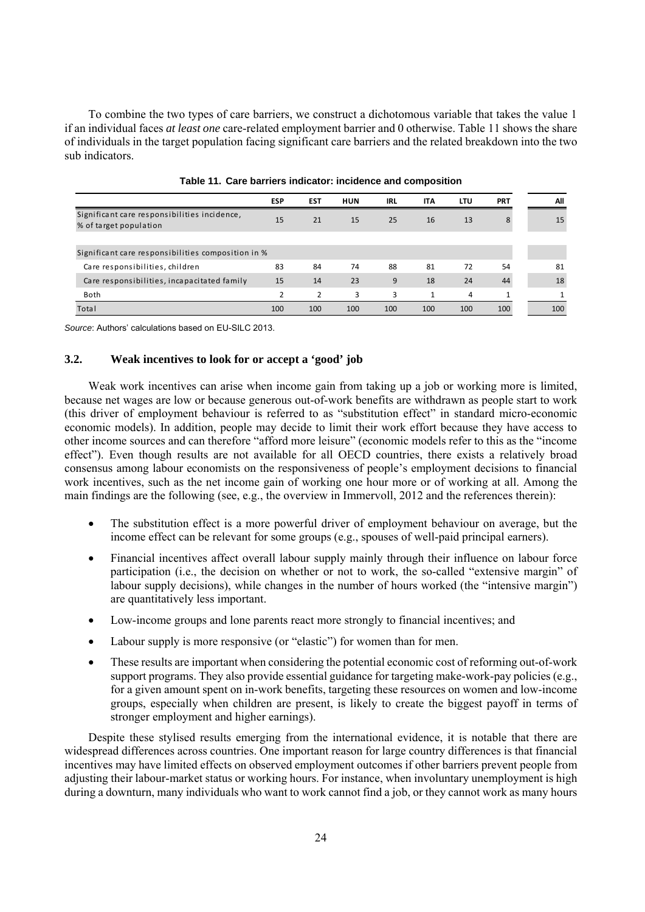To combine the two types of care barriers, we construct a dichotomous variable that takes the value 1 if an individual faces *at least one* care-related employment barrier and 0 otherwise. Table 11 shows the share of individuals in the target population facing significant care barriers and the related breakdown into the two sub indicators.

**Table 11. Care barriers indicator: incidence and composition**

| | ESP | EST | HUN | IRL | ITA | LTU | PRT | All |
|---|---|---|---|---|---|---|---|---|
| Significant care responsibilities incidence, % of target population | 15 | 21 | 15 | 25 | 16 | 13 | 8 | 15 |
| Significant care responsibilities composition in % | | | | | | | | |
| Care responsibilities, children | 83 | 84 | 74 | 88 | 81 | 72 | 54 | 81 |
| Care responsibilities, incapacitated family | 15 | 14 | 23 | 9 | 18 | 24 | 44 | 18 |
| Both | 2 | 2 | 3 | 3 | 1 | 4 | 1 | 1 |
| Total | 100 | 100 | 100 | 100 | 100 | 100 | 100 | 100 |

*Source*: Authors' calculations based on EU-SILC 2013.

### 3.2. Weak incentives to look for or accept a 'good' job

Weak work incentives can arise when income gain from taking up a job or working more is limited, because net wages are low or because generous out-of-work benefits are withdrawn as people start to work (this driver of employment behaviour is referred to as "substitution effect" in standard micro-economic economic models). In addition, people may decide to limit their work effort because they have access to other income sources and can therefore "afford more leisure" (economic models refer to this as the "income effect"). Even though results are not available for all OECD countries, there exists a relatively broad consensus among labour economists on the responsiveness of people's employment decisions to financial work incentives, such as the net income gain of working one hour more or of working at all. Among the main findings are the following (see, e.g., the overview in Immervoll, 2012 and the references therein):

- The substitution effect is a more powerful driver of employment behaviour on average, but the income effect can be relevant for some groups (e.g., spouses of well-paid principal earners).
- Financial incentives affect overall labour supply mainly through their influence on labour force participation (i.e., the decision on whether or not to work, the so-called "extensive margin" of labour supply decisions), while changes in the number of hours worked (the "intensive margin") are quantitatively less important.
- Low-income groups and lone parents react more strongly to financial incentives; and
- Labour supply is more responsive (or "elastic") for women than for men.
- These results are important when considering the potential economic cost of reforming out-of-work support programs. They also provide essential guidance for targeting make-work-pay policies (e.g., for a given amount spent on in-work benefits, targeting these resources on women and low-income groups, especially when children are present, is likely to create the biggest payoff in terms of stronger employment and higher earnings).

Despite these stylised results emerging from the international evidence, it is notable that there are widespread differences across countries. One important reason for large country differences is that financial incentives may have limited effects on observed employment outcomes if other barriers prevent people from adjusting their labour-market status or working hours. For instance, when involuntary unemployment is high during a downturn, many individuals who want to work cannot find a job, or they cannot work as many hours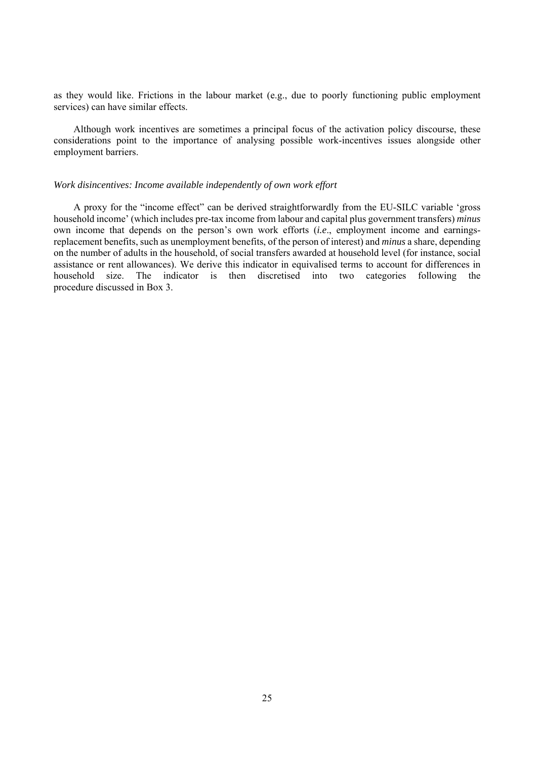as they would like. Frictions in the labour market (e.g., due to poorly functioning public employment services) can have similar effects.

Although work incentives are sometimes a principal focus of the activation policy discourse, these considerations point to the importance of analysing possible work-incentives issues alongside other employment barriers.

*Work disincentives: Income available independently of own work effort*

A proxy for the "income effect" can be derived straightforwardly from the EU-SILC variable 'gross household income' (which includes pre-tax income from labour and capital plus government transfers) *minus* own income that depends on the person's own work efforts (*i.e*., employment income and earnings-replacement benefits, such as unemployment benefits, of the person of interest) and *minus* a share, depending on the number of adults in the household, of social transfers awarded at household level (for instance, social assistance or rent allowances). We derive this indicator in equivalised terms to account for differences in household size. The indicator is then discretised into two categories following the procedure discussed in Box 3.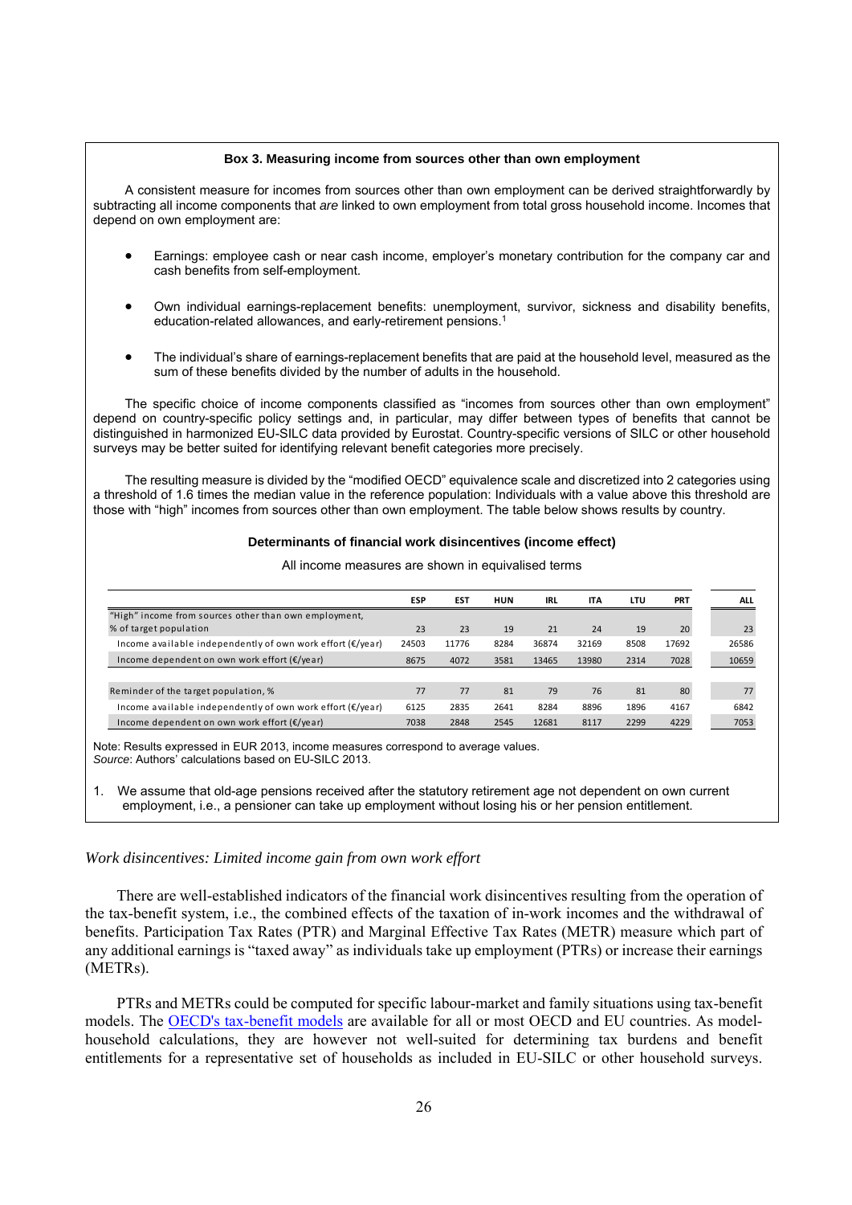**Box 3. Measuring income from sources other than own employment**

A consistent measure for incomes from sources other than own employment can be derived straightforwardly by subtracting all income components that *are* linked to own employment from total gross household income. Incomes that depend on own employment are:

- Earnings: employee cash or near cash income, employer's monetary contribution for the company car and cash benefits from self-employment.
- Own individual earnings-replacement benefits: unemployment, survivor, sickness and disability benefits, education-related allowances, and early-retirement pensions.[1]
- The individual's share of earnings-replacement benefits that are paid at the household level, measured as the sum of these benefits divided by the number of adults in the household.

The specific choice of income components classified as "incomes from sources other than own employment" depend on country-specific policy settings and, in particular, may differ between types of benefits that cannot be distinguished in harmonized EU-SILC data provided by Eurostat. Country-specific versions of SILC or other household surveys may be better suited for identifying relevant benefit categories more precisely.

The resulting measure is divided by the "modified OECD" equivalence scale and discretized into 2 categories using a threshold of 1.6 times the median value in the reference population: Individuals with a value above this threshold are those with "high" incomes from sources other than own employment. The table below shows results by country.

**Determinants of financial work disincentives (income effect)**

All income measures are shown in equivalised terms

| | ESP | EST | HUN | IRL | ITA | LTU | PRT | ALL |
|---|---|---|---|---|---|---|---|---|
| "High" income from sources other than own employment, % of target population | 23 | 23 | 19 | 21 | 24 | 19 | 20 | 23 |
| Income available independently of own work effort (€/year) | 24503 | 11776 | 8284 | 36874 | 32169 | 8508 | 17692 | 26586 |
| Income dependent on own work effort (€/year) | 8675 | 4072 | 3581 | 13465 | 13980 | 2314 | 7028 | 10659 |
| Reminder of the target population, % | 77 | 77 | 81 | 79 | 76 | 81 | 80 | 77 |
| Income available independently of own work effort (€/year) | 6125 | 2835 | 2641 | 8284 | 8896 | 1896 | 4167 | 6842 |
| Income dependent on own work effort (€/year) | 7038 | 2848 | 2545 | 12681 | 8117 | 2299 | 4229 | 7053 |

Note: Results expressed in EUR 2013, income measures correspond to average values.
*Source*: Authors' calculations based on EU-SILC 2013.

1. We assume that old-age pensions received after the statutory retirement age not dependent on own current employment, i.e., a pensioner can take up employment without losing his or her pension entitlement.

*Work disincentives: Limited income gain from own work effort*

There are well-established indicators of the financial work disincentives resulting from the operation of the tax-benefit system, i.e., the combined effects of the taxation of in-work incomes and the withdrawal of benefits. Participation Tax Rates (PTR) and Marginal Effective Tax Rates (METR) measure which part of any additional earnings is "taxed away" as individuals take up employment (PTRs) or increase their earnings (METRs).

PTRs and METRs could be computed for specific labour-market and family situations using tax-benefit models. The OECD's tax-benefit models are available for all or most OECD and EU countries. As model-household calculations, they are however not well-suited for determining tax burdens and benefit entitlements for a representative set of households as included in EU-SILC or other household surveys.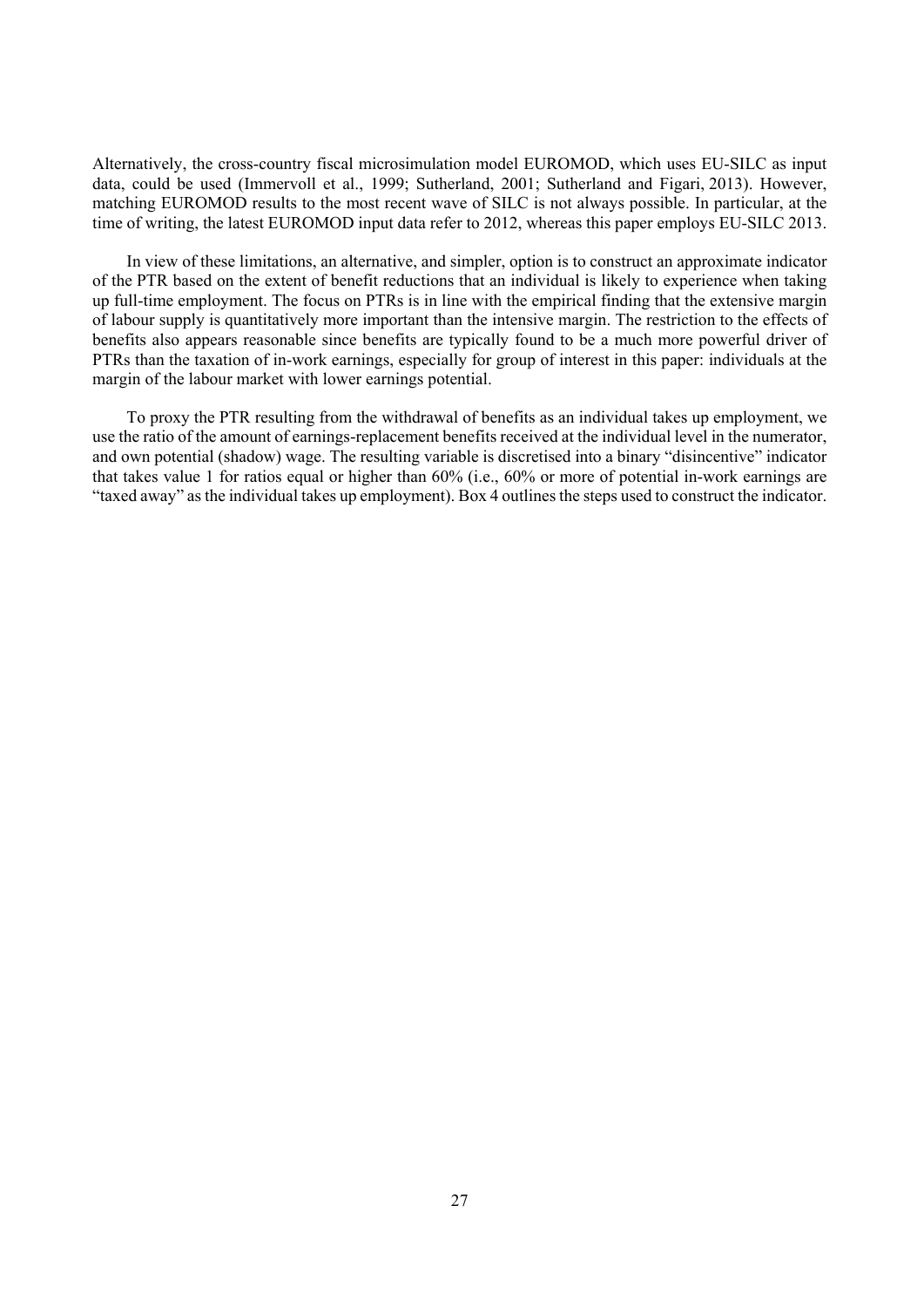Alternatively, the cross-country fiscal microsimulation model EUROMOD, which uses EU-SILC as input data, could be used (Immervoll et al., 1999; Sutherland, 2001; Sutherland and Figari, 2013). However, matching EUROMOD results to the most recent wave of SILC is not always possible. In particular, at the time of writing, the latest EUROMOD input data refer to 2012, whereas this paper employs EU-SILC 2013.

In view of these limitations, an alternative, and simpler, option is to construct an approximate indicator of the PTR based on the extent of benefit reductions that an individual is likely to experience when taking up full-time employment. The focus on PTRs is in line with the empirical finding that the extensive margin of labour supply is quantitatively more important than the intensive margin. The restriction to the effects of benefits also appears reasonable since benefits are typically found to be a much more powerful driver of PTRs than the taxation of in-work earnings, especially for group of interest in this paper: individuals at the margin of the labour market with lower earnings potential.

To proxy the PTR resulting from the withdrawal of benefits as an individual takes up employment, we use the ratio of the amount of earnings-replacement benefits received at the individual level in the numerator, and own potential (shadow) wage. The resulting variable is discretised into a binary "disincentive" indicator that takes value 1 for ratios equal or higher than 60% (i.e., 60% or more of potential in-work earnings are "taxed away" as the individual takes up employment). Box 4 outlines the steps used to construct the indicator.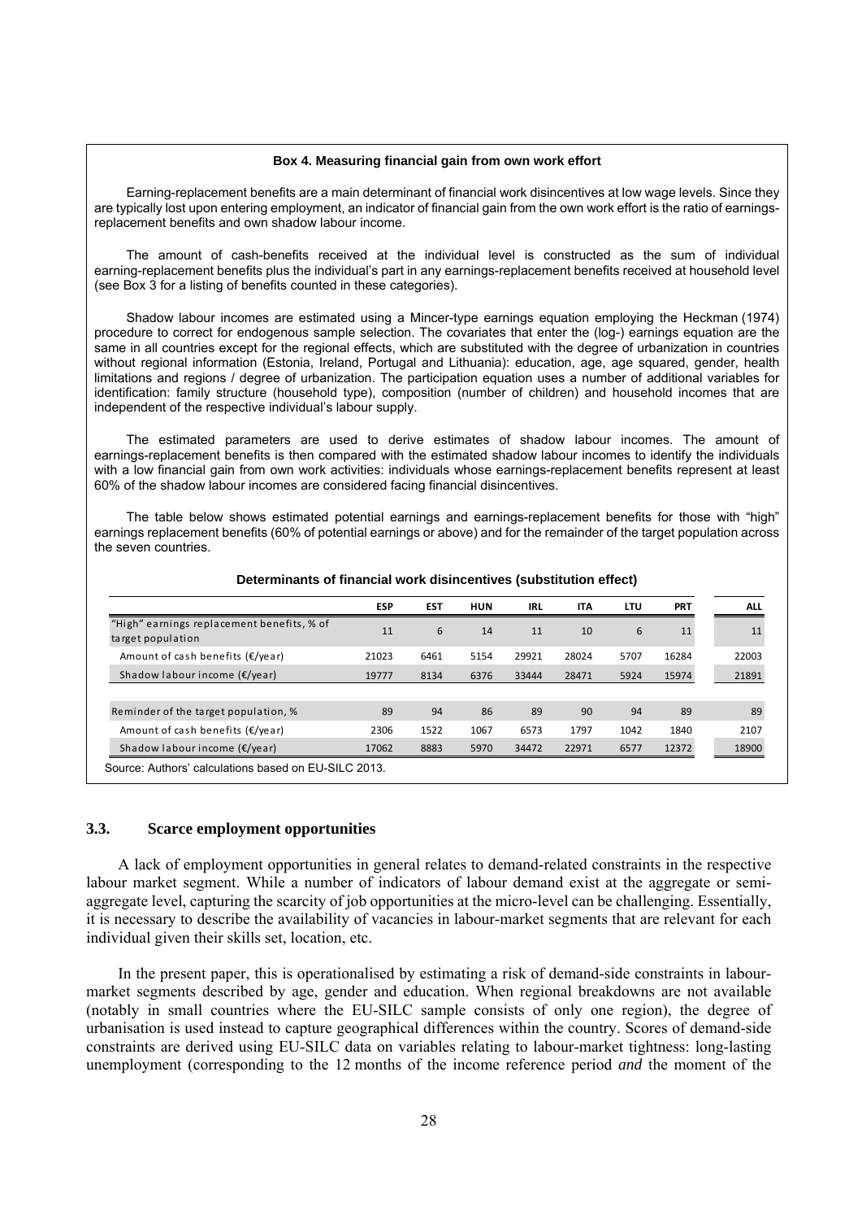**Box 4. Measuring financial gain from own work effort**

Earning-replacement benefits are a main determinant of financial work disincentives at low wage levels. Since they are typically lost upon entering employment, an indicator of financial gain from the own work effort is the ratio of earnings-replacement benefits and own shadow labour income.

The amount of cash-benefits received at the individual level is constructed as the sum of individual earning-replacement benefits plus the individual's part in any earnings-replacement benefits received at household level (see Box 3 for a listing of benefits counted in these categories).

Shadow labour incomes are estimated using a Mincer-type earnings equation employing the Heckman (1974) procedure to correct for endogenous sample selection. The covariates that enter the (log-) earnings equation are the same in all countries except for the regional effects, which are substituted with the degree of urbanization in countries without regional information (Estonia, Ireland, Portugal and Lithuania): education, age, age squared, gender, health limitations and regions / degree of urbanization. The participation equation uses a number of additional variables for identification: family structure (household type), composition (number of children) and household incomes that are independent of the respective individual's labour supply.

The estimated parameters are used to derive estimates of shadow labour incomes. The amount of earnings-replacement benefits is then compared with the estimated shadow labour incomes to identify the individuals with a low financial gain from own work activities: individuals whose earnings-replacement benefits represent at least 60% of the shadow labour incomes are considered facing financial disincentives.

The table below shows estimated potential earnings and earnings-replacement benefits for those with "high" earnings replacement benefits (60% of potential earnings or above) and for the remainder of the target population across the seven countries.

**Determinants of financial work disincentives (substitution effect)**

| | ESP | EST | HUN | IRL | ITA | LTU | PRT | ALL |
|---|---|---|---|---|---|---|---|---|
| "High" earnings replacement benefits, % of target population | 11 | 6 | 14 | 11 | 10 | 6 | 11 | 11 |
| Amount of cash benefits (€/year) | 21023 | 6461 | 5154 | 29921 | 28024 | 5707 | 16284 | 22003 |
| Shadow labour income (€/year) | 19777 | 8134 | 6376 | 33444 | 28471 | 5924 | 15974 | 21891 |
| | | | | | | | | |
| Reminder of the target population, % | 89 | 94 | 86 | 89 | 90 | 94 | 89 | 89 |
| Amount of cash benefits (€/year) | 2306 | 1522 | 1067 | 6573 | 1797 | 1042 | 1840 | 2107 |
| Shadow labour income (€/year) | 17062 | 8883 | 5970 | 34472 | 22971 | 6577 | 12372 | 18900 |

Source: Authors' calculations based on EU-SILC 2013.

### 3.3. Scarce employment opportunities

A lack of employment opportunities in general relates to demand-related constraints in the respective labour market segment. While a number of indicators of labour demand exist at the aggregate or semi-aggregate level, capturing the scarcity of job opportunities at the micro-level can be challenging. Essentially, it is necessary to describe the availability of vacancies in labour-market segments that are relevant for each individual given their skills set, location, etc.

In the present paper, this is operationalised by estimating a risk of demand-side constraints in labour-market segments described by age, gender and education. When regional breakdowns are not available (notably in small countries where the EU-SILC sample consists of only one region), the degree of urbanisation is used instead to capture geographical differences within the country. Scores of demand-side constraints are derived using EU-SILC data on variables relating to labour-market tightness: long-lasting unemployment (corresponding to the 12 months of the income reference period *and* the moment of the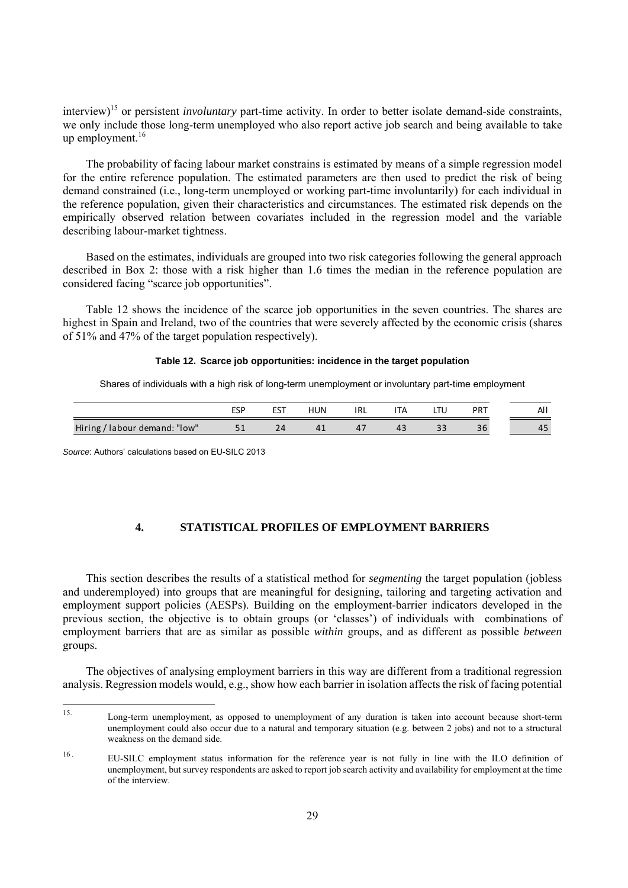interview)[15] or persistent *involuntary* part-time activity. In order to better isolate demand-side constraints, we only include those long-term unemployed who also report active job search and being available to take up employment.[16]

The probability of facing labour market constrains is estimated by means of a simple regression model for the entire reference population. The estimated parameters are then used to predict the risk of being demand constrained (i.e., long-term unemployed or working part-time involuntarily) for each individual in the reference population, given their characteristics and circumstances. The estimated risk depends on the empirically observed relation between covariates included in the regression model and the variable describing labour-market tightness.

Based on the estimates, individuals are grouped into two risk categories following the general approach described in Box 2: those with a risk higher than 1.6 times the median in the reference population are considered facing "scarce job opportunities".

Table 12 shows the incidence of the scarce job opportunities in the seven countries. The shares are highest in Spain and Ireland, two of the countries that were severely affected by the economic crisis (shares of 51% and 47% of the target population respectively).

**Table 12. Scarce job opportunities: incidence in the target population**

Shares of individuals with a high risk of long-term unemployment or involuntary part-time employment

| | ESP | EST | HUN | IRL | ITA | LTU | PRT | All |
|---|---|---|---|---|---|---|---|---|
| Hiring / labour demand: "low" | 51 | 24 | 41 | 47 | 43 | 33 | 36 | 45 |

*Source*: Authors' calculations based on EU-SILC 2013

## 4. STATISTICAL PROFILES OF EMPLOYMENT BARRIERS

This section describes the results of a statistical method for *segmenting* the target population (jobless and underemployed) into groups that are meaningful for designing, tailoring and targeting activation and employment support policies (AESPs). Building on the employment-barrier indicators developed in the previous section, the objective is to obtain groups (or 'classes') of individuals with combinations of employment barriers that are as similar as possible *within* groups, and as different as possible *between* groups.

The objectives of analysing employment barriers in this way are different from a traditional regression analysis. Regression models would, e.g., show how each barrier in isolation affects the risk of facing potential

15. Long-term unemployment, as opposed to unemployment of any duration is taken into account because short-term unemployment could also occur due to a natural and temporary situation (e.g. between 2 jobs) and not to a structural weakness on the demand side.

16. EU-SILC employment status information for the reference year is not fully in line with the ILO definition of unemployment, but survey respondents are asked to report job search activity and availability for employment at the time of the interview.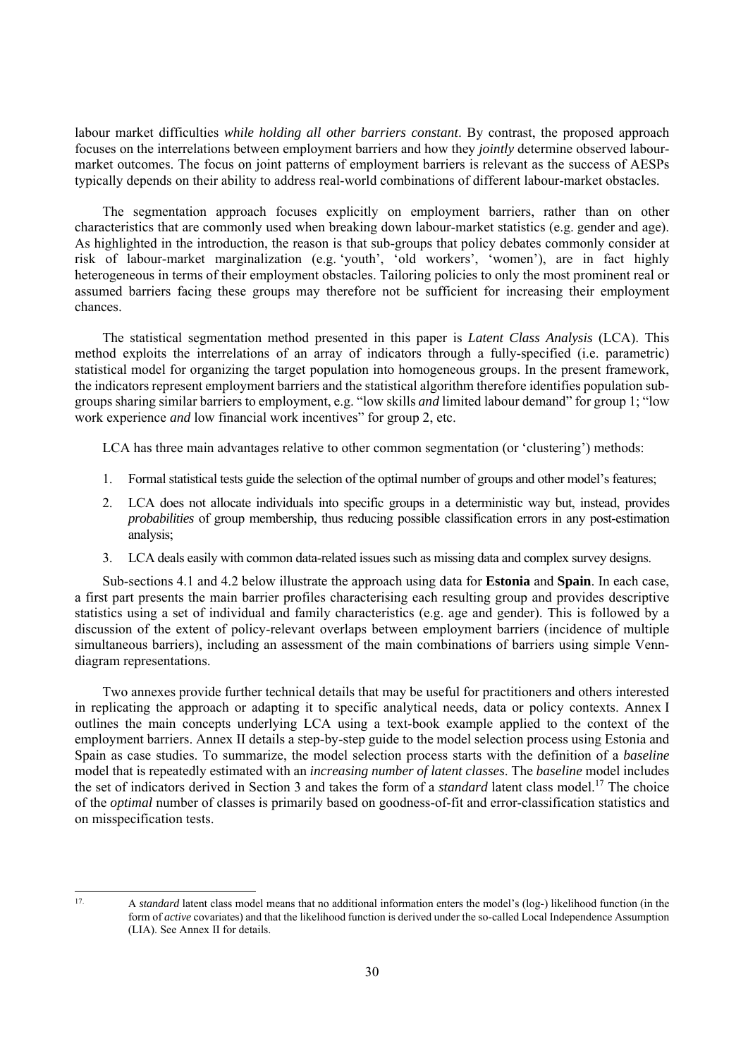labour market difficulties *while holding all other barriers constant*. By contrast, the proposed approach focuses on the interrelations between employment barriers and how they *jointly* determine observed labour-market outcomes. The focus on joint patterns of employment barriers is relevant as the success of AESPs typically depends on their ability to address real-world combinations of different labour-market obstacles.

The segmentation approach focuses explicitly on employment barriers, rather than on other characteristics that are commonly used when breaking down labour-market statistics (e.g. gender and age). As highlighted in the introduction, the reason is that sub-groups that policy debates commonly consider at risk of labour-market marginalization (e.g. 'youth', 'old workers', 'women'), are in fact highly heterogeneous in terms of their employment obstacles. Tailoring policies to only the most prominent real or assumed barriers facing these groups may therefore not be sufficient for increasing their employment chances.

The statistical segmentation method presented in this paper is *Latent Class Analysis* (LCA). This method exploits the interrelations of an array of indicators through a fully-specified (i.e. parametric) statistical model for organizing the target population into homogeneous groups. In the present framework, the indicators represent employment barriers and the statistical algorithm therefore identifies population sub-groups sharing similar barriers to employment, e.g. "low skills *and* limited labour demand" for group 1; "low work experience *and* low financial work incentives" for group 2, etc.

LCA has three main advantages relative to other common segmentation (or 'clustering') methods:

1. Formal statistical tests guide the selection of the optimal number of groups and other model's features;
2. LCA does not allocate individuals into specific groups in a deterministic way but, instead, provides *probabilities* of group membership, thus reducing possible classification errors in any post-estimation analysis;
3. LCA deals easily with common data-related issues such as missing data and complex survey designs.

Sub-sections 4.1 and 4.2 below illustrate the approach using data for **Estonia** and **Spain**. In each case, a first part presents the main barrier profiles characterising each resulting group and provides descriptive statistics using a set of individual and family characteristics (e.g. age and gender). This is followed by a discussion of the extent of policy-relevant overlaps between employment barriers (incidence of multiple simultaneous barriers), including an assessment of the main combinations of barriers using simple Venn-diagram representations.

Two annexes provide further technical details that may be useful for practitioners and others interested in replicating the approach or adapting it to specific analytical needs, data or policy contexts. Annex I outlines the main concepts underlying LCA using a text-book example applied to the context of the employment barriers. Annex II details a step-by-step guide to the model selection process using Estonia and Spain as case studies. To summarize, the model selection process starts with the definition of a *baseline* model that is repeatedly estimated with an *increasing number of latent classes*. The *baseline* model includes the set of indicators derived in Section 3 and takes the form of a *standard* latent class model.[17] The choice of the *optimal* number of classes is primarily based on goodness-of-fit and error-classification statistics and on misspecification tests.

---

17. A *standard* latent class model means that no additional information enters the model's (log-) likelihood function (in the form of *active* covariates) and that the likelihood function is derived under the so-called Local Independence Assumption (LIA). See Annex II for details.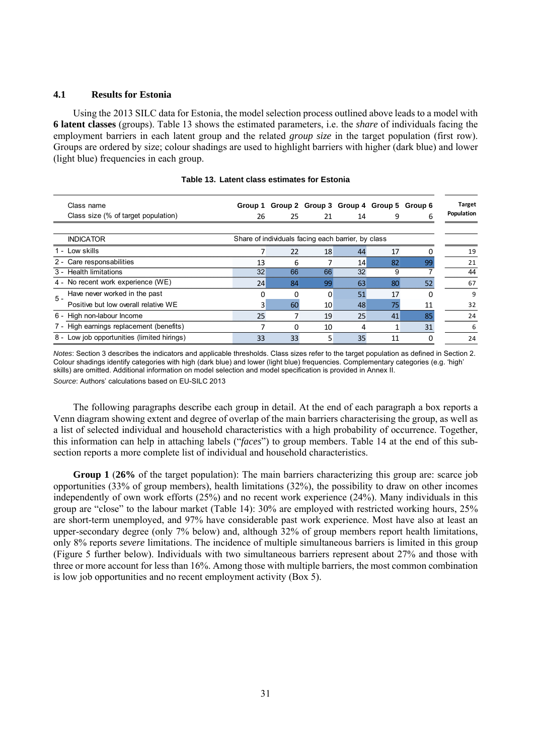### 4.1 Results for Estonia

Using the 2013 SILC data for Estonia, the model selection process outlined above leads to a model with **6 latent classes** (groups). Table 13 shows the estimated parameters, i.e. the *share* of individuals facing the employment barriers in each latent group and the related *group size* in the target population (first row). Groups are ordered by size; colour shadings are used to highlight barriers with higher (dark blue) and lower (light blue) frequencies in each group.

**Table 13. Latent class estimates for Estonia**

| | Class name | Group 1 | Group 2 | Group 3 | Group 4 | Group 5 | Group 6 | Target Population |
|---|---|---|---|---|---|---|---|---|
| | Class size (% of target population) | 26 | 25 | 21 | 14 | 9 | 6 | |
| | INDICATOR | Share of individuals facing each barrier, by class | | | | | | |
| 1 - | Low skills | 7 | 22 | 18 | 44 | 17 | 0 | 19 |
| 2 - | Care responsabilities | 13 | 6 | 7 | 14 | 82 | 99 | 21 |
| 3 - | Health limitations | 32 | 66 | 66 | 32 | 9 | 7 | 44 |
| 4 - | No recent work experience (WE) | 24 | 84 | 99 | 63 | 80 | 52 | 67 |
| 5 - | Have never worked in the past | 0 | 0 | 0 | 51 | 17 | 0 | 9 |
| | Positive but low overall relative WE | 3 | 60 | 10 | 48 | 75 | 11 | 32 |
| 6 - | High non-labour Income | 25 | 7 | 19 | 25 | 41 | 85 | 24 |
| 7 - | High earnings replacement (benefits) | 7 | 0 | 10 | 4 | 1 | 31 | 6 |
| 8 - | Low job opportunities (limited hirings) | 33 | 33 | 5 | 35 | 11 | 0 | 24 |

*Notes*: Section 3 describes the indicators and applicable thresholds. Class sizes refer to the target population as defined in Section 2. Colour shadings identify categories with high (dark blue) and lower (light blue) frequencies. Complementary categories (e.g. 'high' skills) are omitted. Additional information on model selection and model specification is provided in Annex II.

*Source*: Authors' calculations based on EU-SILC 2013

The following paragraphs describe each group in detail. At the end of each paragraph a box reports a Venn diagram showing extent and degree of overlap of the main barriers characterising the group, as well as a list of selected individual and household characteristics with a high probability of occurrence. Together, this information can help in attaching labels ("*faces*") to group members. Table 14 at the end of this sub-section reports a more complete list of individual and household characteristics.

**Group 1** (**26%** of the target population): The main barriers characterizing this group are: scarce job opportunities (33% of group members), health limitations (32%), the possibility to draw on other incomes independently of own work efforts (25%) and no recent work experience (24%). Many individuals in this group are "close" to the labour market (Table 14): 30% are employed with restricted working hours, 25% are short-term unemployed, and 97% have considerable past work experience. Most have also at least an upper-secondary degree (only 7% below) and, although 32% of group members report health limitations, only 8% reports *severe* limitations. The incidence of multiple simultaneous barriers is limited in this group (Figure 5 further below). Individuals with two simultaneous barriers represent about 27% and those with three or more account for less than 16%. Among those with multiple barriers, the most common combination is low job opportunities and no recent employment activity (Box 5).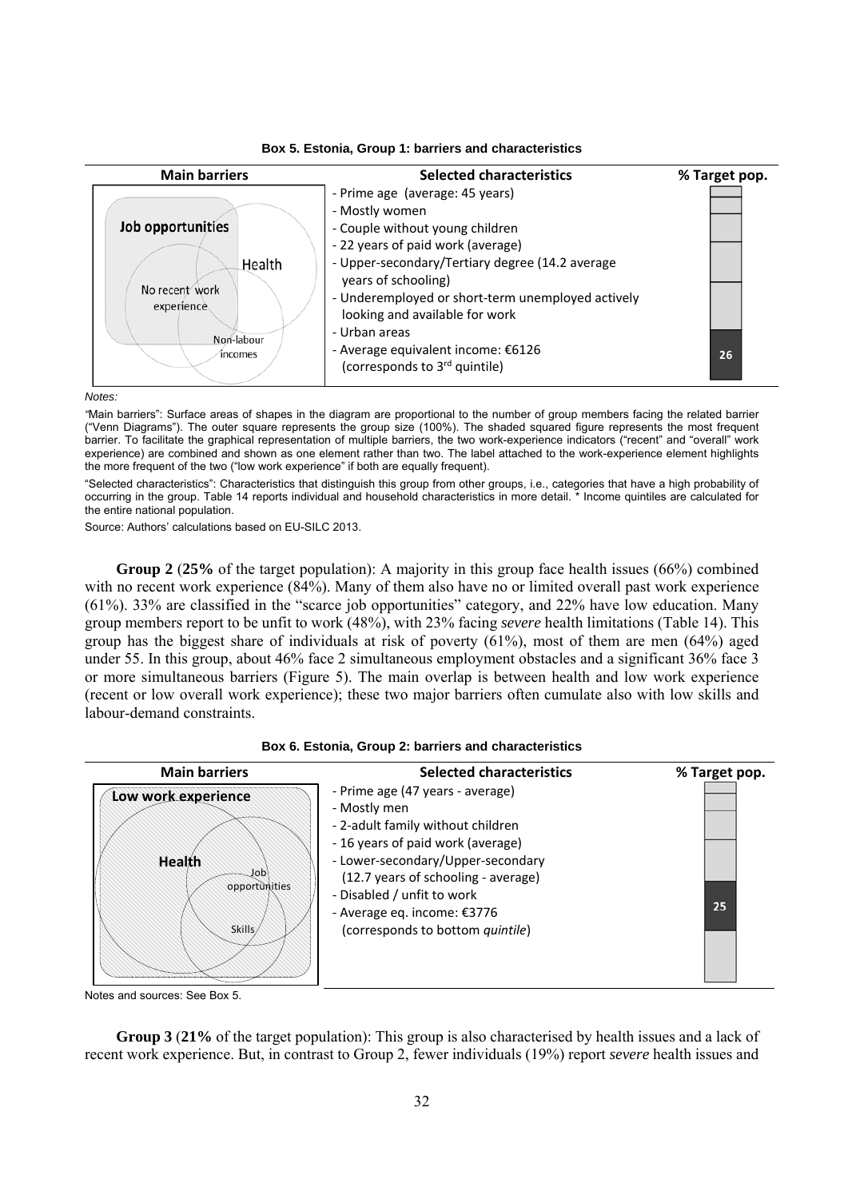**Box 5. Estonia, Group 1: barriers and characteristics**

| Main barriers | Selected characteristics | % Target pop. |
|---|---|---|
| Job opportunities; Health; No recent work experience; Non-labour incomes | - Prime age (average: 45 years)<br>- Mostly women<br>- Couple without young children<br>- 22 years of paid work (average)<br>- Upper-secondary/Tertiary degree (14.2 average years of schooling)<br>- Underemployed or short-term unemployed actively looking and available for work<br>- Urban areas<br>- Average equivalent income: €6126 (corresponds to 3rd quintile) | 26 |

*Notes:*

"Main barriers": Surface areas of shapes in the diagram are proportional to the number of group members facing the related barrier ("Venn Diagrams"). The outer square represents the group size (100%). The shaded squared figure represents the most frequent barrier. To facilitate the graphical representation of multiple barriers, the two work-experience indicators ("recent" and "overall" work experience) are combined and shown as one element rather than two. The label attached to the work-experience element highlights the more frequent of the two ("low work experience" if both are equally frequent).

"Selected characteristics": Characteristics that distinguish this group from other groups, i.e., categories that have a high probability of occurring in the group. Table 14 reports individual and household characteristics in more detail. * Income quintiles are calculated for the entire national population.

Source: Authors' calculations based on EU-SILC 2013.

**Group 2** (**25%** of the target population): A majority in this group face health issues (66%) combined with no recent work experience (84%). Many of them also have no or limited overall past work experience (61%). 33% are classified in the "scarce job opportunities" category, and 22% have low education. Many group members report to be unfit to work (48%), with 23% facing *severe* health limitations (Table 14). This group has the biggest share of individuals at risk of poverty (61%), most of them are men (64%) aged under 55. In this group, about 46% face 2 simultaneous employment obstacles and a significant 36% face 3 or more simultaneous barriers (Figure 5). The main overlap is between health and low work experience (recent or low overall work experience); these two major barriers often cumulate also with low skills and labour-demand constraints.

**Box 6. Estonia, Group 2: barriers and characteristics**

| Main barriers | Selected characteristics | % Target pop. |
|---|---|---|
| Low work experience; Health; Job opportunities; Skills | - Prime age (47 years - average)<br>- Mostly men<br>- 2-adult family without children<br>- 16 years of paid work (average)<br>- Lower-secondary/Upper-secondary (12.7 years of schooling - average)<br>- Disabled / unfit to work<br>- Average eq. income: €3776 (corresponds to bottom *quintile*) | 25 |

Notes and sources: See Box 5.

**Group 3** (**21%** of the target population): This group is also characterised by health issues and a lack of recent work experience. But, in contrast to Group 2, fewer individuals (19%) report *severe* health issues and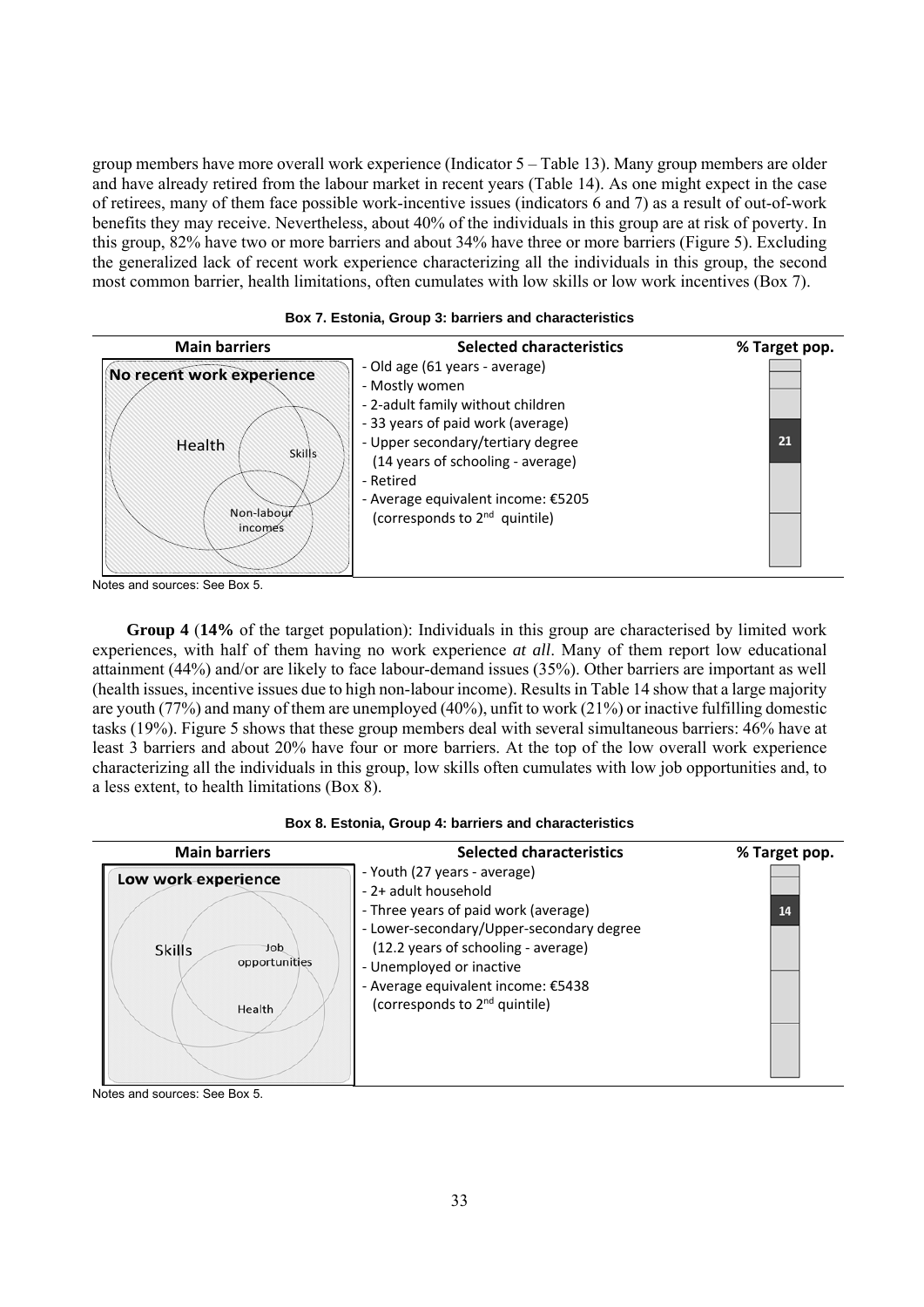group members have more overall work experience (Indicator 5 – Table 13). Many group members are older and have already retired from the labour market in recent years (Table 14). As one might expect in the case of retirees, many of them face possible work-incentive issues (indicators 6 and 7) as a result of out-of-work benefits they may receive. Nevertheless, about 40% of the individuals in this group are at risk of poverty. In this group, 82% have two or more barriers and about 34% have three or more barriers (Figure 5). Excluding the generalized lack of recent work experience characterizing all the individuals in this group, the second most common barrier, health limitations, often cumulates with low skills or low work incentives (Box 7).

**Box 7. Estonia, Group 3: barriers and characteristics**

| Main barriers | Selected characteristics | % Target pop. |
|---|---|---|
| No recent work experience; Health; Skills; Non-labour incomes | - Old age (61 years - average)<br>- Mostly women<br>- 2-adult family without children<br>- 33 years of paid work (average)<br>- Upper secondary/tertiary degree (14 years of schooling - average)<br>- Retired<br>- Average equivalent income: €5205 (corresponds to 2nd quintile) | 21 |

Notes and sources: See Box 5.

**Group 4** (**14%** of the target population): Individuals in this group are characterised by limited work experiences, with half of them having no work experience *at all*. Many of them report low educational attainment (44%) and/or are likely to face labour-demand issues (35%). Other barriers are important as well (health issues, incentive issues due to high non-labour income). Results in Table 14 show that a large majority are youth (77%) and many of them are unemployed (40%), unfit to work (21%) or inactive fulfilling domestic tasks (19%). Figure 5 shows that these group members deal with several simultaneous barriers: 46% have at least 3 barriers and about 20% have four or more barriers. At the top of the low overall work experience characterizing all the individuals in this group, low skills often cumulates with low job opportunities and, to a less extent, to health limitations (Box 8).

**Box 8. Estonia, Group 4: barriers and characteristics**

| Main barriers | Selected characteristics | % Target pop. |
|---|---|---|
| Low work experience; Skills; Job opportunities; Health | - Youth (27 years - average)<br>- 2+ adult household<br>- Three years of paid work (average)<br>- Lower-secondary/Upper-secondary degree (12.2 years of schooling - average)<br>- Unemployed or inactive<br>- Average equivalent income: €5438 (corresponds to 2nd quintile) | 14 |

Notes and sources: See Box 5.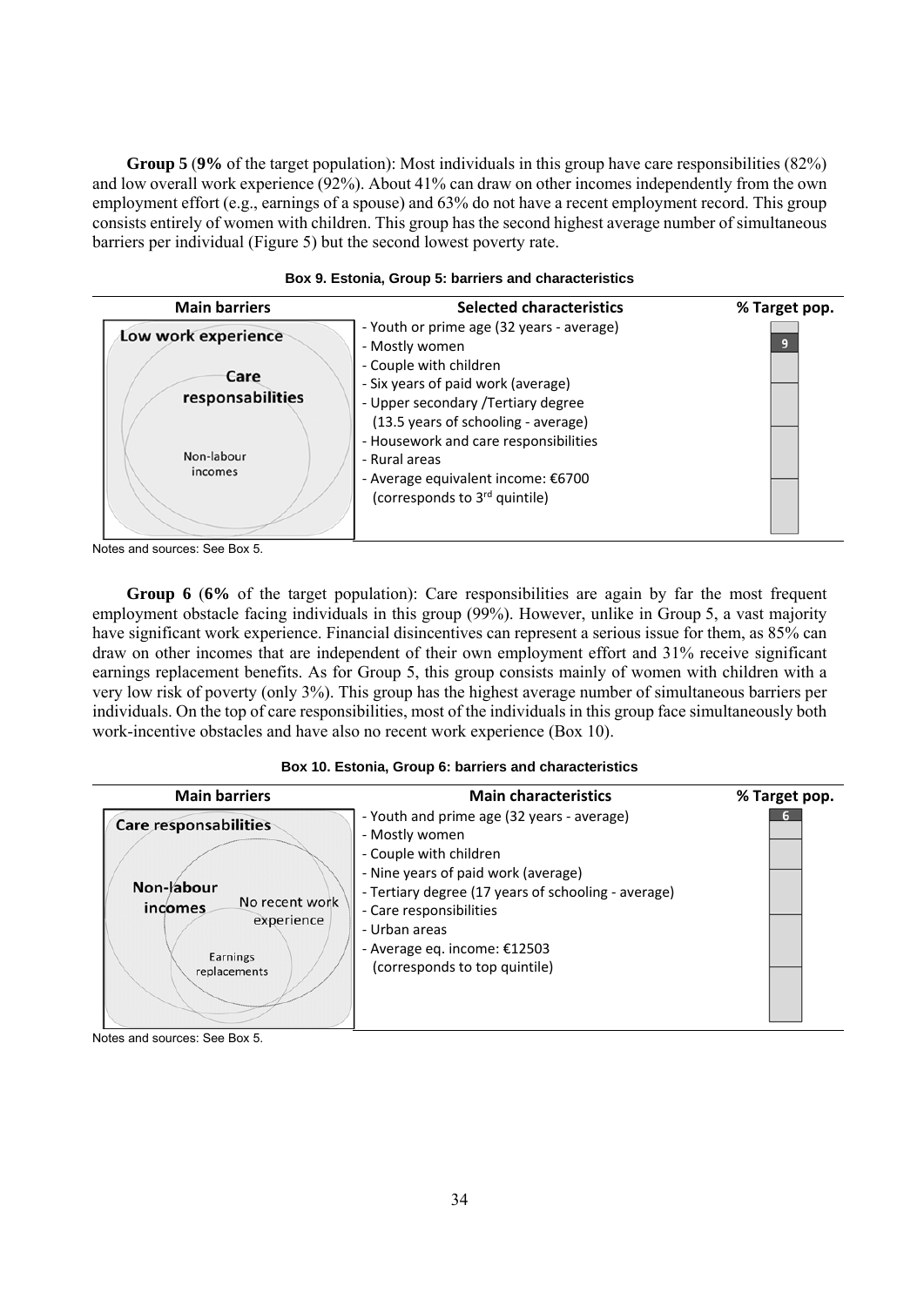**Group 5** (**9%** of the target population): Most individuals in this group have care responsibilities (82%) and low overall work experience (92%). About 41% can draw on other incomes independently from the own employment effort (e.g., earnings of a spouse) and 63% do not have a recent employment record. This group consists entirely of women with children. This group has the second highest average number of simultaneous barriers per individual (Figure 5) but the second lowest poverty rate.

**Box 9. Estonia, Group 5: barriers and characteristics**

| Main barriers | Selected characteristics | % Target pop. |
|---|---|---|
| Low work experience<br>Care responsabilities<br>Non-labour incomes | - Youth or prime age (32 years - average)<br>- Mostly women<br>- Couple with children<br>- Six years of paid work (average)<br>- Upper secondary /Tertiary degree (13.5 years of schooling - average)<br>- Housework and care responsibilities<br>- Rural areas<br>- Average equivalent income: €6700 (corresponds to 3rd quintile) | 9 |

Notes and sources: See Box 5.

**Group 6** (**6%** of the target population): Care responsibilities are again by far the most frequent employment obstacle facing individuals in this group (99%). However, unlike in Group 5, a vast majority have significant work experience. Financial disincentives can represent a serious issue for them, as 85% can draw on other incomes that are independent of their own employment effort and 31% receive significant earnings replacement benefits. As for Group 5, this group consists mainly of women with children with a very low risk of poverty (only 3%). This group has the highest average number of simultaneous barriers per individuals. On the top of care responsibilities, most of the individuals in this group face simultaneously both work-incentive obstacles and have also no recent work experience (Box 10).

**Box 10. Estonia, Group 6: barriers and characteristics**

| Main barriers | Main characteristics | % Target pop. |
|---|---|---|
| Care responsabilities<br>Non-labour incomes<br>No recent work experience<br>Earnings replacements | - Youth and prime age (32 years - average)<br>- Mostly women<br>- Couple with children<br>- Nine years of paid work (average)<br>- Tertiary degree (17 years of schooling - average)<br>- Care responsibilities<br>- Urban areas<br>- Average eq. income: €12503 (corresponds to top quintile) | 6 |

Notes and sources: See Box 5.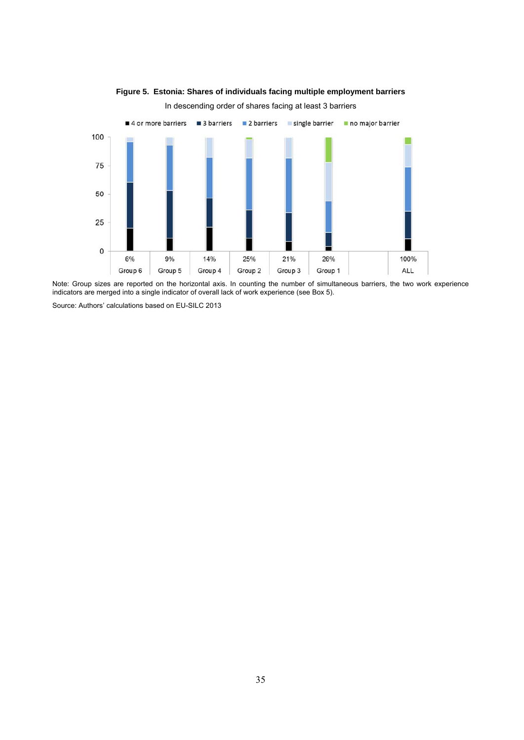**Figure 5. Estonia: Shares of individuals facing multiple employment barriers**

In descending order of shares facing at least 3 barriers

■ 4 or more barriers ■ 3 barriers ■ 2 barriers ■ single barrier ■ no major barrier

| | 6% | 9% | 14% | 25% | 21% | 26% | | 100% |
|---|---|---|---|---|---|---|---|---|
| | Group 6 | Group 5 | Group 4 | Group 2 | Group 3 | Group 1 | | ALL |

Note: Group sizes are reported on the horizontal axis. In counting the number of simultaneous barriers, the two work experience indicators are merged into a single indicator of overall lack of work experience (see Box 5).

Source: Authors' calculations based on EU-SILC 2013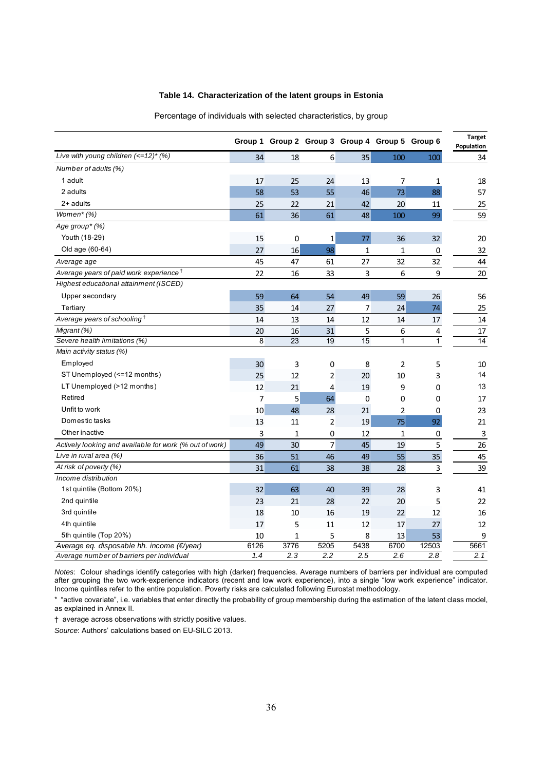**Table 14. Characterization of the latent groups in Estonia**

Percentage of individuals with selected characteristics, by group

| | Group 1 | Group 2 | Group 3 | Group 4 | Group 5 | Group 6 | Target Population |
|---|---|---|---|---|---|---|---|
| *Live with young children (<=12)* (%)* | 34 | 18 | 6 | 35 | 100 | 100 | 34 |
| *Number of adults (%)* | | | | | | | |
| 1 adult | 17 | 25 | 24 | 13 | 7 | 1 | 18 |
| 2 adults | 58 | 53 | 55 | 46 | 73 | 88 | 57 |
| 2+ adults | 25 | 22 | 21 | 42 | 20 | 11 | 25 |
| *Women* (%)* | 61 | 36 | 61 | 48 | 100 | 99 | 59 |
| *Age group* (%)* | | | | | | | |
| Youth (18-29) | 15 | 0 | 1 | 77 | 36 | 32 | 20 |
| Old age (60-64) | 27 | 16 | 98 | 1 | 1 | 0 | 32 |
| *Average age* | 45 | 47 | 61 | 27 | 32 | 32 | 44 |
| *Average years of paid work experience †* | 22 | 16 | 33 | 3 | 6 | 9 | 20 |
| *Highest educational attainment (ISCED)* | | | | | | | |
| Upper secondary | 59 | 64 | 54 | 49 | 59 | 26 | 56 |
| Tertiary | 35 | 14 | 27 | 7 | 24 | 74 | 25 |
| *Average years of schooling †* | 14 | 13 | 14 | 12 | 14 | 17 | 14 |
| *Migrant (%)* | 20 | 16 | 31 | 5 | 6 | 4 | 17 |
| *Severe health limitations (%)* | 8 | 23 | 19 | 15 | 1 | 1 | 14 |
| *Main activity status (%)* | | | | | | | |
| Employed | 30 | 3 | 0 | 8 | 2 | 5 | 10 |
| ST Unemployed (<=12 months) | 25 | 12 | 2 | 20 | 10 | 3 | 14 |
| LT Unemployed (>12 months) | 12 | 21 | 4 | 19 | 9 | 0 | 13 |
| Retired | 7 | 5 | 64 | 0 | 0 | 0 | 17 |
| Unfit to work | 10 | 48 | 28 | 21 | 2 | 0 | 23 |
| Domestic tasks | 13 | 11 | 2 | 19 | 75 | 92 | 21 |
| Other inactive | 3 | 1 | 0 | 12 | 1 | 0 | 3 |
| *Actively looking and available for work (% out of work)* | 49 | 30 | 7 | 45 | 19 | 5 | 26 |
| *Live in rural area (%)* | 36 | 51 | 46 | 49 | 55 | 35 | 45 |
| *At risk of poverty (%)* | 31 | 61 | 38 | 38 | 28 | 3 | 39 |
| *Income distribution* | | | | | | | |
| 1st quintile (Bottom 20%) | 32 | 63 | 40 | 39 | 28 | 3 | 41 |
| 2nd quintile | 23 | 21 | 28 | 22 | 20 | 5 | 22 |
| 3rd quintile | 18 | 10 | 16 | 19 | 22 | 12 | 16 |
| 4th quintile | 17 | 5 | 11 | 12 | 17 | 27 | 12 |
| 5th quintile (Top 20%) | 10 | 1 | 5 | 8 | 13 | 53 | 9 |
| *Average eq. disposable hh. income (€/year)* | 6126 | 3776 | 5205 | 5438 | 6700 | 12503 | 5661 |
| *Average number of barriers per individual* | *1.4* | *2.3* | *2.2* | *2.5* | *2.6* | *2.8* | *2.1* |

*Notes*: Colour shadings identify categories with high (darker) frequencies. Average numbers of barriers per individual are computed after grouping the two work-experience indicators (recent and low work experience), into a single "low work experience" indicator. Income quintiles refer to the entire population. Poverty risks are calculated following Eurostat methodology.

\* "active covariate", i.e. variables that enter directly the probability of group membership during the estimation of the latent class model, as explained in Annex II.

† average across observations with strictly positive values.

*Source*: Authors' calculations based on EU-SILC 2013.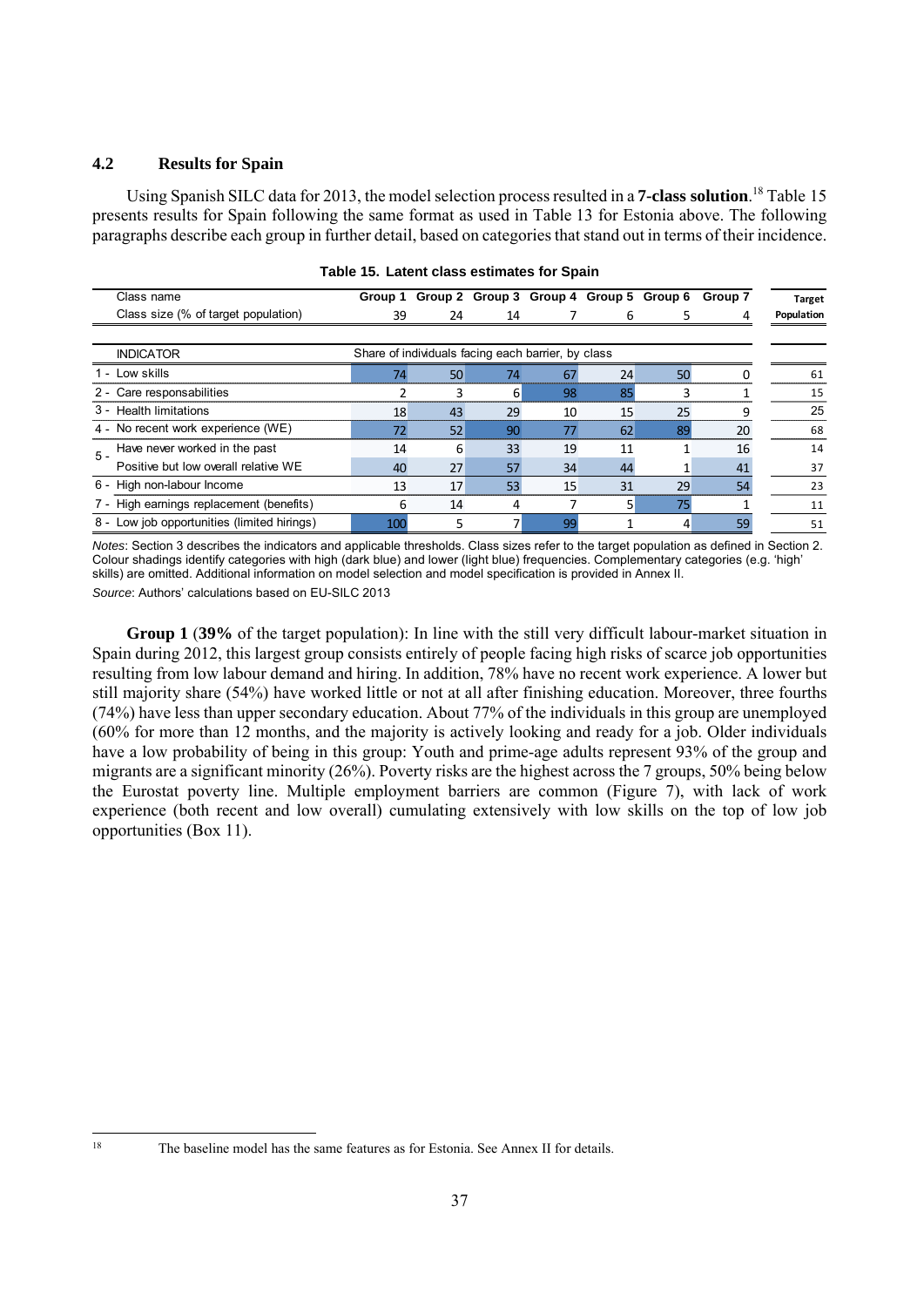### 4.2 Results for Spain

Using Spanish SILC data for 2013, the model selection process resulted in a **7-class solution**.[18] Table 15 presents results for Spain following the same format as used in Table 13 for Estonia above. The following paragraphs describe each group in further detail, based on categories that stand out in terms of their incidence.

**Table 15. Latent class estimates for Spain**

| | Class name | Group 1 | Group 2 | Group 3 | Group 4 | Group 5 | Group 6 | Group 7 | Target Population |
|---|---|---|---|---|---|---|---|---|---|
| | Class size (% of target population) | 39 | 24 | 14 | 7 | 6 | 5 | 4 | |
| | INDICATOR | Share of individuals facing each barrier, by class | | | | | | | |
| 1 - | Low skills | 74 | 50 | 74 | 67 | 24 | 50 | 0 | 61 |
| 2 - | Care responsabilities | 2 | 3 | 6 | 98 | 85 | 3 | 1 | 15 |
| 3 - | Health limitations | 18 | 43 | 29 | 10 | 15 | 25 | 9 | 25 |
| 4 - | No recent work experience (WE) | 72 | 52 | 90 | 77 | 62 | 89 | 20 | 68 |
| 5 - | Have never worked in the past | 14 | 6 | 33 | 19 | 11 | 1 | 16 | 14 |
| | Positive but low overall relative WE | 40 | 27 | 57 | 34 | 44 | 1 | 41 | 37 |
| 6 - | High non-labour Income | 13 | 17 | 53 | 15 | 31 | 29 | 54 | 23 |
| 7 - | High earnings replacement (benefits) | 6 | 14 | 4 | 7 | 5 | 75 | 1 | 11 |
| 8 - | Low job opportunities (limited hirings) | 100 | 5 | 7 | 99 | 1 | 4 | 59 | 51 |

*Notes*: Section 3 describes the indicators and applicable thresholds. Class sizes refer to the target population as defined in Section 2. Colour shadings identify categories with high (dark blue) and lower (light blue) frequencies. Complementary categories (e.g. 'high' skills) are omitted. Additional information on model selection and model specification is provided in Annex II.

*Source*: Authors' calculations based on EU-SILC 2013

**Group 1** (**39%** of the target population): In line with the still very difficult labour-market situation in Spain during 2012, this largest group consists entirely of people facing high risks of scarce job opportunities resulting from low labour demand and hiring. In addition, 78% have no recent work experience. A lower but still majority share (54%) have worked little or not at all after finishing education. Moreover, three fourths (74%) have less than upper secondary education. About 77% of the individuals in this group are unemployed (60% for more than 12 months, and the majority is actively looking and ready for a job. Older individuals have a low probability of being in this group: Youth and prime-age adults represent 93% of the group and migrants are a significant minority (26%). Poverty risks are the highest across the 7 groups, 50% being below the Eurostat poverty line. Multiple employment barriers are common (Figure 7), with lack of work experience (both recent and low overall) cumulating extensively with low skills on the top of low job opportunities (Box 11).

[18] The baseline model has the same features as for Estonia. See Annex II for details.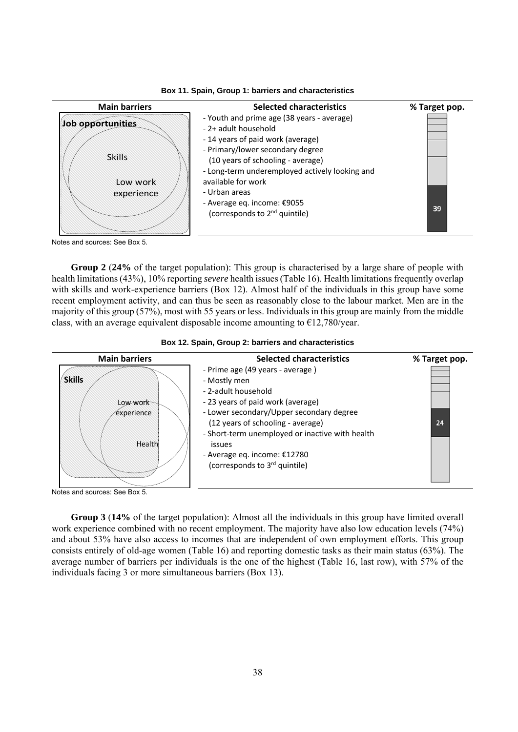**Box 11. Spain, Group 1: barriers and characteristics**

| Main barriers | Selected characteristics | % Target pop. |
|---|---|---|
| Job opportunities; Skills; Low work experience | - Youth and prime age (38 years - average)<br>- 2+ adult household<br>- 14 years of paid work (average)<br>- Primary/lower secondary degree (10 years of schooling - average)<br>- Long-term underemployed actively looking and available for work<br>- Urban areas<br>- Average eq. income: €9055 (corresponds to 2nd quintile) | 39 |

Notes and sources: See Box 5.

**Group 2** (**24%** of the target population): This group is characterised by a large share of people with health limitations (43%), 10% reporting *severe* health issues (Table 16). Health limitations frequently overlap with skills and work-experience barriers (Box 12). Almost half of the individuals in this group have some recent employment activity, and can thus be seen as reasonably close to the labour market. Men are in the majority of this group (57%), most with 55 years or less. Individuals in this group are mainly from the middle class, with an average equivalent disposable income amounting to €12,780/year.

**Box 12. Spain, Group 2: barriers and characteristics**

| Main barriers | Selected characteristics | % Target pop. |
|---|---|---|
| Skills; Low work experience; Health | - Prime age (49 years - average )<br>- Mostly men<br>- 2-adult household<br>- 23 years of paid work (average)<br>- Lower secondary/Upper secondary degree (12 years of schooling - average)<br>- Short-term unemployed or inactive with health issues<br>- Average eq. income: €12780 (corresponds to 3rd quintile) | 24 |

Notes and sources: See Box 5.

**Group 3** (**14%** of the target population): Almost all the individuals in this group have limited overall work experience combined with no recent employment. The majority have also low education levels (74%) and about 53% have also access to incomes that are independent of own employment efforts. This group consists entirely of old-age women (Table 16) and reporting domestic tasks as their main status (63%). The average number of barriers per individuals is the one of the highest (Table 16, last row), with 57% of the individuals facing 3 or more simultaneous barriers (Box 13).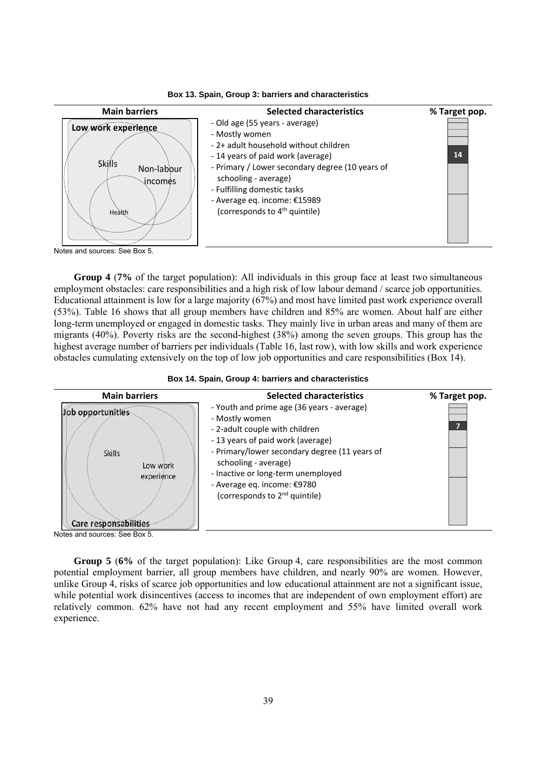**Box 13. Spain, Group 3: barriers and characteristics**

| Main barriers | Selected characteristics | % Target pop. |
|---|---|---|
| Low work experience; Skills; Non-labour incomes; Health | - Old age (55 years - average)<br>- Mostly women<br>- 2+ adult household without children<br>- 14 years of paid work (average)<br>- Primary / Lower secondary degree (10 years of schooling - average)<br>- Fulfilling domestic tasks<br>- Average eq. income: €15989 (corresponds to 4th quintile) | 14 |

Notes and sources: See Box 5.

**Group 4** (**7%** of the target population): All individuals in this group face at least two simultaneous employment obstacles: care responsibilities and a high risk of low labour demand / scarce job opportunities. Educational attainment is low for a large majority (67%) and most have limited past work experience overall (53%). Table 16 shows that all group members have children and 85% are women. About half are either long-term unemployed or engaged in domestic tasks. They mainly live in urban areas and many of them are migrants (40%). Poverty risks are the second-highest (38%) among the seven groups. This group has the highest average number of barriers per individuals (Table 16, last row), with low skills and work experience obstacles cumulating extensively on the top of low job opportunities and care responsibilities (Box 14).

**Box 14. Spain, Group 4: barriers and characteristics**

| Main barriers | Selected characteristics | % Target pop. |
|---|---|---|
| Job opportunities; Skills; Low work experience; Care responsabilities | - Youth and prime age (36 years - average)<br>- Mostly women<br>- 2-adult couple with children<br>- 13 years of paid work (average)<br>- Primary/lower secondary degree (11 years of schooling - average)<br>- Inactive or long-term unemployed<br>- Average eq. income: €9780 (corresponds to 2nd quintile) | 7 |

Notes and sources: See Box 5.

**Group 5** (**6%** of the target population): Like Group 4, care responsibilities are the most common potential employment barrier, all group members have children, and nearly 90% are women. However, unlike Group 4, risks of scarce job opportunities and low educational attainment are not a significant issue, while potential work disincentives (access to incomes that are independent of own employment effort) are relatively common. 62% have not had any recent employment and 55% have limited overall work experience.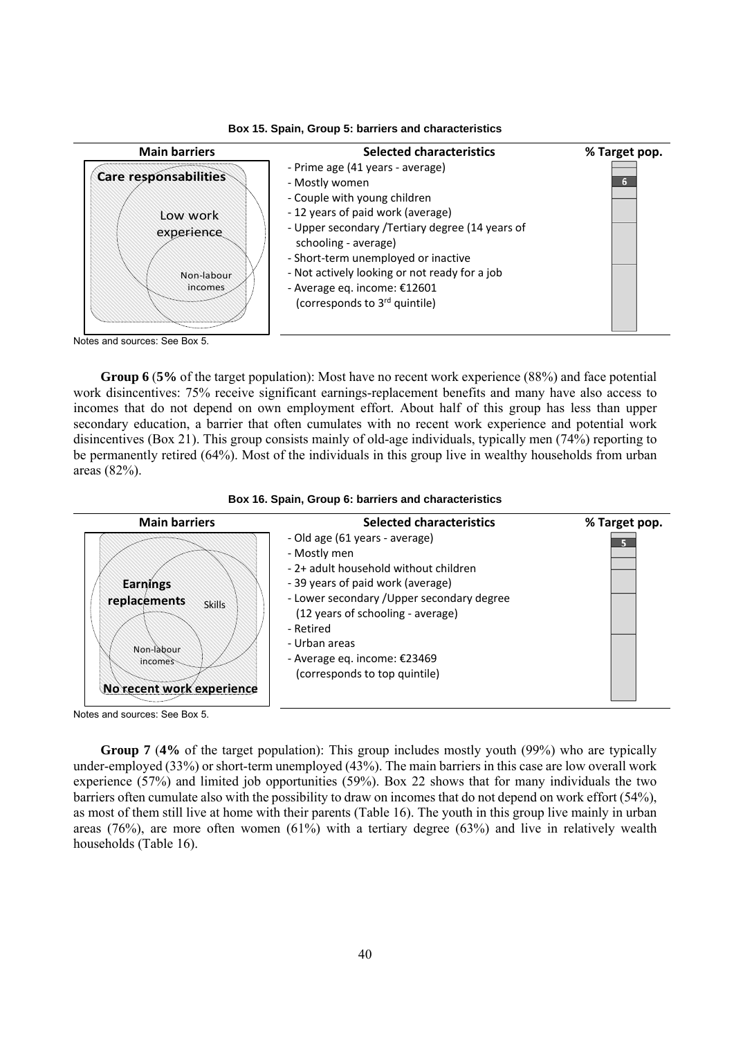**Box 15. Spain, Group 5: barriers and characteristics**

| Main barriers | Selected characteristics | % Target pop. |
|---|---|---|
| Care responsabilities; Low work experience; Non-labour incomes | - Prime age (41 years - average)<br>- Mostly women<br>- Couple with young children<br>- 12 years of paid work (average)<br>- Upper secondary /Tertiary degree (14 years of schooling - average)<br>- Short-term unemployed or inactive<br>- Not actively looking or not ready for a job<br>- Average eq. income: €12601 (corresponds to 3[rd] quintile) | 6 |

Notes and sources: See Box 5.

**Group 6** (**5%** of the target population): Most have no recent work experience (88%) and face potential work disincentives: 75% receive significant earnings-replacement benefits and many have also access to incomes that do not depend on own employment effort. About half of this group has less than upper secondary education, a barrier that often cumulates with no recent work experience and potential work disincentives (Box 21). This group consists mainly of old-age individuals, typically men (74%) reporting to be permanently retired (64%). Most of the individuals in this group live in wealthy households from urban areas (82%).

**Box 16. Spain, Group 6: barriers and characteristics**

| Main barriers | Selected characteristics | % Target pop. |
|---|---|---|
| Earnings replacements; Skills; Non-labour incomes; No recent work experience | - Old age (61 years - average)<br>- Mostly men<br>- 2+ adult household without children<br>- 39 years of paid work (average)<br>- Lower secondary /Upper secondary degree (12 years of schooling - average)<br>- Retired<br>- Urban areas<br>- Average eq. income: €23469 (corresponds to top quintile) | 5 |

Notes and sources: See Box 5.

**Group 7** (**4%** of the target population): This group includes mostly youth (99%) who are typically under-employed (33%) or short-term unemployed (43%). The main barriers in this case are low overall work experience (57%) and limited job opportunities (59%). Box 22 shows that for many individuals the two barriers often cumulate also with the possibility to draw on incomes that do not depend on work effort (54%), as most of them still live at home with their parents (Table 16). The youth in this group live mainly in urban areas (76%), are more often women (61%) with a tertiary degree (63%) and live in relatively wealth households (Table 16).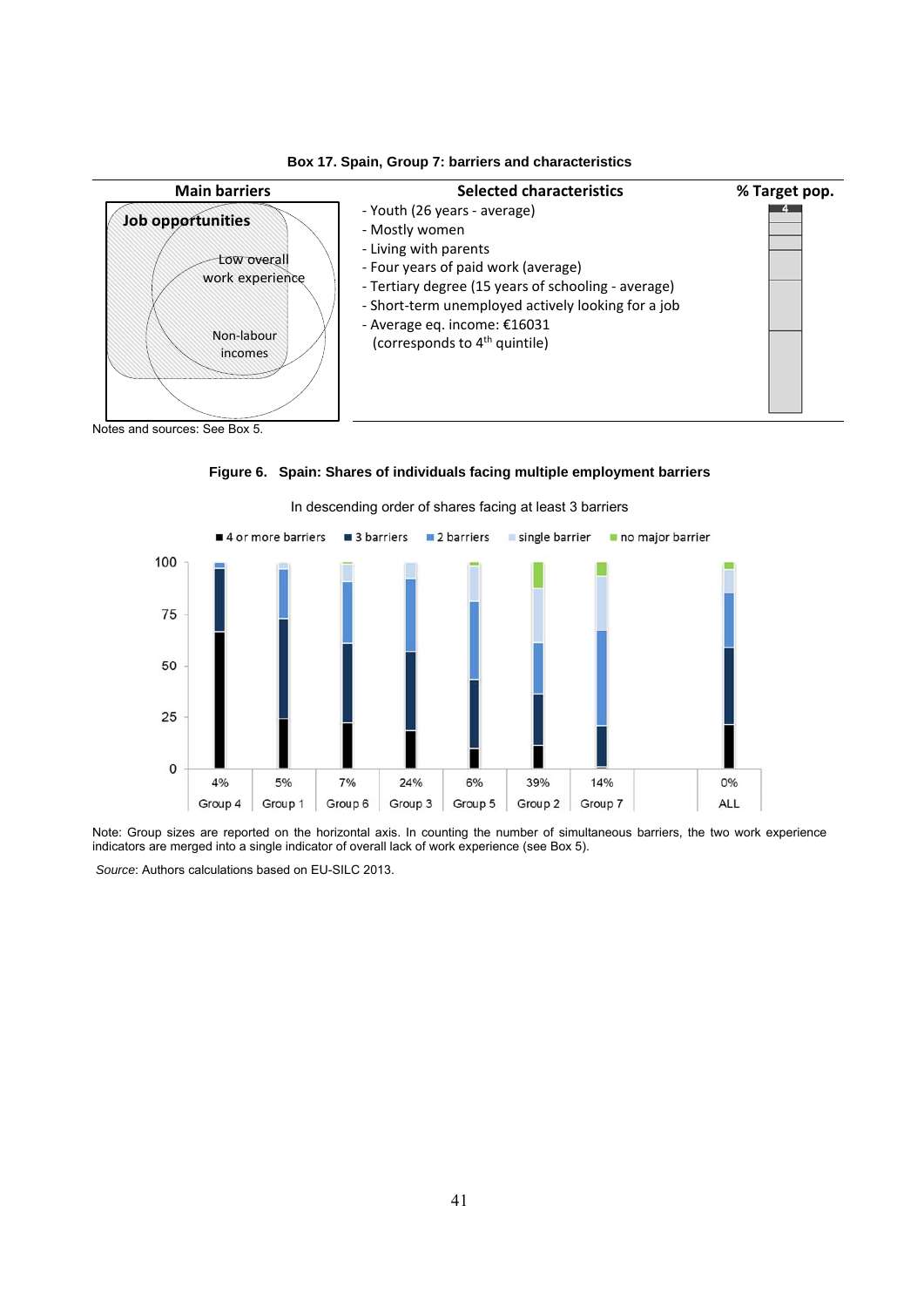**Box 17. Spain, Group 7: barriers and characteristics**

| Main barriers | Selected characteristics | % Target pop. |
|---|---|---|
| Job opportunities; Low overall work experience; Non-labour incomes | - Youth (26 years - average)<br>- Mostly women<br>- Living with parents<br>- Four years of paid work (average)<br>- Tertiary degree (15 years of schooling - average)<br>- Short-term unemployed actively looking for a job<br>- Average eq. income: €16031<br>(corresponds to 4th quintile) | 4 |

Notes and sources: See Box 5.

**Figure 6. Spain: Shares of individuals facing multiple employment barriers**

In descending order of shares facing at least 3 barriers

| | Group 4 | Group 1 | Group 6 | Group 3 | Group 5 | Group 2 | Group 7 | ALL |
|---|---|---|---|---|---|---|---|---|
| Group size | 4% | 5% | 7% | 24% | 6% | 39% | 14% | 0% |

Legend: 4 or more barriers; 3 barriers; 2 barriers; single barrier; no major barrier

Note: Group sizes are reported on the horizontal axis. In counting the number of simultaneous barriers, the two work experience indicators are merged into a single indicator of overall lack of work experience (see Box 5).

*Source*: Authors calculations based on EU-SILC 2013.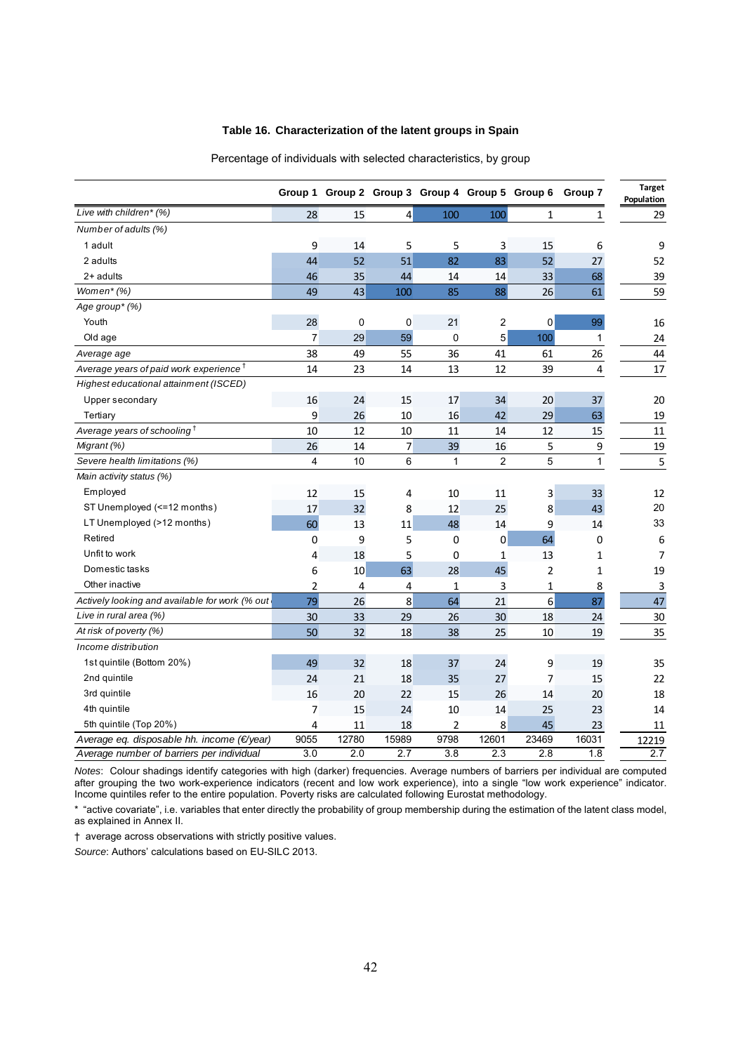**Table 16. Characterization of the latent groups in Spain**

Percentage of individuals with selected characteristics, by group

| | Group 1 | Group 2 | Group 3 | Group 4 | Group 5 | Group 6 | Group 7 | Target Population |
|---|---|---|---|---|---|---|---|---|
| *Live with children\* (%)* | 28 | 15 | 4 | 100 | 100 | 1 | 1 | 29 |
| *Number of adults (%)* | | | | | | | | |
| 1 adult | 9 | 14 | 5 | 5 | 3 | 15 | 6 | 9 |
| 2 adults | 44 | 52 | 51 | 82 | 83 | 52 | 27 | 52 |
| 2+ adults | 46 | 35 | 44 | 14 | 14 | 33 | 68 | 39 |
| *Women\* (%)* | 49 | 43 | 100 | 85 | 88 | 26 | 61 | 59 |
| *Age group\* (%)* | | | | | | | | |
| Youth | 28 | 0 | 0 | 21 | 2 | 0 | 99 | 16 |
| Old age | 7 | 29 | 59 | 0 | 5 | 100 | 1 | 24 |
| *Average age* | 38 | 49 | 55 | 36 | 41 | 61 | 26 | 44 |
| *Average years of paid work experience †* | 14 | 23 | 14 | 13 | 12 | 39 | 4 | 17 |
| *Highest educational attainment (ISCED)* | | | | | | | | |
| Upper secondary | 16 | 24 | 15 | 17 | 34 | 20 | 37 | 20 |
| Tertiary | 9 | 26 | 10 | 16 | 42 | 29 | 63 | 19 |
| *Average years of schooling †* | 10 | 12 | 10 | 11 | 14 | 12 | 15 | 11 |
| *Migrant (%)* | 26 | 14 | 7 | 39 | 16 | 5 | 9 | 19 |
| *Severe health limitations (%)* | 4 | 10 | 6 | 1 | 2 | 5 | 1 | 5 |
| *Main activity status (%)* | | | | | | | | |
| Employed | 12 | 15 | 4 | 10 | 11 | 3 | 33 | 12 |
| ST Unemployed (<=12 months) | 17 | 32 | 8 | 12 | 25 | 8 | 43 | 20 |
| LT Unemployed (>12 months) | 60 | 13 | 11 | 48 | 14 | 9 | 14 | 33 |
| Retired | 0 | 9 | 5 | 0 | 0 | 64 | 0 | 6 |
| Unfit to work | 4 | 18 | 5 | 0 | 1 | 13 | 1 | 7 |
| Domestic tasks | 6 | 10 | 63 | 28 | 45 | 2 | 1 | 19 |
| Other inactive | 2 | 4 | 4 | 1 | 3 | 1 | 8 | 3 |
| *Actively looking and available for work (% out* | 79 | 26 | 8 | 64 | 21 | 6 | 87 | 47 |
| *Live in rural area (%)* | 30 | 33 | 29 | 26 | 30 | 18 | 24 | 30 |
| *At risk of poverty (%)* | 50 | 32 | 18 | 38 | 25 | 10 | 19 | 35 |
| *Income distribution* | | | | | | | | |
| 1st quintile (Bottom 20%) | 49 | 32 | 18 | 37 | 24 | 9 | 19 | 35 |
| 2nd quintile | 24 | 21 | 18 | 35 | 27 | 7 | 15 | 22 |
| 3rd quintile | 16 | 20 | 22 | 15 | 26 | 14 | 20 | 18 |
| 4th quintile | 7 | 15 | 24 | 10 | 14 | 25 | 23 | 14 |
| 5th quintile (Top 20%) | 4 | 11 | 18 | 2 | 8 | 45 | 23 | 11 |
| *Average eq. disposable hh. income (€/year)* | 9055 | 12780 | 15989 | 9798 | 12601 | 23469 | 16031 | 12219 |
| *Average number of barriers per individual* | 3.0 | 2.0 | 2.7 | 3.8 | 2.3 | 2.8 | 1.8 | 2.7 |

*Notes*: Colour shadings identify categories with high (darker) frequencies. Average numbers of barriers per individual are computed after grouping the two work-experience indicators (recent and low work experience), into a single "low work experience" indicator. Income quintiles refer to the entire population. Poverty risks are calculated following Eurostat methodology.

\* "active covariate", i.e. variables that enter directly the probability of group membership during the estimation of the latent class model, as explained in Annex II.

† average across observations with strictly positive values.

*Source*: Authors' calculations based on EU-SILC 2013.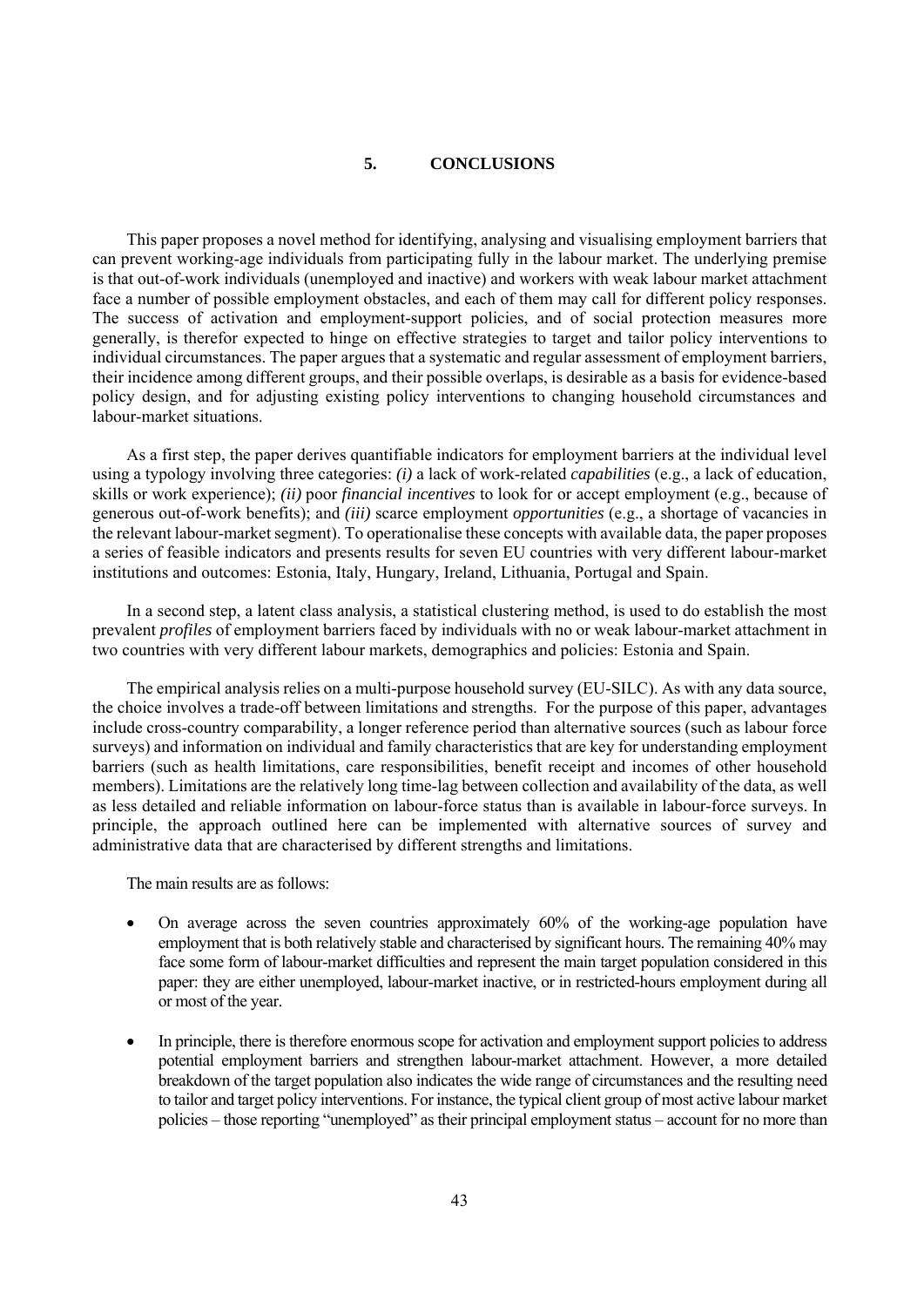## 5. CONCLUSIONS

This paper proposes a novel method for identifying, analysing and visualising employment barriers that can prevent working-age individuals from participating fully in the labour market. The underlying premise is that out-of-work individuals (unemployed and inactive) and workers with weak labour market attachment face a number of possible employment obstacles, and each of them may call for different policy responses. The success of activation and employment-support policies, and of social protection measures more generally, is therefor expected to hinge on effective strategies to target and tailor policy interventions to individual circumstances. The paper argues that a systematic and regular assessment of employment barriers, their incidence among different groups, and their possible overlaps, is desirable as a basis for evidence-based policy design, and for adjusting existing policy interventions to changing household circumstances and labour-market situations.

As a first step, the paper derives quantifiable indicators for employment barriers at the individual level using a typology involving three categories: *(i)* a lack of work-related *capabilities* (e.g., a lack of education, skills or work experience); *(ii)* poor *financial incentives* to look for or accept employment (e.g., because of generous out-of-work benefits); and *(iii)* scarce employment *opportunities* (e.g., a shortage of vacancies in the relevant labour-market segment). To operationalise these concepts with available data, the paper proposes a series of feasible indicators and presents results for seven EU countries with very different labour-market institutions and outcomes: Estonia, Italy, Hungary, Ireland, Lithuania, Portugal and Spain.

In a second step, a latent class analysis, a statistical clustering method, is used to do establish the most prevalent *profiles* of employment barriers faced by individuals with no or weak labour-market attachment in two countries with very different labour markets, demographics and policies: Estonia and Spain.

The empirical analysis relies on a multi-purpose household survey (EU-SILC). As with any data source, the choice involves a trade-off between limitations and strengths. For the purpose of this paper, advantages include cross-country comparability, a longer reference period than alternative sources (such as labour force surveys) and information on individual and family characteristics that are key for understanding employment barriers (such as health limitations, care responsibilities, benefit receipt and incomes of other household members). Limitations are the relatively long time-lag between collection and availability of the data, as well as less detailed and reliable information on labour-force status than is available in labour-force surveys. In principle, the approach outlined here can be implemented with alternative sources of survey and administrative data that are characterised by different strengths and limitations.

The main results are as follows:

- On average across the seven countries approximately 60% of the working-age population have employment that is both relatively stable and characterised by significant hours. The remaining 40% may face some form of labour-market difficulties and represent the main target population considered in this paper: they are either unemployed, labour-market inactive, or in restricted-hours employment during all or most of the year.
- In principle, there is therefore enormous scope for activation and employment support policies to address potential employment barriers and strengthen labour-market attachment. However, a more detailed breakdown of the target population also indicates the wide range of circumstances and the resulting need to tailor and target policy interventions. For instance, the typical client group of most active labour market policies – those reporting "unemployed" as their principal employment status – account for no more than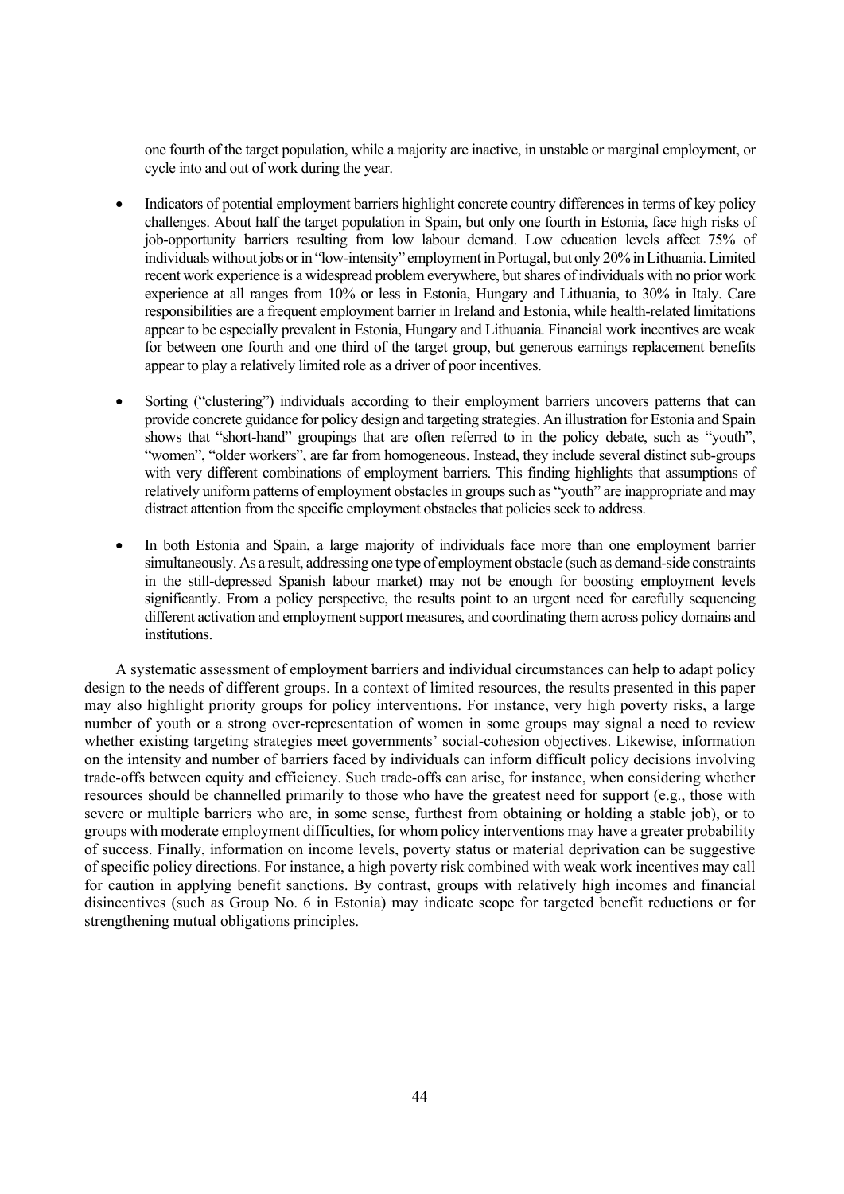one fourth of the target population, while a majority are inactive, in unstable or marginal employment, or cycle into and out of work during the year.

- Indicators of potential employment barriers highlight concrete country differences in terms of key policy challenges. About half the target population in Spain, but only one fourth in Estonia, face high risks of job-opportunity barriers resulting from low labour demand. Low education levels affect 75% of individuals without jobs or in "low-intensity" employment in Portugal, but only 20% in Lithuania. Limited recent work experience is a widespread problem everywhere, but shares of individuals with no prior work experience at all ranges from 10% or less in Estonia, Hungary and Lithuania, to 30% in Italy. Care responsibilities are a frequent employment barrier in Ireland and Estonia, while health-related limitations appear to be especially prevalent in Estonia, Hungary and Lithuania. Financial work incentives are weak for between one fourth and one third of the target group, but generous earnings replacement benefits appear to play a relatively limited role as a driver of poor incentives.

- Sorting ("clustering") individuals according to their employment barriers uncovers patterns that can provide concrete guidance for policy design and targeting strategies. An illustration for Estonia and Spain shows that "short-hand" groupings that are often referred to in the policy debate, such as "youth", "women", "older workers", are far from homogeneous. Instead, they include several distinct sub-groups with very different combinations of employment barriers. This finding highlights that assumptions of relatively uniform patterns of employment obstacles in groups such as "youth" are inappropriate and may distract attention from the specific employment obstacles that policies seek to address.

- In both Estonia and Spain, a large majority of individuals face more than one employment barrier simultaneously. As a result, addressing one type of employment obstacle (such as demand-side constraints in the still-depressed Spanish labour market) may not be enough for boosting employment levels significantly. From a policy perspective, the results point to an urgent need for carefully sequencing different activation and employment support measures, and coordinating them across policy domains and institutions.

A systematic assessment of employment barriers and individual circumstances can help to adapt policy design to the needs of different groups. In a context of limited resources, the results presented in this paper may also highlight priority groups for policy interventions. For instance, very high poverty risks, a large number of youth or a strong over-representation of women in some groups may signal a need to review whether existing targeting strategies meet governments' social-cohesion objectives. Likewise, information on the intensity and number of barriers faced by individuals can inform difficult policy decisions involving trade-offs between equity and efficiency. Such trade-offs can arise, for instance, when considering whether resources should be channelled primarily to those who have the greatest need for support (e.g., those with severe or multiple barriers who are, in some sense, furthest from obtaining or holding a stable job), or to groups with moderate employment difficulties, for whom policy interventions may have a greater probability of success. Finally, information on income levels, poverty status or material deprivation can be suggestive of specific policy directions. For instance, a high poverty risk combined with weak work incentives may call for caution in applying benefit sanctions. By contrast, groups with relatively high incomes and financial disincentives (such as Group No. 6 in Estonia) may indicate scope for targeted benefit reductions or for strengthening mutual obligations principles.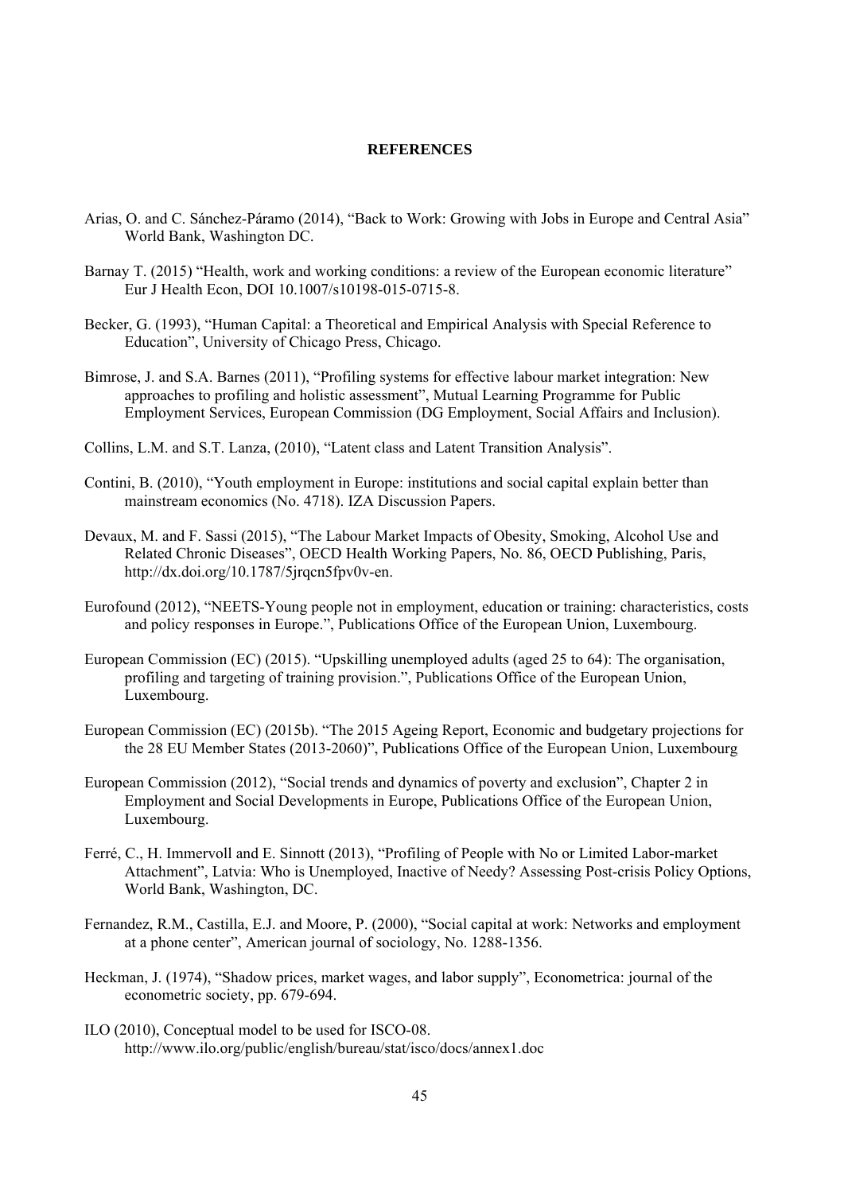**REFERENCES**

Arias, O. and C. Sánchez-Páramo (2014), "Back to Work: Growing with Jobs in Europe and Central Asia" World Bank, Washington DC.

Barnay T. (2015) "Health, work and working conditions: a review of the European economic literature" Eur J Health Econ, DOI 10.1007/s10198-015-0715-8.

Becker, G. (1993), "Human Capital: a Theoretical and Empirical Analysis with Special Reference to Education", University of Chicago Press, Chicago.

Bimrose, J. and S.A. Barnes (2011), "Profiling systems for effective labour market integration: New approaches to profiling and holistic assessment", Mutual Learning Programme for Public Employment Services, European Commission (DG Employment, Social Affairs and Inclusion).

Collins, L.M. and S.T. Lanza, (2010), "Latent class and Latent Transition Analysis".

Contini, B. (2010), "Youth employment in Europe: institutions and social capital explain better than mainstream economics (No. 4718). IZA Discussion Papers.

Devaux, M. and F. Sassi (2015), "The Labour Market Impacts of Obesity, Smoking, Alcohol Use and Related Chronic Diseases", OECD Health Working Papers, No. 86, OECD Publishing, Paris, http://dx.doi.org/10.1787/5jrqcn5fpv0v-en.

Eurofound (2012), "NEETS-Young people not in employment, education or training: characteristics, costs and policy responses in Europe.", Publications Office of the European Union, Luxembourg.

European Commission (EC) (2015). "Upskilling unemployed adults (aged 25 to 64): The organisation, profiling and targeting of training provision.", Publications Office of the European Union, Luxembourg.

European Commission (EC) (2015b). "The 2015 Ageing Report, Economic and budgetary projections for the 28 EU Member States (2013-2060)", Publications Office of the European Union, Luxembourg

European Commission (2012), "Social trends and dynamics of poverty and exclusion", Chapter 2 in Employment and Social Developments in Europe, Publications Office of the European Union, Luxembourg.

Ferré, C., H. Immervoll and E. Sinnott (2013), "Profiling of People with No or Limited Labor-market Attachment", Latvia: Who is Unemployed, Inactive of Needy? Assessing Post-crisis Policy Options, World Bank, Washington, DC.

Fernandez, R.M., Castilla, E.J. and Moore, P. (2000), "Social capital at work: Networks and employment at a phone center", American journal of sociology, No. 1288-1356.

Heckman, J. (1974), "Shadow prices, market wages, and labor supply", Econometrica: journal of the econometric society, pp. 679-694.

ILO (2010), Conceptual model to be used for ISCO-08. http://www.ilo.org/public/english/bureau/stat/isco/docs/annex1.doc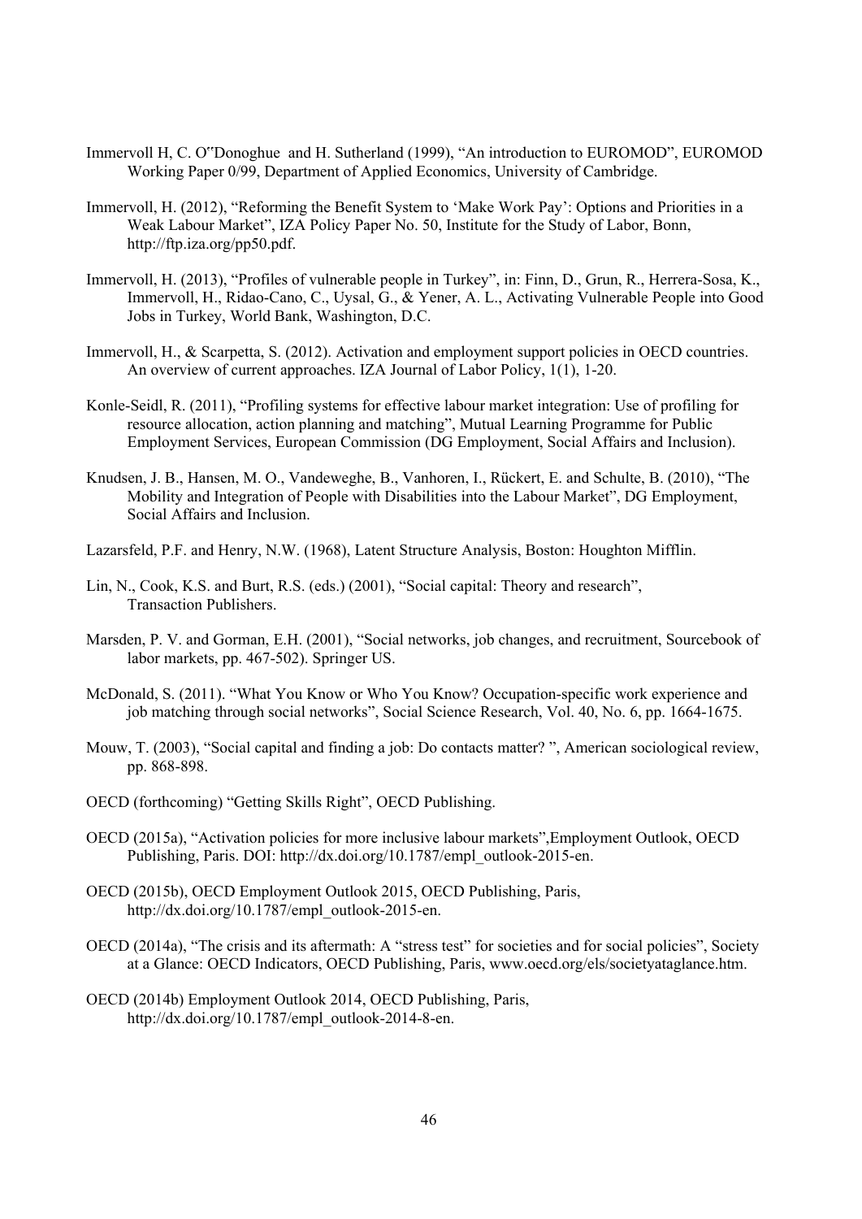Immervoll H, C. O"Donoghue and H. Sutherland (1999), "An introduction to EUROMOD", EUROMOD Working Paper 0/99, Department of Applied Economics, University of Cambridge.

Immervoll, H. (2012), "Reforming the Benefit System to 'Make Work Pay': Options and Priorities in a Weak Labour Market", IZA Policy Paper No. 50, Institute for the Study of Labor, Bonn, http://ftp.iza.org/pp50.pdf.

Immervoll, H. (2013), "Profiles of vulnerable people in Turkey", in: Finn, D., Grun, R., Herrera-Sosa, K., Immervoll, H., Ridao-Cano, C., Uysal, G., & Yener, A. L., Activating Vulnerable People into Good Jobs in Turkey, World Bank, Washington, D.C.

Immervoll, H., & Scarpetta, S. (2012). Activation and employment support policies in OECD countries. An overview of current approaches. IZA Journal of Labor Policy, 1(1), 1-20.

Konle-Seidl, R. (2011), "Profiling systems for effective labour market integration: Use of profiling for resource allocation, action planning and matching", Mutual Learning Programme for Public Employment Services, European Commission (DG Employment, Social Affairs and Inclusion).

Knudsen, J. B., Hansen, M. O., Vandeweghe, B., Vanhoren, I., Rückert, E. and Schulte, B. (2010), "The Mobility and Integration of People with Disabilities into the Labour Market", DG Employment, Social Affairs and Inclusion.

Lazarsfeld, P.F. and Henry, N.W. (1968), Latent Structure Analysis, Boston: Houghton Mifflin.

Lin, N., Cook, K.S. and Burt, R.S. (eds.) (2001), "Social capital: Theory and research", Transaction Publishers.

Marsden, P. V. and Gorman, E.H. (2001), "Social networks, job changes, and recruitment, Sourcebook of labor markets, pp. 467-502). Springer US.

McDonald, S. (2011). "What You Know or Who You Know? Occupation-specific work experience and job matching through social networks", Social Science Research, Vol. 40, No. 6, pp. 1664-1675.

Mouw, T. (2003), "Social capital and finding a job: Do contacts matter? ", American sociological review, pp. 868-898.

OECD (forthcoming) "Getting Skills Right", OECD Publishing.

OECD (2015a), "Activation policies for more inclusive labour markets",Employment Outlook, OECD Publishing, Paris. DOI: http://dx.doi.org/10.1787/empl_outlook-2015-en.

OECD (2015b), OECD Employment Outlook 2015, OECD Publishing, Paris, http://dx.doi.org/10.1787/empl_outlook-2015-en.

OECD (2014a), "The crisis and its aftermath: A "stress test" for societies and for social policies", Society at a Glance: OECD Indicators, OECD Publishing, Paris, www.oecd.org/els/societyataglance.htm.

OECD (2014b) Employment Outlook 2014, OECD Publishing, Paris, http://dx.doi.org/10.1787/empl_outlook-2014-8-en.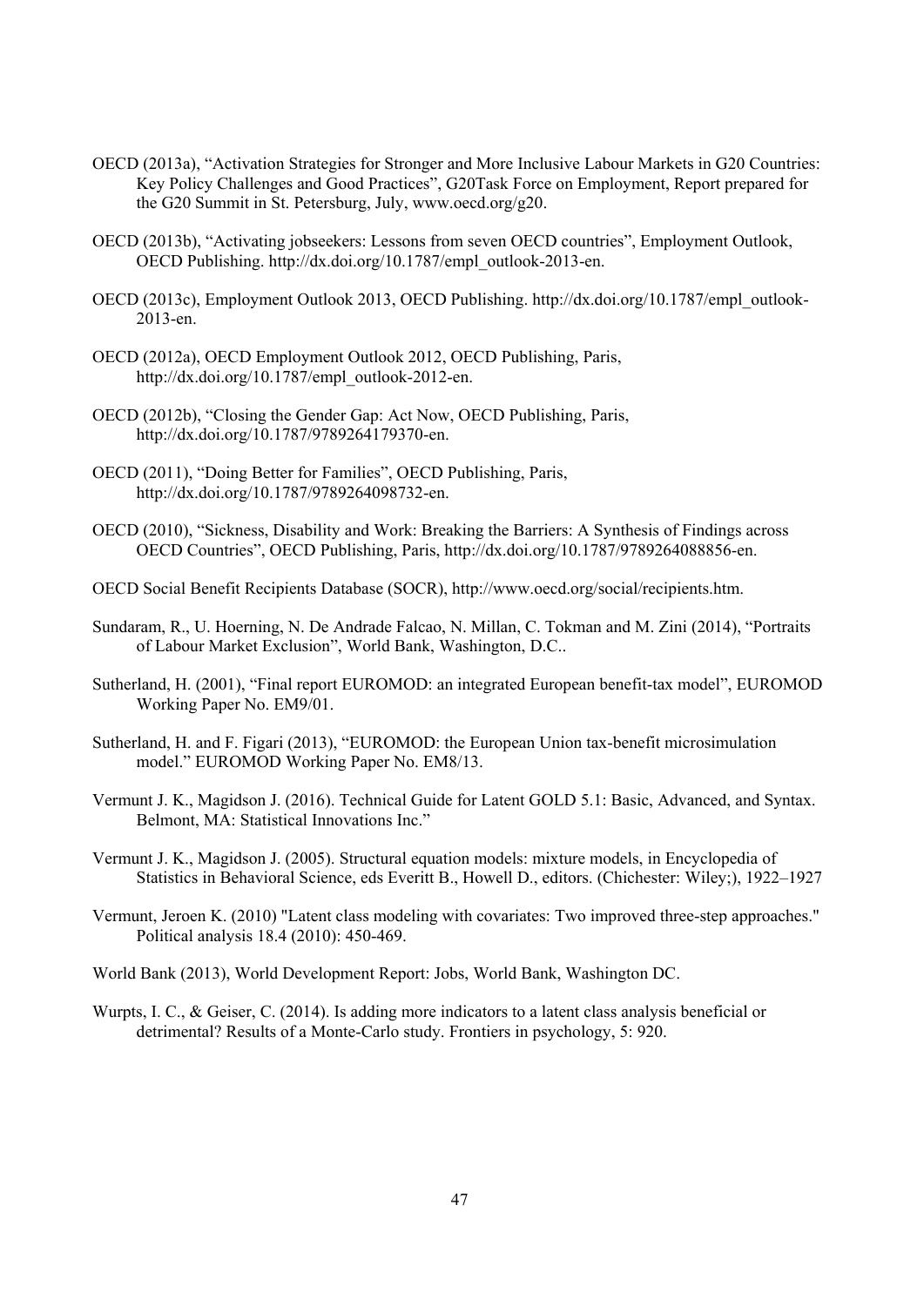OECD (2013a), "Activation Strategies for Stronger and More Inclusive Labour Markets in G20 Countries: Key Policy Challenges and Good Practices", G20Task Force on Employment, Report prepared for the G20 Summit in St. Petersburg, July, www.oecd.org/g20.

OECD (2013b), "Activating jobseekers: Lessons from seven OECD countries", Employment Outlook, OECD Publishing. http://dx.doi.org/10.1787/empl_outlook-2013-en.

OECD (2013c), Employment Outlook 2013, OECD Publishing. http://dx.doi.org/10.1787/empl_outlook-2013-en.

OECD (2012a), OECD Employment Outlook 2012, OECD Publishing, Paris, http://dx.doi.org/10.1787/empl_outlook-2012-en.

OECD (2012b), "Closing the Gender Gap: Act Now, OECD Publishing, Paris, http://dx.doi.org/10.1787/9789264179370-en.

OECD (2011), "Doing Better for Families", OECD Publishing, Paris, http://dx.doi.org/10.1787/9789264098732-en.

OECD (2010), "Sickness, Disability and Work: Breaking the Barriers: A Synthesis of Findings across OECD Countries", OECD Publishing, Paris, http://dx.doi.org/10.1787/9789264088856-en.

OECD Social Benefit Recipients Database (SOCR), http://www.oecd.org/social/recipients.htm.

Sundaram, R., U. Hoerning, N. De Andrade Falcao, N. Millan, C. Tokman and M. Zini (2014), "Portraits of Labour Market Exclusion", World Bank, Washington, D.C..

Sutherland, H. (2001), "Final report EUROMOD: an integrated European benefit-tax model", EUROMOD Working Paper No. EM9/01.

Sutherland, H. and F. Figari (2013), "EUROMOD: the European Union tax-benefit microsimulation model." EUROMOD Working Paper No. EM8/13.

Vermunt J. K., Magidson J. (2016). Technical Guide for Latent GOLD 5.1: Basic, Advanced, and Syntax. Belmont, MA: Statistical Innovations Inc."

Vermunt J. K., Magidson J. (2005). Structural equation models: mixture models, in Encyclopedia of Statistics in Behavioral Science, eds Everitt B., Howell D., editors. (Chichester: Wiley;), 1922–1927

Vermunt, Jeroen K. (2010) "Latent class modeling with covariates: Two improved three-step approaches." Political analysis 18.4 (2010): 450-469.

World Bank (2013), World Development Report: Jobs, World Bank, Washington DC.

Wurpts, I. C., & Geiser, C. (2014). Is adding more indicators to a latent class analysis beneficial or detrimental? Results of a Monte-Carlo study. Frontiers in psychology, 5: 920.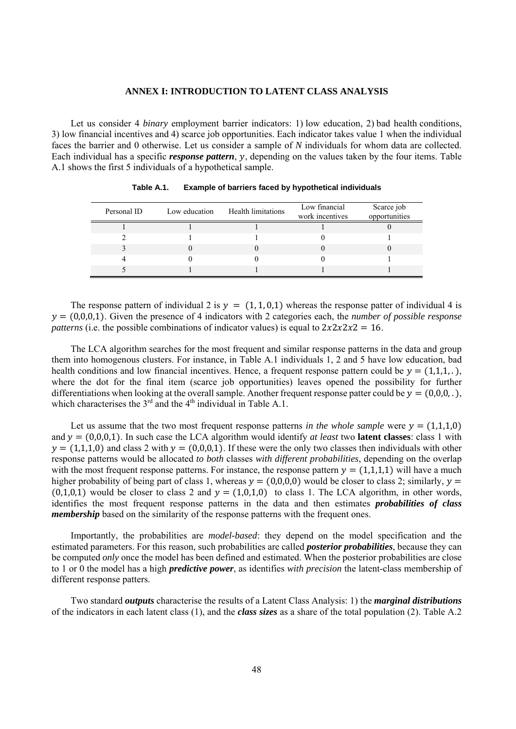## ANNEX I: INTRODUCTION TO LATENT CLASS ANALYSIS

Let us consider 4 *binary* employment barrier indicators: 1) low education, 2) bad health conditions, 3) low financial incentives and 4) scarce job opportunities. Each indicator takes value 1 when the individual faces the barrier and 0 otherwise. Let us consider a sample of *N* individuals for whom data are collected. Each individual has a specific ***response pattern***, $y$, depending on the values taken by the four items. Table A.1 shows the first 5 individuals of a hypothetical sample.

**Table A.1. Example of barriers faced by hypothetical individuals**

| Personal ID | Low education | Health limitations | Low financial work incentives | Scarce job opportunities |
|---|---|---|---|---|
| 1 | 1 | 1 | 1 | 0 |
| 2 | 1 | 1 | 0 | 1 |
| 3 | 0 | 0 | 0 | 0 |
| 4 | 0 | 0 | 0 | 1 |
| 5 | 1 | 1 | 1 | 1 |

The response pattern of individual 2 is $y = (1, 1, 0,1)$ whereas the response patter of individual 4 is $y = (0,0,0,1)$. Given the presence of 4 indicators with 2 categories each, the *number of possible response patterns* (i.e. the possible combinations of indicator values) is equal to $2x2x2x2 = 16$.

The LCA algorithm searches for the most frequent and similar response patterns in the data and group them into homogenous clusters. For instance, in Table A.1 individuals 1, 2 and 5 have low education, bad health conditions and low financial incentives. Hence, a frequent response pattern could be $y = (1,1,1,.)$, where the dot for the final item (scarce job opportunities) leaves opened the possibility for further differentiations when looking at the overall sample. Another frequent response patter could be $y = (0,0,0,.)$, which characterises the 3rd and the 4th individual in Table A.1.

Let us assume that the two most frequent response patterns *in the whole sample* were $y = (1,1,1,0)$ and $y = (0,0,0,1)$. In such case the LCA algorithm would identify *at least* two **latent classes**: class 1 with $y = (1,1,1,0)$ and class 2 with $y = (0,0,0,1)$. If these were the only two classes then individuals with other response patterns would be allocated *to both* classes *with different probabilities*, depending on the overlap with the most frequent response patterns. For instance, the response pattern $y = (1,1,1,1)$ will have a much higher probability of being part of class 1, whereas $y = (0,0,0,0)$ would be closer to class 2; similarly, $y = (0,1,0,1)$ would be closer to class 2 and $y = (1,0,1,0)$ to class 1. The LCA algorithm, in other words, identifies the most frequent response patterns in the data and then estimates ***probabilities of class membership*** based on the similarity of the response patterns with the frequent ones.

Importantly, the probabilities are *model-based*: they depend on the model specification and the estimated parameters. For this reason, such probabilities are called ***posterior probabilities***, because they can be computed *only* once the model has been defined and estimated. When the posterior probabilities are close to 1 or 0 the model has a high ***predictive power***, as identifies *with precision* the latent-class membership of different response patters.

Two standard ***outputs*** characterise the results of a Latent Class Analysis: 1) the ***marginal distributions*** of the indicators in each latent class (1), and the ***class sizes*** as a share of the total population (2). Table A.2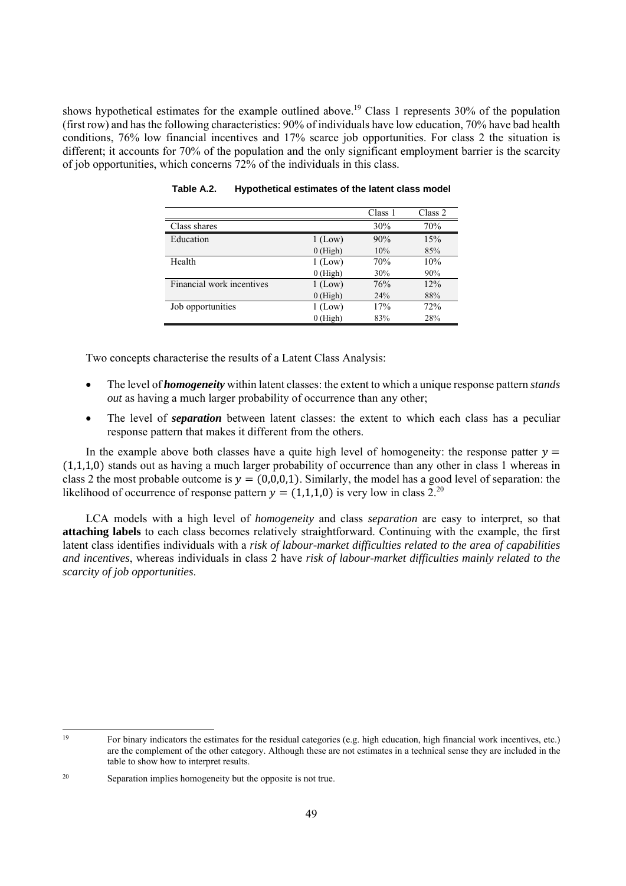shows hypothetical estimates for the example outlined above.[19] Class 1 represents 30% of the population (first row) and has the following characteristics: 90% of individuals have low education, 70% have bad health conditions, 76% low financial incentives and 17% scarce job opportunities. For class 2 the situation is different; it accounts for 70% of the population and the only significant employment barrier is the scarcity of job opportunities, which concerns 72% of the individuals in this class.

**Table A.2. Hypothetical estimates of the latent class model**

| | | Class 1 | Class 2 |
|---|---|---|---|
| Class shares | | 30% | 70% |
| Education | 1 (Low) | 90% | 15% |
| | 0 (High) | 10% | 85% |
| Health | 1 (Low) | 70% | 10% |
| | 0 (High) | 30% | 90% |
| Financial work incentives | 1 (Low) | 76% | 12% |
| | 0 (High) | 24% | 88% |
| Job opportunities | 1 (Low) | 17% | 72% |
| | 0 (High) | 83% | 28% |

Two concepts characterise the results of a Latent Class Analysis:

- The level of ***homogeneity*** within latent classes: the extent to which a unique response pattern *stands out* as having a much larger probability of occurrence than any other;
- The level of ***separation*** between latent classes: the extent to which each class has a peculiar response pattern that makes it different from the others.

In the example above both classes have a quite high level of homogeneity: the response patter $y = (1,1,1,0)$ stands out as having a much larger probability of occurrence than any other in class 1 whereas in class 2 the most probable outcome is $y = (0,0,0,1)$. Similarly, the model has a good level of separation: the likelihood of occurrence of response pattern $y = (1,1,1,0)$ is very low in class 2.[20]

LCA models with a high level of *homogeneity* and class *separation* are easy to interpret, so that **attaching labels** to each class becomes relatively straightforward. Continuing with the example, the first latent class identifies individuals with a *risk of labour-market difficulties related to the area of capabilities and incentives*, whereas individuals in class 2 have *risk of labour-market difficulties mainly related to the scarcity of job opportunities*.

---

[19] For binary indicators the estimates for the residual categories (e.g. high education, high financial work incentives, etc.) are the complement of the other category. Although these are not estimates in a technical sense they are included in the table to show how to interpret results.

[20] Separation implies homogeneity but the opposite is not true.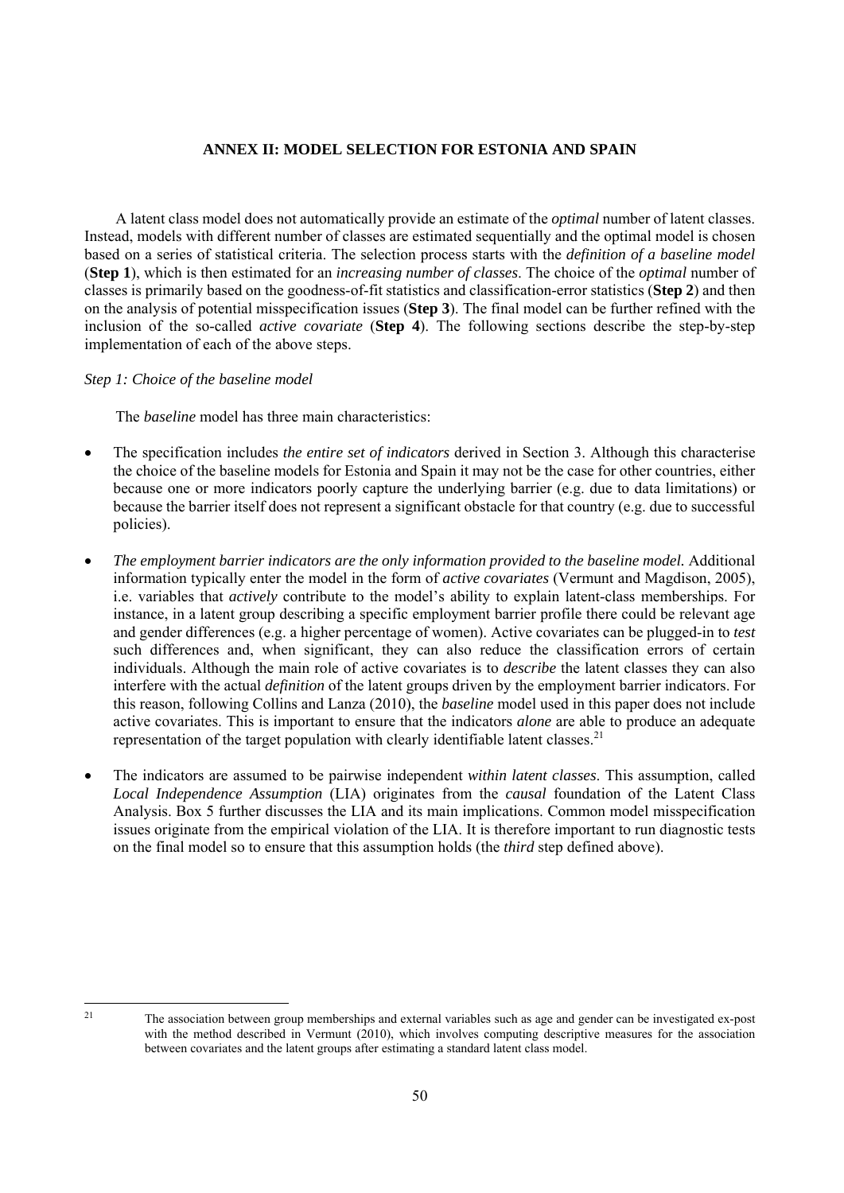# ANNEX II: MODEL SELECTION FOR ESTONIA AND SPAIN

A latent class model does not automatically provide an estimate of the *optimal* number of latent classes. Instead, models with different number of classes are estimated sequentially and the optimal model is chosen based on a series of statistical criteria. The selection process starts with the *definition of a baseline model* (**Step 1**), which is then estimated for an *increasing number of classes*. The choice of the *optimal* number of classes is primarily based on the goodness-of-fit statistics and classification-error statistics (**Step 2**) and then on the analysis of potential misspecification issues (**Step 3**). The final model can be further refined with the inclusion of the so-called *active covariate* (**Step 4**). The following sections describe the step-by-step implementation of each of the above steps.

*Step 1: Choice of the baseline model*

The *baseline* model has three main characteristics:

- The specification includes *the entire set of indicators* derived in Section 3. Although this characterise the choice of the baseline models for Estonia and Spain it may not be the case for other countries, either because one or more indicators poorly capture the underlying barrier (e.g. due to data limitations) or because the barrier itself does not represent a significant obstacle for that country (e.g. due to successful policies).

- *The employment barrier indicators are the only information provided to the baseline model.* Additional information typically enter the model in the form of *active covariates* (Vermunt and Magdison, 2005), i.e. variables that *actively* contribute to the model's ability to explain latent-class memberships. For instance, in a latent group describing a specific employment barrier profile there could be relevant age and gender differences (e.g. a higher percentage of women). Active covariates can be plugged-in to *test* such differences and, when significant, they can also reduce the classification errors of certain individuals. Although the main role of active covariates is to *describe* the latent classes they can also interfere with the actual *definition* of the latent groups driven by the employment barrier indicators. For this reason, following Collins and Lanza (2010), the *baseline* model used in this paper does not include active covariates. This is important to ensure that the indicators *alone* are able to produce an adequate representation of the target population with clearly identifiable latent classes.[21]

- The indicators are assumed to be pairwise independent *within latent classes*. This assumption, called *Local Independence Assumption* (LIA) originates from the *causal* foundation of the Latent Class Analysis. Box 5 further discusses the LIA and its main implications. Common model misspecification issues originate from the empirical violation of the LIA. It is therefore important to run diagnostic tests on the final model so to ensure that this assumption holds (the *third* step defined above).

[21] The association between group memberships and external variables such as age and gender can be investigated ex-post with the method described in Vermunt (2010), which involves computing descriptive measures for the association between covariates and the latent groups after estimating a standard latent class model.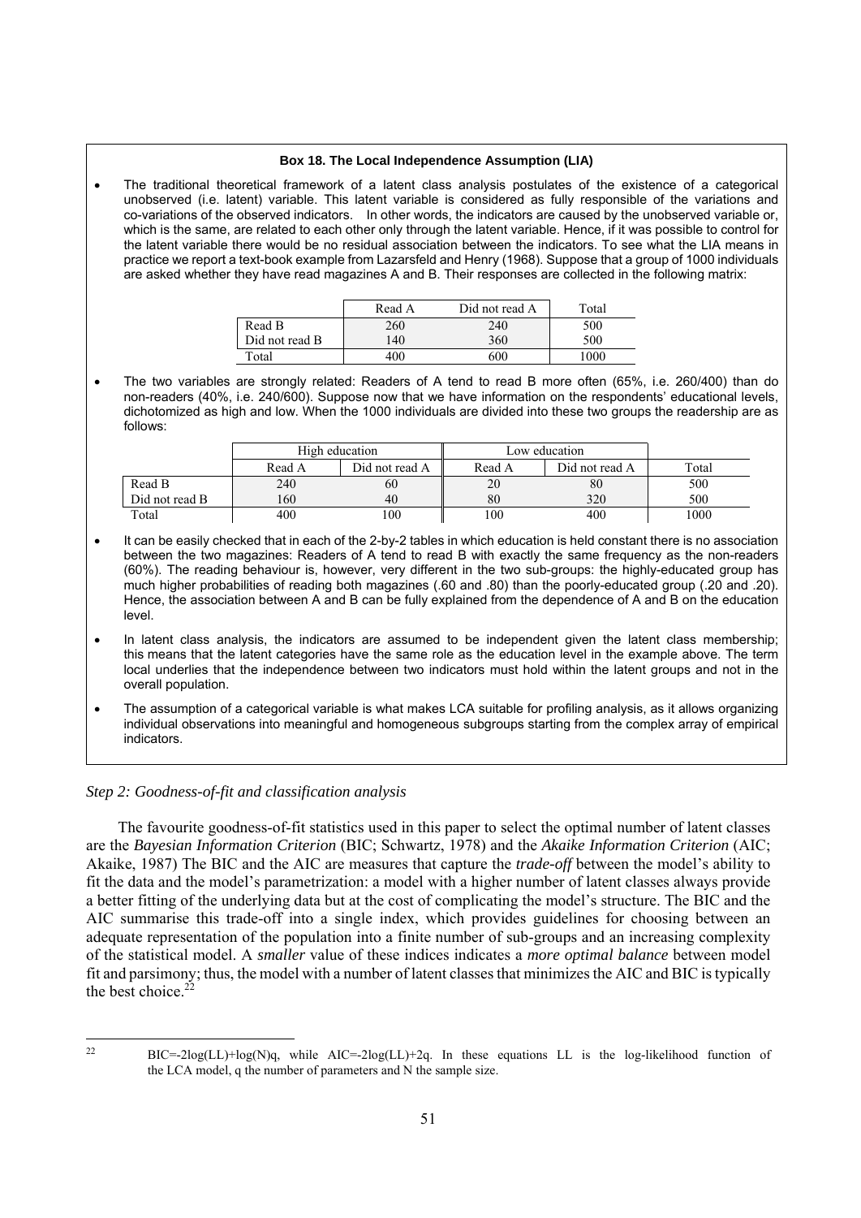**Box 18. The Local Independence Assumption (LIA)**

- The traditional theoretical framework of a latent class analysis postulates of the existence of a categorical unobserved (i.e. latent) variable. This latent variable is considered as fully responsible of the variations and co-variations of the observed indicators. In other words, the indicators are caused by the unobserved variable or, which is the same, are related to each other only through the latent variable. Hence, if it was possible to control for the latent variable there would be no residual association between the indicators. To see what the LIA means in practice we report a text-book example from Lazarsfeld and Henry (1968). Suppose that a group of 1000 individuals are asked whether they have read magazines A and B. Their responses are collected in the following matrix:

| | Read A | Did not read A | Total |
|---|---|---|---|
| Read B | 260 | 240 | 500 |
| Did not read B | 140 | 360 | 500 |
| Total | 400 | 600 | 1000 |

- The two variables are strongly related: Readers of A tend to read B more often (65%, i.e. 260/400) than do non-readers (40%, i.e. 240/600). Suppose now that we have information on the respondents' educational levels, dichotomized as high and low. When the 1000 individuals are divided into these two groups the readership are as follows:

| | High education | | Low education | | |
|---|---|---|---|---|---|
| | Read A | Did not read A | Read A | Did not read A | Total |
| Read B | 240 | 60 | 20 | 80 | 500 |
| Did not read B | 160 | 40 | 80 | 320 | 500 |
| Total | 400 | 100 | 100 | 400 | 1000 |

- It can be easily checked that in each of the 2-by-2 tables in which education is held constant there is no association between the two magazines: Readers of A tend to read B with exactly the same frequency as the non-readers (60%). The reading behaviour is, however, very different in the two sub-groups: the highly-educated group has much higher probabilities of reading both magazines (.60 and .80) than the poorly-educated group (.20 and .20). Hence, the association between A and B can be fully explained from the dependence of A and B on the education level.
- In latent class analysis, the indicators are assumed to be independent given the latent class membership; this means that the latent categories have the same role as the education level in the example above. The term local underlies that the independence between two indicators must hold within the latent groups and not in the overall population.
- The assumption of a categorical variable is what makes LCA suitable for profiling analysis, as it allows organizing individual observations into meaningful and homogeneous subgroups starting from the complex array of empirical indicators.

*Step 2: Goodness-of-fit and classification analysis*

The favourite goodness-of-fit statistics used in this paper to select the optimal number of latent classes are the *Bayesian Information Criterion* (BIC; Schwartz, 1978) and the *Akaike Information Criterion* (AIC; Akaike, 1987) The BIC and the AIC are measures that capture the *trade-off* between the model's ability to fit the data and the model's parametrization: a model with a higher number of latent classes always provide a better fitting of the underlying data but at the cost of complicating the model's structure. The BIC and the AIC summarise this trade-off into a single index, which provides guidelines for choosing between an adequate representation of the population into a finite number of sub-groups and an increasing complexity of the statistical model. A *smaller* value of these indices indicates a *more optimal balance* between model fit and parsimony; thus, the model with a number of latent classes that minimizes the AIC and BIC is typically the best choice.[22]

[22] $BIC=-2\log(LL)+\log(N)q$, while $AIC=-2\log(LL)+2q$. In these equations LL is the log-likelihood function of the LCA model, q the number of parameters and N the sample size.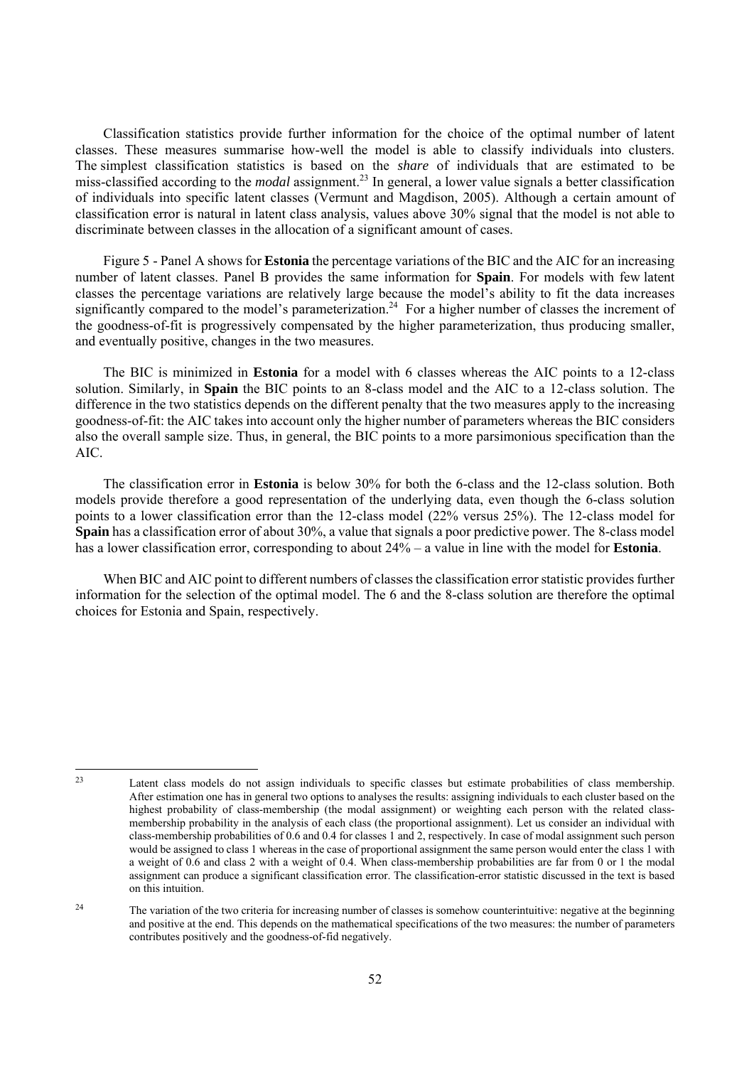Classification statistics provide further information for the choice of the optimal number of latent classes. These measures summarise how-well the model is able to classify individuals into clusters. The simplest classification statistics is based on the *share* of individuals that are estimated to be miss-classified according to the *modal* assignment.[23] In general, a lower value signals a better classification of individuals into specific latent classes (Vermunt and Magdison, 2005). Although a certain amount of classification error is natural in latent class analysis, values above 30% signal that the model is not able to discriminate between classes in the allocation of a significant amount of cases.

Figure 5 - Panel A shows for **Estonia** the percentage variations of the BIC and the AIC for an increasing number of latent classes. Panel B provides the same information for **Spain**. For models with few latent classes the percentage variations are relatively large because the model's ability to fit the data increases significantly compared to the model's parameterization.[24] For a higher number of classes the increment of the goodness-of-fit is progressively compensated by the higher parameterization, thus producing smaller, and eventually positive, changes in the two measures.

The BIC is minimized in **Estonia** for a model with 6 classes whereas the AIC points to a 12-class solution. Similarly, in **Spain** the BIC points to an 8-class model and the AIC to a 12-class solution. The difference in the two statistics depends on the different penalty that the two measures apply to the increasing goodness-of-fit: the AIC takes into account only the higher number of parameters whereas the BIC considers also the overall sample size. Thus, in general, the BIC points to a more parsimonious specification than the AIC.

The classification error in **Estonia** is below 30% for both the 6-class and the 12-class solution. Both models provide therefore a good representation of the underlying data, even though the 6-class solution points to a lower classification error than the 12-class model (22% versus 25%). The 12-class model for **Spain** has a classification error of about 30%, a value that signals a poor predictive power. The 8-class model has a lower classification error, corresponding to about 24% – a value in line with the model for **Estonia**.

When BIC and AIC point to different numbers of classes the classification error statistic provides further information for the selection of the optimal model. The 6 and the 8-class solution are therefore the optimal choices for Estonia and Spain, respectively.

---

[23] Latent class models do not assign individuals to specific classes but estimate probabilities of class membership. After estimation one has in general two options to analyses the results: assigning individuals to each cluster based on the highest probability of class-membership (the modal assignment) or weighting each person with the related class-membership probability in the analysis of each class (the proportional assignment). Let us consider an individual with class-membership probabilities of 0.6 and 0.4 for classes 1 and 2, respectively. In case of modal assignment such person would be assigned to class 1 whereas in the case of proportional assignment the same person would enter the class 1 with a weight of 0.6 and class 2 with a weight of 0.4. When class-membership probabilities are far from 0 or 1 the modal assignment can produce a significant classification error. The classification-error statistic discussed in the text is based on this intuition.

[24] The variation of the two criteria for increasing number of classes is somehow counterintuitive: negative at the beginning and positive at the end. This depends on the mathematical specifications of the two measures: the number of parameters contributes positively and the goodness-of-fid negatively.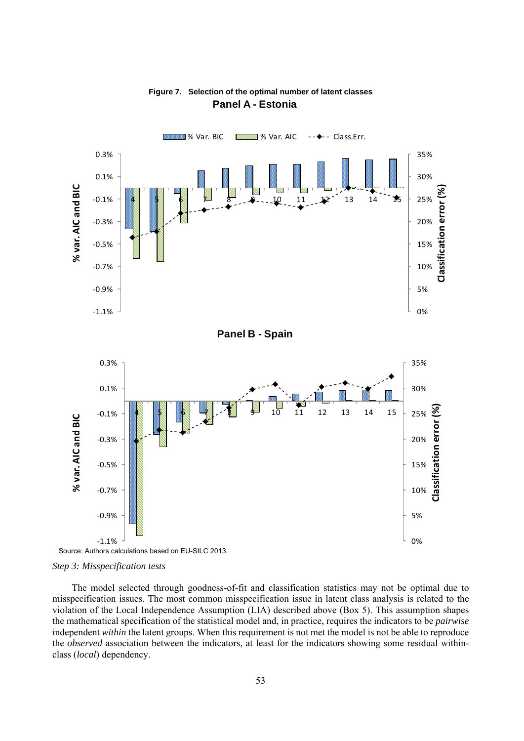**Figure 7. Selection of the optimal number of latent classes**

**Panel A - Estonia**

**Panel B - Spain**

Source: Authors calculations based on EU-SILC 2013.

*Step 3: Misspecification tests*

The model selected through goodness-of-fit and classification statistics may not be optimal due to misspecification issues. The most common misspecification issue in latent class analysis is related to the violation of the Local Independence Assumption (LIA) described above (Box 5). This assumption shapes the mathematical specification of the statistical model and, in practice, requires the indicators to be *pairwise* independent *within* the latent groups. When this requirement is not met the model is not be able to reproduce the *observed* association between the indicators, at least for the indicators showing some residual within-class (*local*) dependency.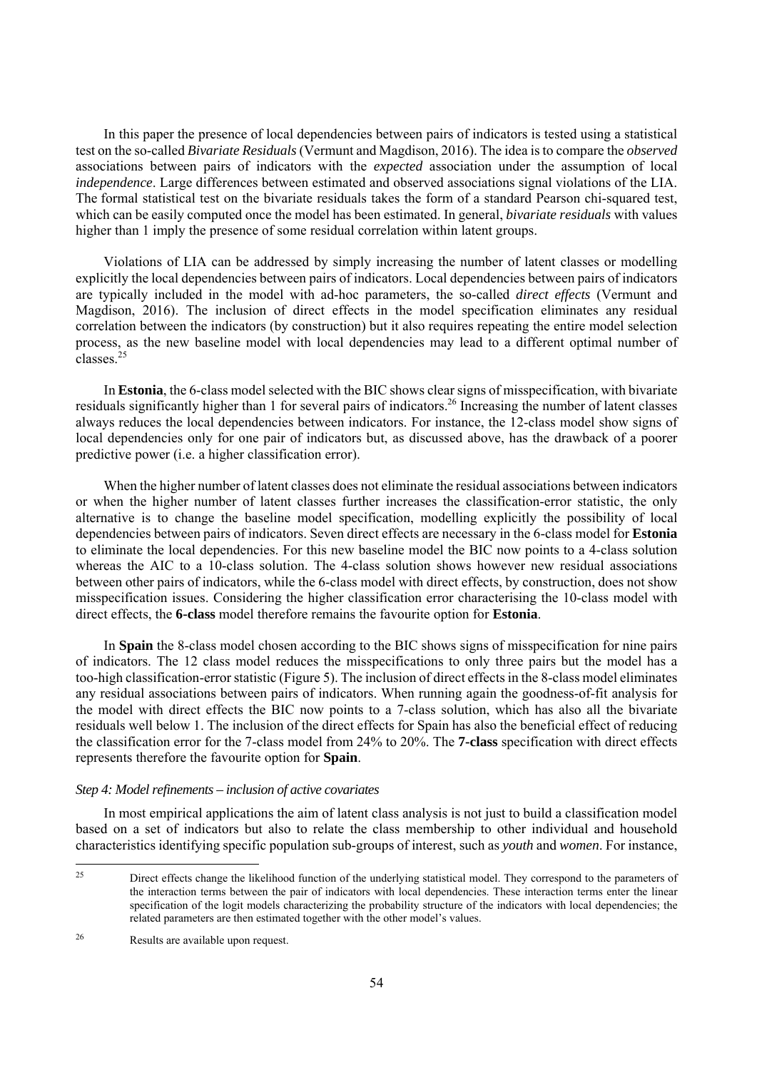In this paper the presence of local dependencies between pairs of indicators is tested using a statistical test on the so-called *Bivariate Residuals* (Vermunt and Magdison, 2016). The idea is to compare the *observed* associations between pairs of indicators with the *expected* association under the assumption of local *independence*. Large differences between estimated and observed associations signal violations of the LIA. The formal statistical test on the bivariate residuals takes the form of a standard Pearson chi-squared test, which can be easily computed once the model has been estimated. In general, *bivariate residuals* with values higher than 1 imply the presence of some residual correlation within latent groups.

Violations of LIA can be addressed by simply increasing the number of latent classes or modelling explicitly the local dependencies between pairs of indicators. Local dependencies between pairs of indicators are typically included in the model with ad-hoc parameters, the so-called *direct effects* (Vermunt and Magdison, 2016). The inclusion of direct effects in the model specification eliminates any residual correlation between the indicators (by construction) but it also requires repeating the entire model selection process, as the new baseline model with local dependencies may lead to a different optimal number of classes.[25]

In **Estonia**, the 6-class model selected with the BIC shows clear signs of misspecification, with bivariate residuals significantly higher than 1 for several pairs of indicators.[26] Increasing the number of latent classes always reduces the local dependencies between indicators. For instance, the 12-class model show signs of local dependencies only for one pair of indicators but, as discussed above, has the drawback of a poorer predictive power (i.e. a higher classification error).

When the higher number of latent classes does not eliminate the residual associations between indicators or when the higher number of latent classes further increases the classification-error statistic, the only alternative is to change the baseline model specification, modelling explicitly the possibility of local dependencies between pairs of indicators. Seven direct effects are necessary in the 6-class model for **Estonia** to eliminate the local dependencies. For this new baseline model the BIC now points to a 4-class solution whereas the AIC to a 10-class solution. The 4-class solution shows however new residual associations between other pairs of indicators, while the 6-class model with direct effects, by construction, does not show misspecification issues. Considering the higher classification error characterising the 10-class model with direct effects, the **6-class** model therefore remains the favourite option for **Estonia**.

In **Spain** the 8-class model chosen according to the BIC shows signs of misspecification for nine pairs of indicators. The 12 class model reduces the misspecifications to only three pairs but the model has a too-high classification-error statistic (Figure 5). The inclusion of direct effects in the 8-class model eliminates any residual associations between pairs of indicators. When running again the goodness-of-fit analysis for the model with direct effects the BIC now points to a 7-class solution, which has also all the bivariate residuals well below 1. The inclusion of the direct effects for Spain has also the beneficial effect of reducing the classification error for the 7-class model from 24% to 20%. The **7-class** specification with direct effects represents therefore the favourite option for **Spain**.

*Step 4: Model refinements – inclusion of active covariates*

In most empirical applications the aim of latent class analysis is not just to build a classification model based on a set of indicators but also to relate the class membership to other individual and household characteristics identifying specific population sub-groups of interest, such as *youth* and *women*. For instance,

---

[25] Direct effects change the likelihood function of the underlying statistical model. They correspond to the parameters of the interaction terms between the pair of indicators with local dependencies. These interaction terms enter the linear specification of the logit models characterizing the probability structure of the indicators with local dependencies; the related parameters are then estimated together with the other model's values.

[26] Results are available upon request.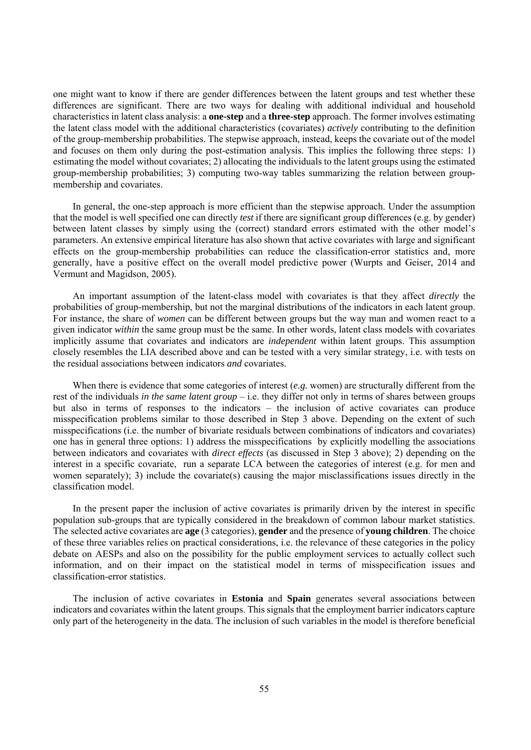one might want to know if there are gender differences between the latent groups and test whether these differences are significant. There are two ways for dealing with additional individual and household characteristics in latent class analysis: a **one-step** and a **three-step** approach. The former involves estimating the latent class model with the additional characteristics (covariates) *actively* contributing to the definition of the group-membership probabilities. The stepwise approach, instead, keeps the covariate out of the model and focuses on them only during the post-estimation analysis. This implies the following three steps: 1) estimating the model without covariates; 2) allocating the individuals to the latent groups using the estimated group-membership probabilities; 3) computing two-way tables summarizing the relation between group-membership and covariates.

In general, the one-step approach is more efficient than the stepwise approach. Under the assumption that the model is well specified one can directly *test* if there are significant group differences (e.g. by gender) between latent classes by simply using the (correct) standard errors estimated with the other model's parameters. An extensive empirical literature has also shown that active covariates with large and significant effects on the group-membership probabilities can reduce the classification-error statistics and, more generally, have a positive effect on the overall model predictive power (Wurpts and Geiser, 2014 and Vermunt and Magidson, 2005).

An important assumption of the latent-class model with covariates is that they affect *directly* the probabilities of group-membership, but not the marginal distributions of the indicators in each latent group. For instance, the share of *women* can be different between groups but the way man and women react to a given indicator *within* the same group must be the same. In other words, latent class models with covariates implicitly assume that covariates and indicators are *independent* within latent groups. This assumption closely resembles the LIA described above and can be tested with a very similar strategy, i.e. with tests on the residual associations between indicators *and* covariates.

When there is evidence that some categories of interest (*e.g.* women) are structurally different from the rest of the individuals *in the same latent group* – i.e. they differ not only in terms of shares between groups but also in terms of responses to the indicators – the inclusion of active covariates can produce misspecification problems similar to those described in Step 3 above. Depending on the extent of such misspecifications (i.e. the number of bivariate residuals between combinations of indicators and covariates) one has in general three options: 1) address the misspecifications by explicitly modelling the associations between indicators and covariates with *direct effects* (as discussed in Step 3 above); 2) depending on the interest in a specific covariate, run a separate LCA between the categories of interest (e.g. for men and women separately); 3) include the covariate(s) causing the major misclassifications issues directly in the classification model.

In the present paper the inclusion of active covariates is primarily driven by the interest in specific population sub-groups that are typically considered in the breakdown of common labour market statistics. The selected active covariates are **age** (3 categories), **gender** and the presence of **young children**. The choice of these three variables relies on practical considerations, i.e. the relevance of these categories in the policy debate on AESPs and also on the possibility for the public employment services to actually collect such information, and on their impact on the statistical model in terms of misspecification issues and classification-error statistics.

The inclusion of active covariates in **Estonia** and **Spain** generates several associations between indicators and covariates within the latent groups. This signals that the employment barrier indicators capture only part of the heterogeneity in the data. The inclusion of such variables in the model is therefore beneficial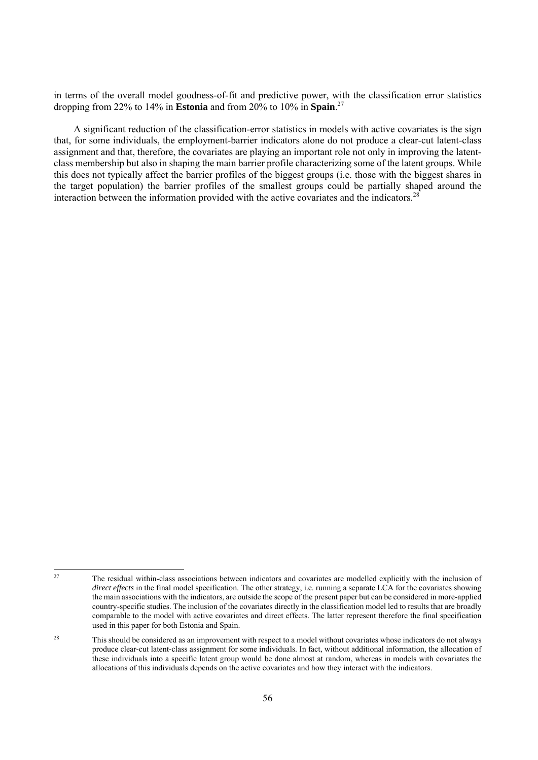in terms of the overall model goodness-of-fit and predictive power, with the classification error statistics dropping from 22% to 14% in **Estonia** and from 20% to 10% in **Spain**.[27]

A significant reduction of the classification-error statistics in models with active covariates is the sign that, for some individuals, the employment-barrier indicators alone do not produce a clear-cut latent-class assignment and that, therefore, the covariates are playing an important role not only in improving the latent-class membership but also in shaping the main barrier profile characterizing some of the latent groups. While this does not typically affect the barrier profiles of the biggest groups (i.e. those with the biggest shares in the target population) the barrier profiles of the smallest groups could be partially shaped around the interaction between the information provided with the active covariates and the indicators.[28]

---

[27] The residual within-class associations between indicators and covariates are modelled explicitly with the inclusion of *direct effects* in the final model specification. The other strategy, i.e. running a separate LCA for the covariates showing the main associations with the indicators, are outside the scope of the present paper but can be considered in more-applied country-specific studies. The inclusion of the covariates directly in the classification model led to results that are broadly comparable to the model with active covariates and direct effects. The latter represent therefore the final specification used in this paper for both Estonia and Spain.

[28] This should be considered as an improvement with respect to a model without covariates whose indicators do not always produce clear-cut latent-class assignment for some individuals. In fact, without additional information, the allocation of these individuals into a specific latent group would be done almost at random, whereas in models with covariates the allocations of this individuals depends on the active covariates and how they interact with the indicators.